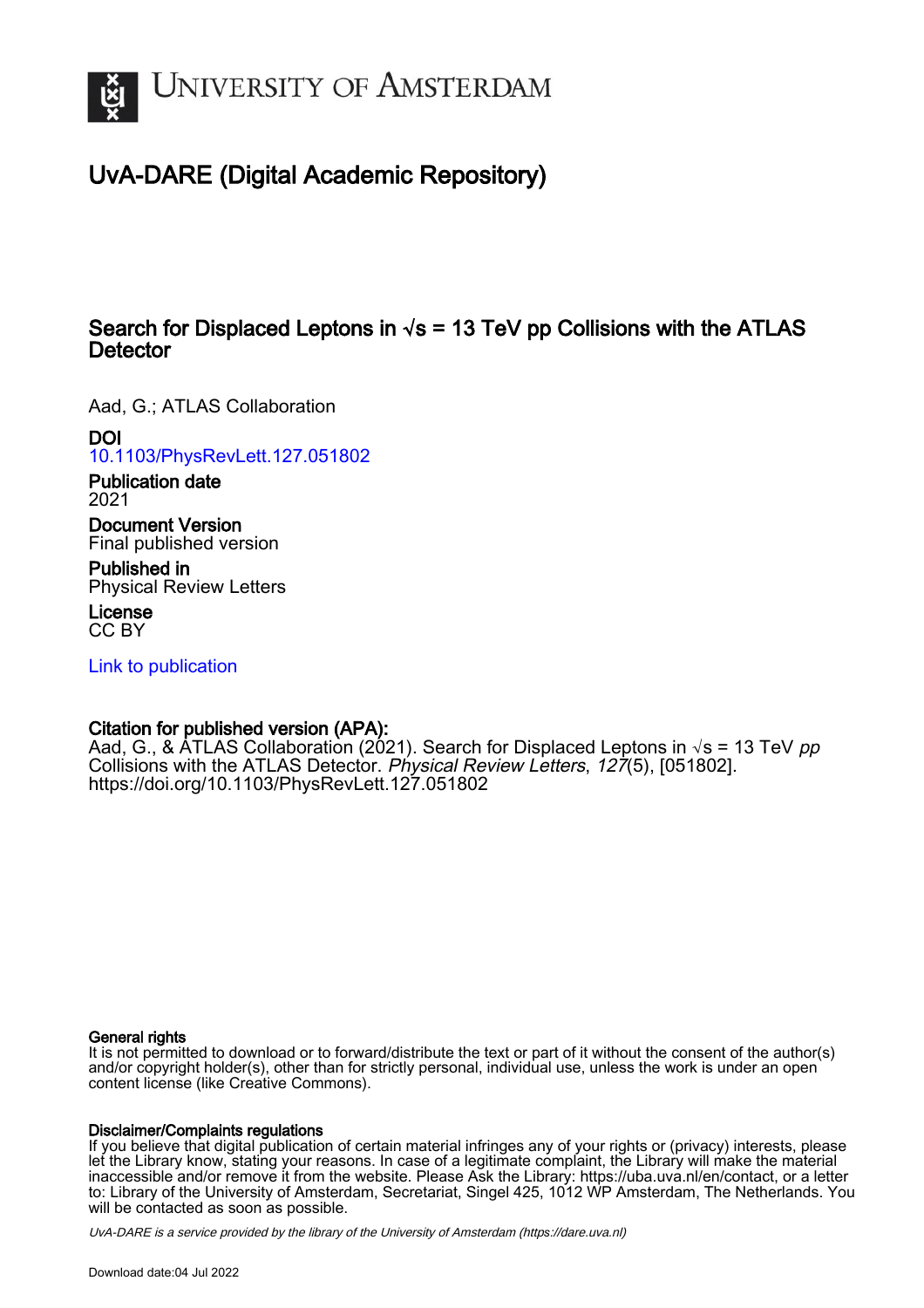# UvA-DARE (Digital Academic Repository)

## Search for Displaced Leptons in √s = 13 TeV pp Collisions with the ATLAS Detector

Aad, G.; ATLAS Collaboration

**DOI**
10.1103/PhysRevLett.127.051802

**Publication date**
2021

**Document Version**
Final published version

**Published in**
Physical Review Letters

**License**
CC BY

Link to publication

**Citation for published version (APA):**
Aad, G., & ATLAS Collaboration (2021). Search for Displaced Leptons in √s = 13 TeV *pp* Collisions with the ATLAS Detector. *Physical Review Letters*, *127*(5), [051802]. https://doi.org/10.1103/PhysRevLett.127.051802

**General rights**
It is not permitted to download or to forward/distribute the text or part of it without the consent of the author(s) and/or copyright holder(s), other than for strictly personal, individual use, unless the work is under an open content license (like Creative Commons).

**Disclaimer/Complaints regulations**
If you believe that digital publication of certain material infringes any of your rights or (privacy) interests, please let the Library know, stating your reasons. In case of a legitimate complaint, the Library will make the material inaccessible and/or remove it from the website. Please Ask the Library: https://uba.uva.nl/en/contact, or a letter to: Library of the University of Amsterdam, Secretariat, Singel 425, 1012 WP Amsterdam, The Netherlands. You will be contacted as soon as possible.

UvA-DARE is a service provided by the library of the University of Amsterdam (https://dare.uva.nl)

Download date:04 Jul 2022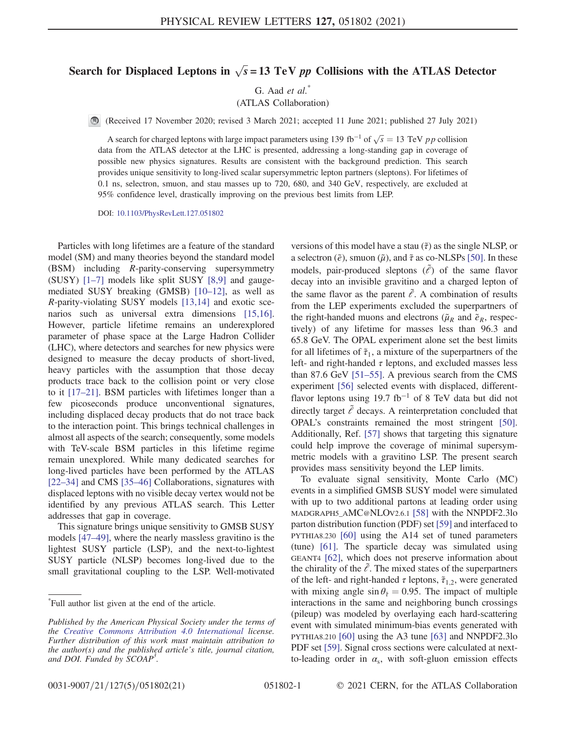# Search for Displaced Leptons in $\sqrt{s} = 13$ TeV $pp$ Collisions with the ATLAS Detector

G. Aad *et al.*\*

(ATLAS Collaboration)

(Received 17 November 2020; revised 3 March 2021; accepted 11 June 2021; published 27 July 2021)

A search for charged leptons with large impact parameters using 139 fb$^{-1}$ of $\sqrt{s} = 13$ TeV $pp$ collision data from the ATLAS detector at the LHC is presented, addressing a long-standing gap in coverage of possible new physics signatures. Results are consistent with the background prediction. This search provides unique sensitivity to long-lived scalar supersymmetric lepton partners (sleptons). For lifetimes of 0.1 ns, selectron, smuon, and stau masses up to 720, 680, and 340 GeV, respectively, are excluded at 95% confidence level, drastically improving on the previous best limits from LEP.

DOI: 10.1103/PhysRevLett.127.051802

Particles with long lifetimes are a feature of the standard model (SM) and many theories beyond the standard model (BSM) including $R$-parity-conserving supersymmetry (SUSY) [1–7] models like split SUSY [8,9] and gauge-mediated SUSY breaking (GMSB) [10–12], as well as $R$-parity-violating SUSY models [13,14] and exotic scenarios such as universal extra dimensions [15,16]. However, particle lifetime remains an underexplored parameter of phase space at the Large Hadron Collider (LHC), where detectors and searches for new physics were designed to measure the decay products of short-lived, heavy particles with the assumption that those decay products trace back to the collision point or very close to it [17–21]. BSM particles with lifetimes longer than a few picoseconds produce unconventional signatures, including displaced decay products that do not trace back to the interaction point. This brings technical challenges in almost all aspects of the search; consequently, some models with TeV-scale BSM particles in this lifetime regime remain unexplored. While many dedicated searches for long-lived particles have been performed by the ATLAS [22–34] and CMS [35–46] Collaborations, signatures with displaced leptons with no visible decay vertex would not be identified by any previous ATLAS search. This Letter addresses that gap in coverage.

This signature brings unique sensitivity to GMSB SUSY models [47–49], where the nearly massless gravitino is the lightest SUSY particle (LSP), and the next-to-lightest SUSY particle (NLSP) becomes long-lived due to the small gravitational coupling to the LSP. Well-motivated versions of this model have a stau ($\tilde{\tau}$) as the single NLSP, or a selectron ($\tilde{e}$), smuon ($\tilde{\mu}$), and $\tilde{\tau}$ as co-NLSPs [50]. In these models, pair-produced sleptons ($\tilde{\ell}$) of the same flavor decay into an invisible gravitino and a charged lepton of the same flavor as the parent $\tilde{\ell}$. A combination of results from the LEP experiments excluded the superpartners of the right-handed muons and electrons ($\tilde{\mu}_R$ and $\tilde{e}_R$, respectively) of any lifetime for masses less than 96.3 and 65.8 GeV. The OPAL experiment alone set the best limits for all lifetimes of $\tilde{\tau}_1$, a mixture of the superpartners of the left- and right-handed $\tau$ leptons, and excluded masses less than 87.6 GeV [51–55]. A previous search from the CMS experiment [56] selected events with displaced, different-flavor leptons using 19.7 fb$^{-1}$ of 8 TeV data but did not directly target $\tilde{\ell}$ decays. A reinterpretation concluded that OPAL's constraints remained the most stringent [50]. Additionally, Ref. [57] shows that targeting this signature could help improve the coverage of minimal supersymmetric models with a gravitino LSP. The present search provides mass sensitivity beyond the LEP limits.

To evaluate signal sensitivity, Monte Carlo (MC) events in a simplified GMSB SUSY model were simulated with up to two additional partons at leading order using MADGRAPH5_AMC@NLOV2.6.1 [58] with the NNPDF2.3lo parton distribution function (PDF) set [59] and interfaced to PYTHIA8.230 [60] using the A14 set of tuned parameters (tune) [61]. The sparticle decay was simulated using GEANT4 [62], which does not preserve information about the chirality of the $\tilde{\ell}$. The mixed states of the superpartners of the left- and right-handed $\tau$ leptons, $\tilde{\tau}_{1,2}$, were generated with mixing angle $\sin\theta_{\tilde{\tau}} = 0.95$. The impact of multiple interactions in the same and neighboring bunch crossings (pileup) was modeled by overlaying each hard-scattering event with simulated minimum-bias events generated with PYTHIA8.210 [60] using the A3 tune [63] and NNPDF2.3lo PDF set [59]. Signal cross sections were calculated at next-to-leading order in $\alpha_s$, with soft-gluon emission effects

\*Full author list given at the end of the article.

*Published by the American Physical Society under the terms of the Creative Commons Attribution 4.0 International license. Further distribution of this work must maintain attribution to the author(s) and the published article's title, journal citation, and DOI. Funded by SCOAP[3].*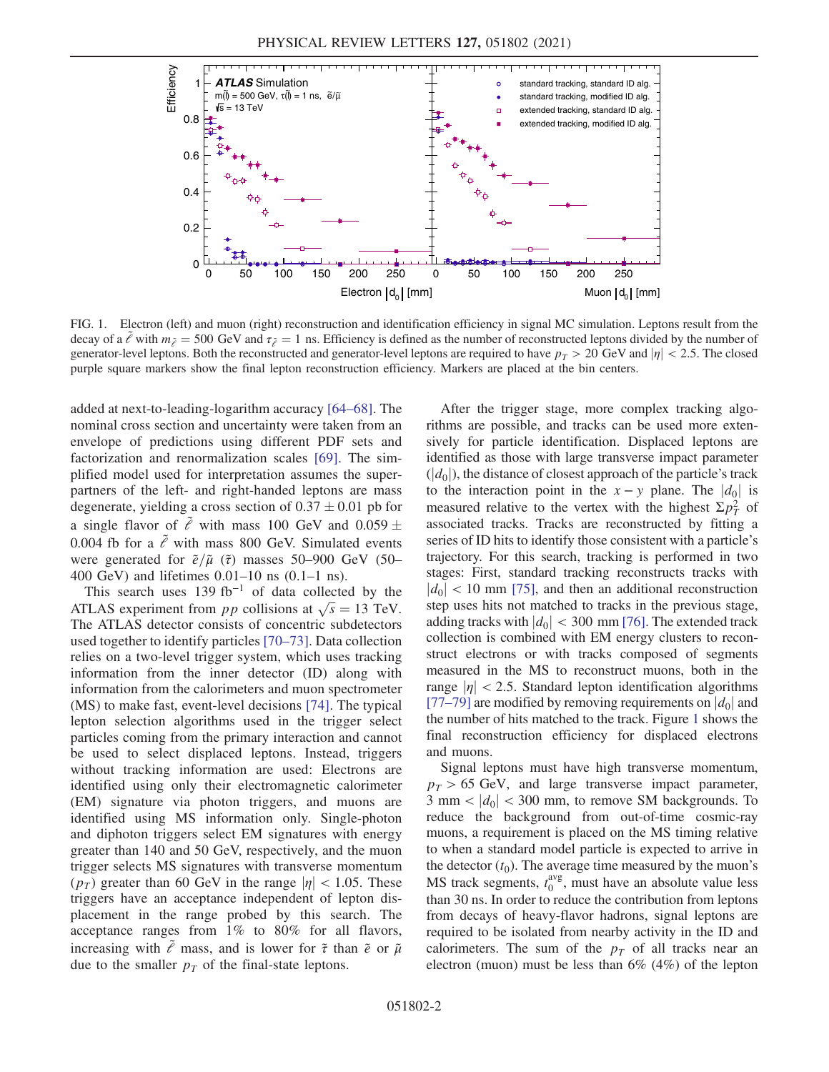FIG. 1. Electron (left) and muon (right) reconstruction and identification efficiency in signal MC simulation. Leptons result from the decay of a $\tilde{\ell}$ with $m_{\tilde{\ell}} = 500$ GeV and $\tau_{\tilde{\ell}} = 1$ ns. Efficiency is defined as the number of reconstructed leptons divided by the number of generator-level leptons. Both the reconstructed and generator-level leptons are required to have $p_T > 20$ GeV and $|\eta| < 2.5$. The closed purple square markers show the final lepton reconstruction efficiency. Markers are placed at the bin centers.

added at next-to-leading-logarithm accuracy [64–68]. The nominal cross section and uncertainty were taken from an envelope of predictions using different PDF sets and factorization and renormalization scales [69]. The simplified model used for interpretation assumes the superpartners of the left- and right-handed leptons are mass degenerate, yielding a cross section of $0.37 \pm 0.01$ pb for a single flavor of $\tilde{\ell}$ with mass 100 GeV and $0.059 \pm 0.004$ fb for a $\tilde{\ell}$ with mass 800 GeV. Simulated events were generated for $\tilde{e}/\tilde{\mu}$ ($\tilde{\tau}$) masses 50–900 GeV (50–400 GeV) and lifetimes 0.01–10 ns (0.1–1 ns).

This search uses 139 $\mathrm{fb}^{-1}$ of data collected by the ATLAS experiment from $pp$ collisions at $\sqrt{s} = 13$ TeV. The ATLAS detector consists of concentric subdetectors used together to identify particles [70–73]. Data collection relies on a two-level trigger system, which uses tracking information from the inner detector (ID) along with information from the calorimeters and muon spectrometer (MS) to make fast, event-level decisions [74]. The typical lepton selection algorithms used in the trigger select particles coming from the primary interaction and cannot be used to select displaced leptons. Instead, triggers without tracking information are used: Electrons are identified using only their electromagnetic calorimeter (EM) signature via photon triggers, and muons are identified using MS information only. Single-photon and diphoton triggers select EM signatures with energy greater than 140 and 50 GeV, respectively, and the muon trigger selects MS signatures with transverse momentum ($p_T$) greater than 60 GeV in the range $|\eta| < 1.05$. These triggers have an acceptance independent of lepton displacement in the range probed by this search. The acceptance ranges from 1% to 80% for all flavors, increasing with $\tilde{\ell}$ mass, and is lower for $\tilde{\tau}$ than $\tilde{e}$ or $\tilde{\mu}$ due to the smaller $p_T$ of the final-state leptons.

After the trigger stage, more complex tracking algorithms are possible, and tracks can be used more extensively for particle identification. Displaced leptons are identified as those with large transverse impact parameter ($|d_0|$), the distance of closest approach of the particle's track to the interaction point in the $x-y$ plane. The $|d_0|$ is measured relative to the vertex with the highest $\Sigma p_T^2$ of associated tracks. Tracks are reconstructed by fitting a series of ID hits to identify those consistent with a particle's trajectory. For this search, tracking is performed in two stages: First, standard tracking reconstructs tracks with $|d_0| < 10$ mm [75], and then an additional reconstruction step uses hits not matched to tracks in the previous stage, adding tracks with $|d_0| < 300$ mm [76]. The extended track collection is combined with EM energy clusters to reconstruct electrons or with tracks composed of segments measured in the MS to reconstruct muons, both in the range $|\eta| < 2.5$. Standard lepton identification algorithms [77–79] are modified by removing requirements on $|d_0|$ and the number of hits matched to the track. Figure 1 shows the final reconstruction efficiency for displaced electrons and muons.

Signal leptons must have high transverse momentum, $p_T > 65$ GeV, and large transverse impact parameter, 3 mm $< |d_0| <$ 300 mm, to remove SM backgrounds. To reduce the background from out-of-time cosmic-ray muons, a requirement is placed on the MS timing relative to when a standard model particle is expected to arrive in the detector ($t_0$). The average time measured by the muon's MS track segments, $t_0^{\mathrm{avg}}$, must have an absolute value less than 30 ns. In order to reduce the contribution from leptons from decays of heavy-flavor hadrons, signal leptons are required to be isolated from nearby activity in the ID and calorimeters. The sum of the $p_T$ of all tracks near an electron (muon) must be less than 6% (4%) of the lepton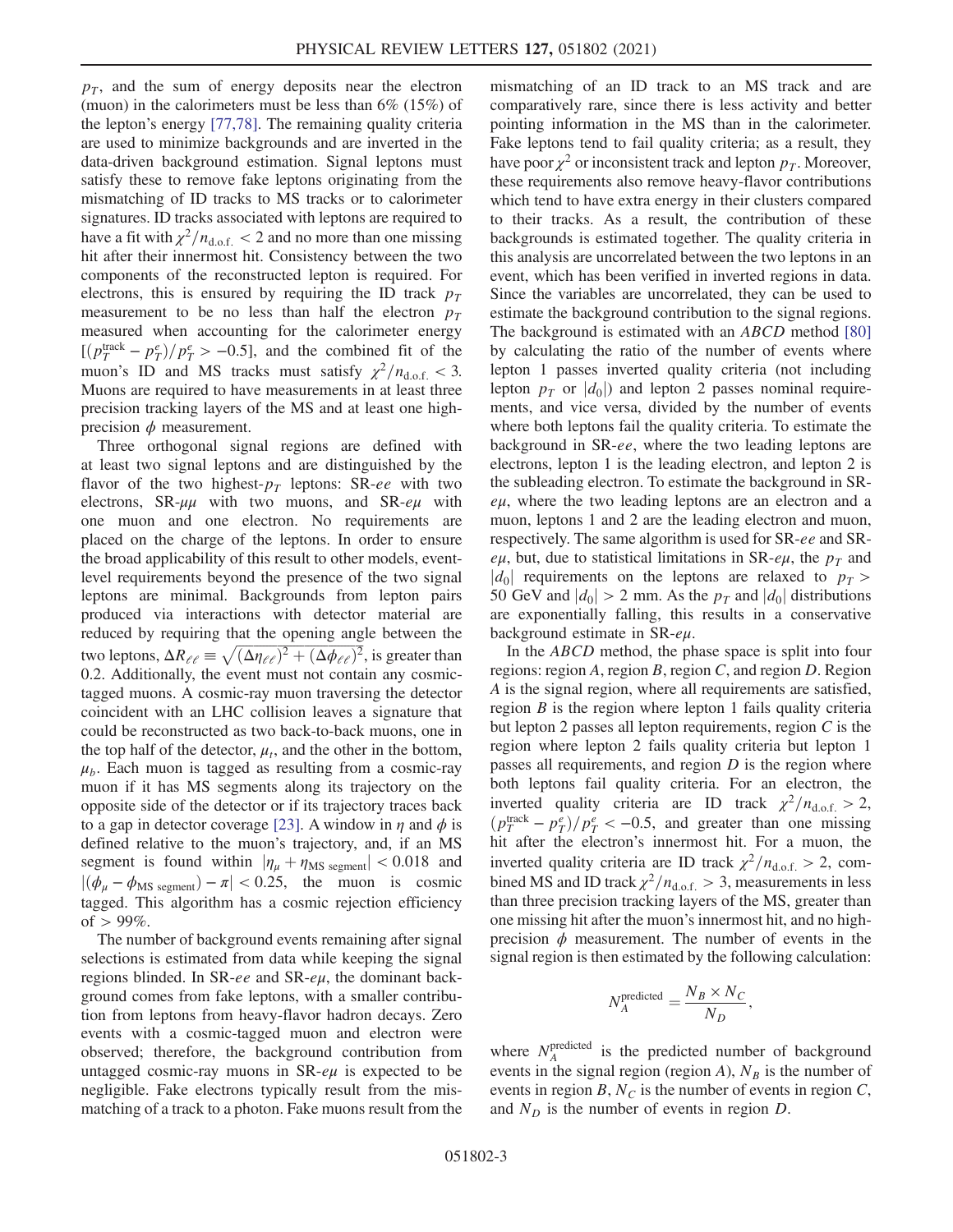$p_T$, and the sum of energy deposits near the electron (muon) in the calorimeters must be less than 6% (15%) of the lepton's energy [77,78]. The remaining quality criteria are used to minimize backgrounds and are inverted in the data-driven background estimation. Signal leptons must satisfy these to remove fake leptons originating from the mismatching of ID tracks to MS tracks or to calorimeter signatures. ID tracks associated with leptons are required to have a fit with $\chi^2/n_{\mathrm{d.o.f.}} < 2$ and no more than one missing hit after their innermost hit. Consistency between the two components of the reconstructed lepton is required. For electrons, this is ensured by requiring the ID track $p_T$ measurement to be no less than half the electron $p_T$ measured when accounting for the calorimeter energy $[(p_T^{\mathrm{track}} - p_T^e)/p_T^e > -0.5]$, and the combined fit of the muon's ID and MS tracks must satisfy $\chi^2/n_{\mathrm{d.o.f.}} < 3$. Muons are required to have measurements in at least three precision tracking layers of the MS and at least one high-precision $\phi$ measurement.

Three orthogonal signal regions are defined with at least two signal leptons and are distinguished by the flavor of the two highest-$p_T$ leptons: SR-*ee* with two electrons, SR-$\mu\mu$ with two muons, and SR-$e\mu$ with one muon and one electron. No requirements are placed on the charge of the leptons. In order to ensure the broad applicability of this result to other models, event-level requirements beyond the presence of the two signal leptons are minimal. Backgrounds from lepton pairs produced via interactions with detector material are reduced by requiring that the opening angle between the two leptons, $\Delta R_{\ell\ell} \equiv \sqrt{(\Delta\eta_{\ell\ell})^2 + (\Delta\phi_{\ell\ell})^2}$, is greater than 0.2. Additionally, the event must not contain any cosmic-tagged muons. A cosmic-ray muon traversing the detector coincident with an LHC collision leaves a signature that could be reconstructed as two back-to-back muons, one in the top half of the detector, $\mu_t$, and the other in the bottom, $\mu_b$. Each muon is tagged as resulting from a cosmic-ray muon if it has MS segments along its trajectory on the opposite side of the detector or if its trajectory traces back to a gap in detector coverage [23]. A window in $\eta$ and $\phi$ is defined relative to the muon's trajectory, and, if an MS segment is found within $|\eta_\mu + \eta_{\mathrm{MS\ segment}}| < 0.018$ and $|(\phi_\mu - \phi_{\mathrm{MS\ segment}}) - \pi| < 0.25$, the muon is cosmic tagged. This algorithm has a cosmic rejection efficiency of $> 99\%$.

The number of background events remaining after signal selections is estimated from data while keeping the signal regions blinded. In SR-*ee* and SR-$e\mu$, the dominant background comes from fake leptons, with a smaller contribution from leptons from heavy-flavor hadron decays. Zero events with a cosmic-tagged muon and electron were observed; therefore, the background contribution from untagged cosmic-ray muons in SR-$e\mu$ is expected to be negligible. Fake electrons typically result from the mismatching of a track to a photon. Fake muons result from the mismatching of an ID track to an MS track and are comparatively rare, since there is less activity and better pointing information in the MS than in the calorimeter. Fake leptons tend to fail quality criteria; as a result, they have poor $\chi^2$ or inconsistent track and lepton $p_T$. Moreover, these requirements also remove heavy-flavor contributions which tend to have extra energy in their clusters compared to their tracks. As a result, the contribution of these backgrounds is estimated together. The quality criteria in this analysis are uncorrelated between the two leptons in an event, which has been verified in inverted regions in data. Since the variables are uncorrelated, they can be used to estimate the background contribution to the signal regions. The background is estimated with an *ABCD* method [80] by calculating the ratio of the number of events where lepton 1 passes inverted quality criteria (not including lepton $p_T$ or $|d_0|$) and lepton 2 passes nominal requirements, and vice versa, divided by the number of events where both leptons fail the quality criteria. To estimate the background in SR-*ee*, where the two leading leptons are electrons, lepton 1 is the leading electron, and lepton 2 is the subleading electron. To estimate the background in SR-$e\mu$, where the two leading leptons are an electron and a muon, leptons 1 and 2 are the leading electron and muon, respectively. The same algorithm is used for SR-*ee* and SR-$e\mu$, but, due to statistical limitations in SR-$e\mu$, the $p_T$ and $|d_0|$ requirements on the leptons are relaxed to $p_T >$ 50 GeV and $|d_0| > 2$ mm. As the $p_T$ and $|d_0|$ distributions are exponentially falling, this results in a conservative background estimate in SR-$e\mu$.

In the *ABCD* method, the phase space is split into four regions: region *A*, region *B*, region *C*, and region *D*. Region *A* is the signal region, where all requirements are satisfied, region *B* is the region where lepton 1 fails quality criteria but lepton 2 passes all lepton requirements, region *C* is the region where lepton 2 fails quality criteria but lepton 1 passes all requirements, and region *D* is the region where both leptons fail quality criteria. For an electron, the inverted quality criteria are ID track $\chi^2/n_{\mathrm{d.o.f.}} > 2$, $(p_T^{\mathrm{track}} - p_T^e)/p_T^e < -0.5$, and greater than one missing hit after the electron's innermost hit. For a muon, the inverted quality criteria are ID track $\chi^2/n_{\mathrm{d.o.f.}} > 2$, combined MS and ID track $\chi^2/n_{\mathrm{d.o.f.}} > 3$, measurements in less than three precision tracking layers of the MS, greater than one missing hit after the muon's innermost hit, and no high-precision $\phi$ measurement. The number of events in the signal region is then estimated by the following calculation:

$$N_A^{\mathrm{predicted}} = \frac{N_B \times N_C}{N_D},$$

where $N_A^{\mathrm{predicted}}$ is the predicted number of background events in the signal region (region *A*), $N_B$ is the number of events in region *B*, $N_C$ is the number of events in region *C*, and $N_D$ is the number of events in region *D*.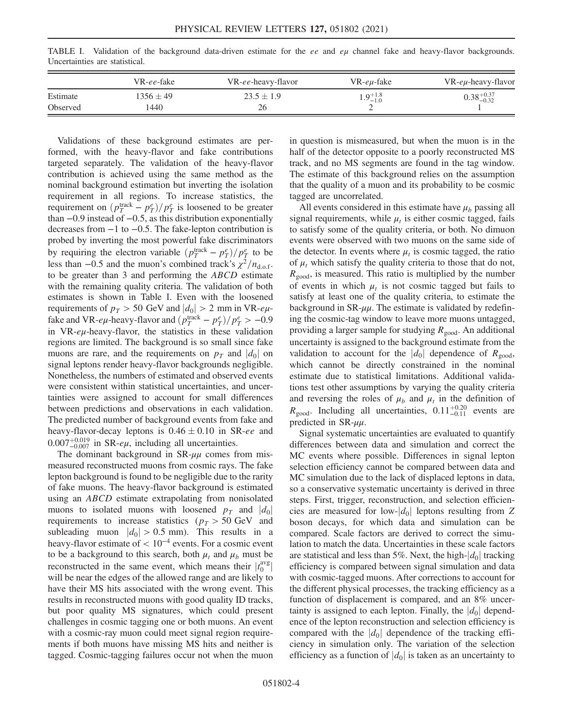TABLE I. Validation of the background data-driven estimate for the $ee$ and $e\mu$ channel fake and heavy-flavor backgrounds. Uncertainties are statistical.

| | VR-$ee$-fake | VR-$ee$-heavy-flavor | VR-$e\mu$-fake | VR-$e\mu$-heavy-flavor |
|---|---|---|---|---|
| Estimate | $1356 \pm 49$ | $23.5 \pm 1.9$ | $1.9^{+1.8}_{-1.0}$ | $0.38^{+0.37}_{-0.32}$ |
| Observed | 1440 | 26 | 2 | 1 |

Validations of these background estimates are performed, with the heavy-flavor and fake contributions targeted separately. The validation of the heavy-flavor contribution is achieved using the same method as the nominal background estimation but inverting the isolation requirement in all regions. To increase statistics, the requirement on $(p_T^{\text{track}} - p_T^e)/p_T^e$ is loosened to be greater than $-0.9$ instead of $-0.5$, as this distribution exponentially decreases from $-1$ to $-0.5$. The fake-lepton contribution is probed by inverting the most powerful fake discriminators by requiring the electron variable $(p_T^{\text{track}} - p_T^e)/p_T^e$ to be less than $-0.5$ and the muon's combined track's $\chi^2/n_{\text{d.o.f.}}$ to be greater than 3 and performing the *ABCD* estimate with the remaining quality criteria. The validation of both estimates is shown in Table I. Even with the loosened requirements of $p_T > 50$ GeV and $|d_0| > 2$ mm in VR-$e\mu$-fake and VR-$e\mu$-heavy-flavor and $(p_T^{\text{track}} - p_T^e)/p_T^e > -0.9$ in VR-$e\mu$-heavy-flavor, the statistics in these validation regions are limited. The background is so small since fake muons are rare, and the requirements on $p_T$ and $|d_0|$ on signal leptons render heavy-flavor backgrounds negligible. Nonetheless, the numbers of estimated and observed events were consistent within statistical uncertainties, and uncertainties were assigned to account for small differences between predictions and observations in each validation. The predicted number of background events from fake and heavy-flavor-decay leptons is $0.46 \pm 0.10$ in SR-$ee$ and $0.007^{+0.019}_{-0.007}$ in SR-$e\mu$, including all uncertainties.

The dominant background in SR-$\mu\mu$ comes from mismeasured reconstructed muons from cosmic rays. The fake lepton background is found to be negligible due to the rarity of fake muons. The heavy-flavor background is estimated using an *ABCD* estimate extrapolating from nonisolated muons to isolated muons with loosened $p_T$ and $|d_0|$ requirements to increase statistics ($p_T > 50$ GeV and subleading muon $|d_0| > 0.5$ mm). This results in a heavy-flavor estimate of $< 10^{-4}$ events. For a cosmic event to be a background to this search, both $\mu_t$ and $\mu_b$ must be reconstructed in the same event, which means their $|t_0^{\text{avg}}|$ will be near the edges of the allowed range and are likely to have their MS hits associated with the wrong event. This results in reconstructed muons with good quality ID tracks, but poor quality MS signatures, which could present challenges in cosmic tagging one or both muons. An event with a cosmic-ray muon could meet signal region requirements if both muons have missing MS hits and neither is tagged. Cosmic-tagging failures occur not when the muon in question is mismeasured, but when the muon is in the half of the detector opposite to a poorly reconstructed MS track, and no MS segments are found in the tag window. The estimate of this background relies on the assumption that the quality of a muon and its probability to be cosmic tagged are uncorrelated.

All events considered in this estimate have $\mu_b$ passing all signal requirements, while $\mu_t$ is either cosmic tagged, fails to satisfy some of the quality criteria, or both. No dimuon events were observed with two muons on the same side of the detector. In events where $\mu_t$ is cosmic tagged, the ratio of $\mu_t$ which satisfy the quality criteria to those that do not, $R_{\text{good}}$, is measured. This ratio is multiplied by the number of events in which $\mu_t$ is not cosmic tagged but fails to satisfy at least one of the quality criteria, to estimate the background in SR-$\mu\mu$. The estimate is validated by redefining the cosmic-tag window to leave more muons untagged, providing a larger sample for studying $R_{\text{good}}$. An additional uncertainty is assigned to the background estimate from the validation to account for the $|d_0|$ dependence of $R_{\text{good}}$, which cannot be directly constrained in the nominal estimate due to statistical limitations. Additional validations test other assumptions by varying the quality criteria and reversing the roles of $\mu_b$ and $\mu_t$ in the definition of $R_{\text{good}}$. Including all uncertainties, $0.11^{+0.20}_{-0.11}$ events are predicted in SR-$\mu\mu$.

Signal systematic uncertainties are evaluated to quantify differences between data and simulation and correct the MC events where possible. Differences in signal lepton selection efficiency cannot be compared between data and MC simulation due to the lack of displaced leptons in data, so a conservative systematic uncertainty is derived in three steps. First, trigger, reconstruction, and selection efficiencies are measured for low-$|d_0|$ leptons resulting from $Z$ boson decays, for which data and simulation can be compared. Scale factors are derived to correct the simulation to match the data. Uncertainties in these scale factors are statistical and less than 5%. Next, the high-$|d_0|$ tracking efficiency is compared between signal simulation and data with cosmic-tagged muons. After corrections to account for the different physical processes, the tracking efficiency as a function of displacement is compared, and an 8% uncertainty is assigned to each lepton. Finally, the $|d_0|$ dependence of the lepton reconstruction and selection efficiency is compared with the $|d_0|$ dependence of the tracking efficiency in simulation only. The variation of the selection efficiency as a function of $|d_0|$ is taken as an uncertainty to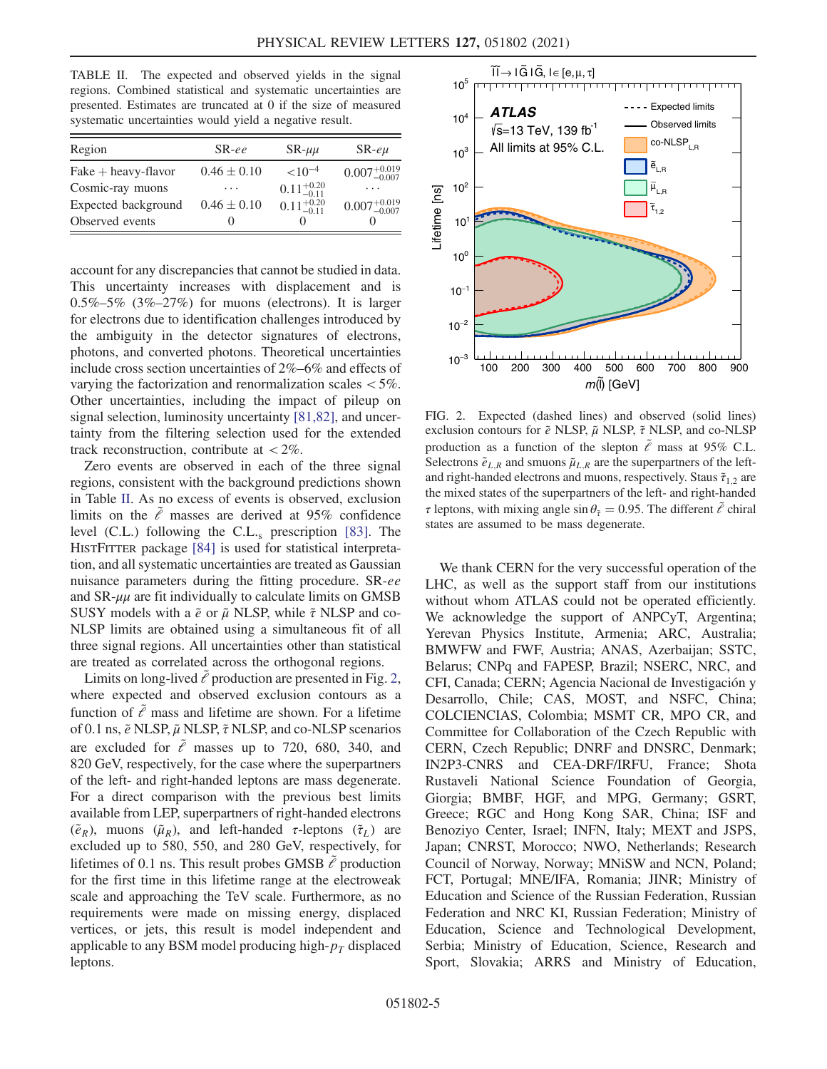TABLE II. The expected and observed yields in the signal regions. Combined statistical and systematic uncertainties are presented. Estimates are truncated at 0 if the size of measured systematic uncertainties would yield a negative result.

| Region | SR-$ee$ | SR-$\mu\mu$ | SR-$e\mu$ |
|---|---|---|---|
| Fake + heavy-flavor | $0.46 \pm 0.10$ | $<10^{-4}$ | $0.007^{+0.019}_{-0.007}$ |
| Cosmic-ray muons | $\cdots$ | $0.11^{+0.20}_{-0.11}$ | $\cdots$ |
| Expected background | $0.46 \pm 0.10$ | $0.11^{+0.20}_{-0.11}$ | $0.007^{+0.019}_{-0.007}$ |
| Observed events | 0 | 0 | 0 |

account for any discrepancies that cannot be studied in data. This uncertainty increases with displacement and is 0.5%–5% (3%–27%) for muons (electrons). It is larger for electrons due to identification challenges introduced by the ambiguity in the detector signatures of electrons, photons, and converted photons. Theoretical uncertainties include cross section uncertainties of 2%–6% and effects of varying the factorization and renormalization scales $< 5\%$. Other uncertainties, including the impact of pileup on signal selection, luminosity uncertainty [81,82], and uncertainty from the filtering selection used for the extended track reconstruction, contribute at $< 2\%$.

Zero events are observed in each of the three signal regions, consistent with the background predictions shown in Table II. As no excess of events is observed, exclusion limits on the $\tilde{\ell}$ masses are derived at 95% confidence level (C.L.) following the C.L.$_s$ prescription [83]. The HistFitter package [84] is used for statistical interpretation, and all systematic uncertainties are treated as Gaussian nuisance parameters during the fitting procedure. SR-$ee$ and SR-$\mu\mu$ are fit individually to calculate limits on GMSB SUSY models with a $\tilde{e}$ or $\tilde{\mu}$ NLSP, while $\tilde{\tau}$ NLSP and co-NLSP limits are obtained using a simultaneous fit of all three signal regions. All uncertainties other than statistical are treated as correlated across the orthogonal regions.

Limits on long-lived $\tilde{\ell}$ production are presented in Fig. 2, where expected and observed exclusion contours as a function of $\tilde{\ell}$ mass and lifetime are shown. For a lifetime of 0.1 ns, $\tilde{e}$ NLSP, $\tilde{\mu}$ NLSP, $\tilde{\tau}$ NLSP, and co-NLSP scenarios are excluded for $\tilde{\ell}$ masses up to 720, 680, 340, and 820 GeV, respectively, for the case where the superpartners of the left- and right-handed leptons are mass degenerate. For a direct comparison with the previous best limits available from LEP, superpartners of right-handed electrons ($\tilde{e}_R$), muons ($\tilde{\mu}_R$), and left-handed $\tau$-leptons ($\tilde{\tau}_L$) are excluded up to 580, 550, and 280 GeV, respectively, for lifetimes of 0.1 ns. This result probes GMSB $\tilde{\ell}$ production for the first time in this lifetime range at the electroweak scale and approaching the TeV scale. Furthermore, as no requirements were made on missing energy, displaced vertices, or jets, this result is model independent and applicable to any BSM model producing high-$p_T$ displaced leptons.

FIG. 2. Expected (dashed lines) and observed (solid lines) exclusion contours for $\tilde{e}$ NLSP, $\tilde{\mu}$ NLSP, $\tilde{\tau}$ NLSP, and co-NLSP production as a function of the slepton $\tilde{\ell}$ mass at 95% C.L. Selectrons $\tilde{e}_{L,R}$ and smuons $\tilde{\mu}_{L,R}$ are the superpartners of the left- and right-handed electrons and muons, respectively. Staus $\tilde{\tau}_{1,2}$ are the mixed states of the superpartners of the left- and right-handed $\tau$ leptons, with mixing angle $\sin\theta_{\tilde{\tau}} = 0.95$. The different $\tilde{\ell}$ chiral states are assumed to be mass degenerate.

We thank CERN for the very successful operation of the LHC, as well as the support staff from our institutions without whom ATLAS could not be operated efficiently. We acknowledge the support of ANPCyT, Argentina; Yerevan Physics Institute, Armenia; ARC, Australia; BMWFW and FWF, Austria; ANAS, Azerbaijan; SSTC, Belarus; CNPq and FAPESP, Brazil; NSERC, NRC, and CFI, Canada; CERN; Agencia Nacional de Investigación y Desarrollo, Chile; CAS, MOST, and NSFC, China; COLCIENCIAS, Colombia; MSMT CR, MPO CR, and Committee for Collaboration of the Czech Republic with CERN, Czech Republic; DNRF and DNSRC, Denmark; IN2P3-CNRS and CEA-DRF/IRFU, France; Shota Rustaveli National Science Foundation of Georgia, Giorgia; BMBF, HGF, and MPG, Germany; GSRT, Greece; RGC and Hong Kong SAR, China; ISF and Benoziyo Center, Israel; INFN, Italy; MEXT and JSPS, Japan; CNRST, Morocco; NWO, Netherlands; Research Council of Norway, Norway; MNiSW and NCN, Poland; FCT, Portugal; MNE/IFA, Romania; JINR; Ministry of Education and Science of the Russian Federation, Russian Federation and NRC KI, Russian Federation; Ministry of Education, Science and Technological Development, Serbia; Ministry of Education, Science, Research and Sport, Slovakia; ARRS and Ministry of Education,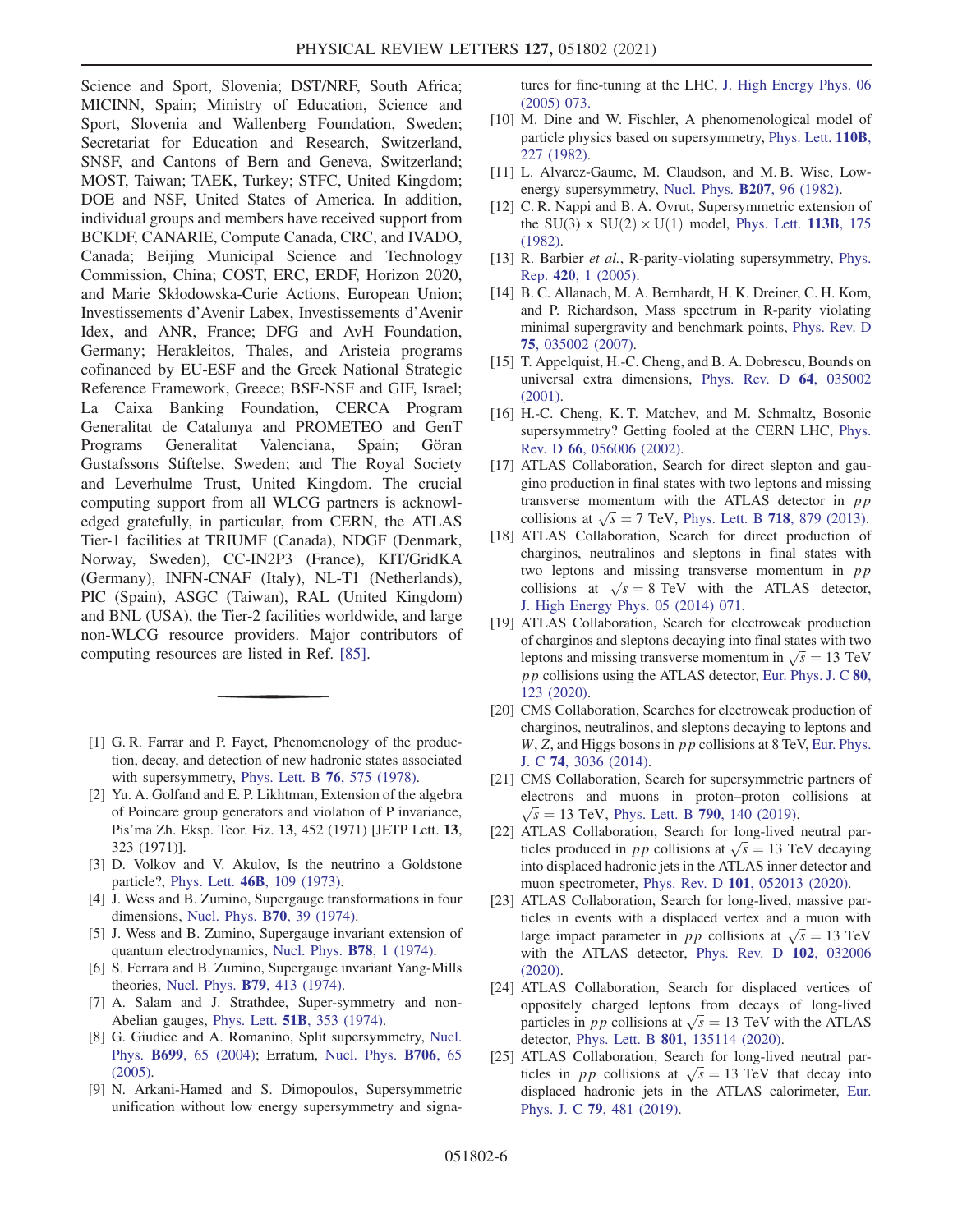Science and Sport, Slovenia; DST/NRF, South Africa; MICINN, Spain; Ministry of Education, Science and Sport, Slovenia and Wallenberg Foundation, Sweden; Secretariat for Education and Research, Switzerland, SNSF, and Cantons of Bern and Geneva, Switzerland; MOST, Taiwan; TAEK, Turkey; STFC, United Kingdom; DOE and NSF, United States of America. In addition, individual groups and members have received support from BCKDF, CANARIE, Compute Canada, CRC, and IVADO, Canada; Beijing Municipal Science and Technology Commission, China; COST, ERC, ERDF, Horizon 2020, and Marie Skłodowska-Curie Actions, European Union; Investissements d'Avenir Labex, Investissements d'Avenir Idex, and ANR, France; DFG and AvH Foundation, Germany; Herakleitos, Thales, and Aristeia programs cofinanced by EU-ESF and the Greek National Strategic Reference Framework, Greece; BSF-NSF and GIF, Israel; La Caixa Banking Foundation, CERCA Program Generalitat de Catalunya and PROMETEO and GenT Programs Generalitat Valenciana, Spain; Göran Gustafssons Stiftelse, Sweden; and The Royal Society and Leverhulme Trust, United Kingdom. The crucial computing support from all WLCG partners is acknowledged gratefully, in particular, from CERN, the ATLAS Tier-1 facilities at TRIUMF (Canada), NDGF (Denmark, Norway, Sweden), CC-IN2P3 (France), KIT/GridKA (Germany), INFN-CNAF (Italy), NL-T1 (Netherlands), PIC (Spain), ASGC (Taiwan), RAL (United Kingdom) and BNL (USA), the Tier-2 facilities worldwide, and large non-WLCG resource providers. Major contributors of computing resources are listed in Ref. [85].

---

[1] G. R. Farrar and P. Fayet, Phenomenology of the production, decay, and detection of new hadronic states associated with supersymmetry, Phys. Lett. B **76**, 575 (1978).

[2] Yu. A. Golfand and E. P. Likhtman, Extension of the algebra of Poincare group generators and violation of P invariance, Pis'ma Zh. Eksp. Teor. Fiz. **13**, 452 (1971) [JETP Lett. **13**, 323 (1971)].

[3] D. Volkov and V. Akulov, Is the neutrino a Goldstone particle?, Phys. Lett. **46B**, 109 (1973).

[4] J. Wess and B. Zumino, Supergauge transformations in four dimensions, Nucl. Phys. **B70**, 39 (1974).

[5] J. Wess and B. Zumino, Supergauge invariant extension of quantum electrodynamics, Nucl. Phys. **B78**, 1 (1974).

[6] S. Ferrara and B. Zumino, Supergauge invariant Yang-Mills theories, Nucl. Phys. **B79**, 413 (1974).

[7] A. Salam and J. Strathdee, Super-symmetry and non-Abelian gauges, Phys. Lett. **51B**, 353 (1974).

[8] G. Giudice and A. Romanino, Split supersymmetry, Nucl. Phys. **B699**, 65 (2004); Erratum, Nucl. Phys. **B706**, 65 (2005).

[9] N. Arkani-Hamed and S. Dimopoulos, Supersymmetric unification without low energy supersymmetry and signatures for fine-tuning at the LHC, J. High Energy Phys. 06 (2005) 073.

[10] M. Dine and W. Fischler, A phenomenological model of particle physics based on supersymmetry, Phys. Lett. **110B**, 227 (1982).

[11] L. Alvarez-Gaume, M. Claudson, and M. B. Wise, Low-energy supersymmetry, Nucl. Phys. **B207**, 96 (1982).

[12] C. R. Nappi and B. A. Ovrut, Supersymmetric extension of the SU(3) x $SU(2) \times U(1)$ model, Phys. Lett. **113B**, 175 (1982).

[13] R. Barbier *et al.*, R-parity-violating supersymmetry, Phys. Rep. **420**, 1 (2005).

[14] B. C. Allanach, M. A. Bernhardt, H. K. Dreiner, C. H. Kom, and P. Richardson, Mass spectrum in R-parity violating minimal supergravity and benchmark points, Phys. Rev. D **75**, 035002 (2007).

[15] T. Appelquist, H.-C. Cheng, and B. A. Dobrescu, Bounds on universal extra dimensions, Phys. Rev. D **64**, 035002 (2001).

[16] H.-C. Cheng, K. T. Matchev, and M. Schmaltz, Bosonic supersymmetry? Getting fooled at the CERN LHC, Phys. Rev. D **66**, 056006 (2002).

[17] ATLAS Collaboration, Search for direct slepton and gaugino production in final states with two leptons and missing transverse momentum with the ATLAS detector in $pp$ collisions at $\sqrt{s} = 7$ TeV, Phys. Lett. B **718**, 879 (2013).

[18] ATLAS Collaboration, Search for direct production of charginos, neutralinos and sleptons in final states with two leptons and missing transverse momentum in $pp$ collisions at $\sqrt{s} = 8$ TeV with the ATLAS detector, J. High Energy Phys. 05 (2014) 071.

[19] ATLAS Collaboration, Search for electroweak production of charginos and sleptons decaying into final states with two leptons and missing transverse momentum in $\sqrt{s} = 13$ TeV $pp$ collisions using the ATLAS detector, Eur. Phys. J. C **80**, 123 (2020).

[20] CMS Collaboration, Searches for electroweak production of charginos, neutralinos, and sleptons decaying to leptons and $W$, $Z$, and Higgs bosons in $pp$ collisions at 8 TeV, Eur. Phys. J. C **74**, 3036 (2014).

[21] CMS Collaboration, Search for supersymmetric partners of electrons and muons in proton–proton collisions at $\sqrt{s} = 13$ TeV, Phys. Lett. B **790**, 140 (2019).

[22] ATLAS Collaboration, Search for long-lived neutral particles produced in $pp$ collisions at $\sqrt{s} = 13$ TeV decaying into displaced hadronic jets in the ATLAS inner detector and muon spectrometer, Phys. Rev. D **101**, 052013 (2020).

[23] ATLAS Collaboration, Search for long-lived, massive particles in events with a displaced vertex and a muon with large impact parameter in $pp$ collisions at $\sqrt{s} = 13$ TeV with the ATLAS detector, Phys. Rev. D **102**, 032006 (2020).

[24] ATLAS Collaboration, Search for displaced vertices of oppositely charged leptons from decays of long-lived particles in $pp$ collisions at $\sqrt{s} = 13$ TeV with the ATLAS detector, Phys. Lett. B **801**, 135114 (2020).

[25] ATLAS Collaboration, Search for long-lived neutral particles in $pp$ collisions at $\sqrt{s} = 13$ TeV that decay into displaced hadronic jets in the ATLAS calorimeter, Eur. Phys. J. C **79**, 481 (2019).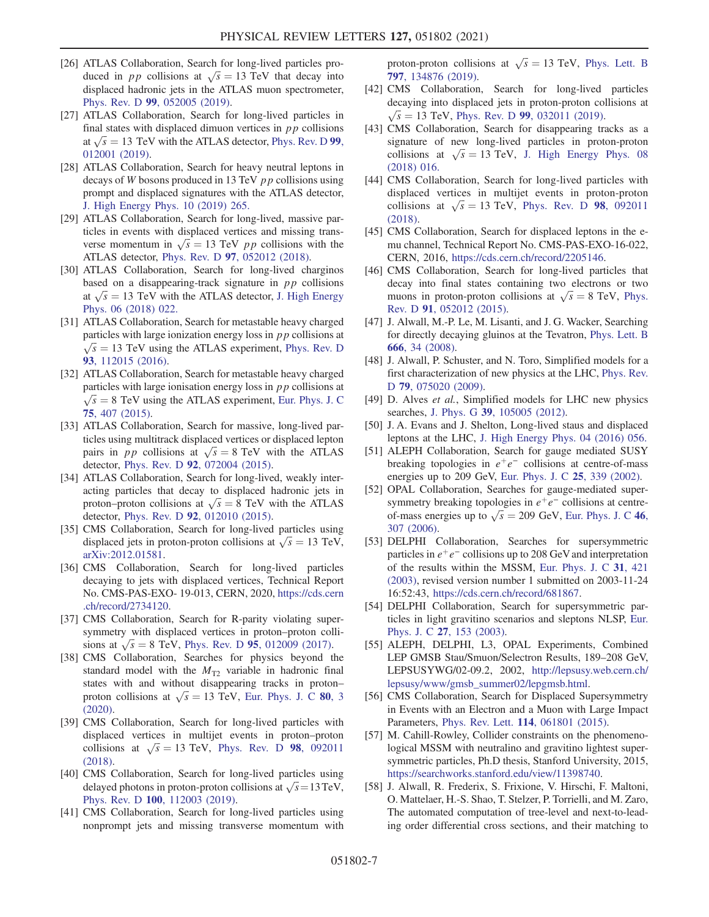[26] ATLAS Collaboration, Search for long-lived particles produced in $pp$ collisions at $\sqrt{s} = 13$ TeV that decay into displaced hadronic jets in the ATLAS muon spectrometer, Phys. Rev. D **99**, 052005 (2019).

[27] ATLAS Collaboration, Search for long-lived particles in final states with displaced dimuon vertices in $pp$ collisions at $\sqrt{s} = 13$ TeV with the ATLAS detector, Phys. Rev. D **99**, 012001 (2019).

[28] ATLAS Collaboration, Search for heavy neutral leptons in decays of $W$ bosons produced in 13 TeV $pp$ collisions using prompt and displaced signatures with the ATLAS detector, J. High Energy Phys. 10 (2019) 265.

[29] ATLAS Collaboration, Search for long-lived, massive particles in events with displaced vertices and missing transverse momentum in $\sqrt{s} = 13$ TeV $pp$ collisions with the ATLAS detector, Phys. Rev. D **97**, 052012 (2018).

[30] ATLAS Collaboration, Search for long-lived charginos based on a disappearing-track signature in $pp$ collisions at $\sqrt{s} = 13$ TeV with the ATLAS detector, J. High Energy Phys. 06 (2018) 022.

[31] ATLAS Collaboration, Search for metastable heavy charged particles with large ionization energy loss in $pp$ collisions at $\sqrt{s} = 13$ TeV using the ATLAS experiment, Phys. Rev. D **93**, 112015 (2016).

[32] ATLAS Collaboration, Search for metastable heavy charged particles with large ionisation energy loss in $pp$ collisions at $\sqrt{s} = 8$ TeV using the ATLAS experiment, Eur. Phys. J. C **75**, 407 (2015).

[33] ATLAS Collaboration, Search for massive, long-lived particles using multitrack displaced vertices or displaced lepton pairs in $pp$ collisions at $\sqrt{s} = 8$ TeV with the ATLAS detector, Phys. Rev. D **92**, 072004 (2015).

[34] ATLAS Collaboration, Search for long-lived, weakly interacting particles that decay to displaced hadronic jets in proton–proton collisions at $\sqrt{s} = 8$ TeV with the ATLAS detector, Phys. Rev. D **92**, 012010 (2015).

[35] CMS Collaboration, Search for long-lived particles using displaced jets in proton-proton collisions at $\sqrt{s} = 13$ TeV, arXiv:2012.01581.

[36] CMS Collaboration, Search for long-lived particles decaying to jets with displaced vertices, Technical Report No. CMS-PAS-EXO- 19-013, CERN, 2020, https://cds.cern.ch/record/2734120.

[37] CMS Collaboration, Search for R-parity violating supersymmetry with displaced vertices in proton–proton collisions at $\sqrt{s} = 8$ TeV, Phys. Rev. D **95**, 012009 (2017).

[38] CMS Collaboration, Searches for physics beyond the standard model with the $M_{T2}$ variable in hadronic final states with and without disappearing tracks in proton–proton collisions at $\sqrt{s} = 13$ TeV, Eur. Phys. J. C **80**, 3 (2020).

[39] CMS Collaboration, Search for long-lived particles with displaced vertices in multijet events in proton–proton collisions at $\sqrt{s} = 13$ TeV, Phys. Rev. D **98**, 092011 (2018).

[40] CMS Collaboration, Search for long-lived particles using delayed photons in proton-proton collisions at $\sqrt{s} = 13$ TeV, Phys. Rev. D **100**, 112003 (2019).

[41] CMS Collaboration, Search for long-lived particles using nonprompt jets and missing transverse momentum with proton-proton collisions at $\sqrt{s} = 13$ TeV, Phys. Lett. B **797**, 134876 (2019).

[42] CMS Collaboration, Search for long-lived particles decaying into displaced jets in proton-proton collisions at $\sqrt{s} = 13$ TeV, Phys. Rev. D **99**, 032011 (2019).

[43] CMS Collaboration, Search for disappearing tracks as a signature of new long-lived particles in proton-proton collisions at $\sqrt{s} = 13$ TeV, J. High Energy Phys. 08 (2018) 016.

[44] CMS Collaboration, Search for long-lived particles with displaced vertices in multijet events in proton-proton collisions at $\sqrt{s} = 13$ TeV, Phys. Rev. D **98**, 092011 (2018).

[45] CMS Collaboration, Search for displaced leptons in the e-mu channel, Technical Report No. CMS-PAS-EXO-16-022, CERN, 2016, https://cds.cern.ch/record/2205146.

[46] CMS Collaboration, Search for long-lived particles that decay into final states containing two electrons or two muons in proton-proton collisions at $\sqrt{s} = 8$ TeV, Phys. Rev. D **91**, 052012 (2015).

[47] J. Alwall, M.-P. Le, M. Lisanti, and J. G. Wacker, Searching for directly decaying gluinos at the Tevatron, Phys. Lett. B **666**, 34 (2008).

[48] J. Alwall, P. Schuster, and N. Toro, Simplified models for a first characterization of new physics at the LHC, Phys. Rev. D **79**, 075020 (2009).

[49] D. Alves *et al.*, Simplified models for LHC new physics searches, J. Phys. G **39**, 105005 (2012).

[50] J. A. Evans and J. Shelton, Long-lived staus and displaced leptons at the LHC, J. High Energy Phys. 04 (2016) 056.

[51] ALEPH Collaboration, Search for gauge mediated SUSY breaking topologies in $e^+e^-$ collisions at centre-of-mass energies up to 209 GeV, Eur. Phys. J. C **25**, 339 (2002).

[52] OPAL Collaboration, Searches for gauge-mediated supersymmetry breaking topologies in $e^+e^-$ collisions at centre-of-mass energies up to $\sqrt{s} = 209$ GeV, Eur. Phys. J. C **46**, 307 (2006).

[53] DELPHI Collaboration, Searches for supersymmetric particles in $e^+e^-$ collisions up to 208 GeV and interpretation of the results within the MSSM, Eur. Phys. J. C **31**, 421 (2003), revised version number 1 submitted on 2003-11-24 16:52:43, https://cds.cern.ch/record/681867.

[54] DELPHI Collaboration, Search for supersymmetric particles in light gravitino scenarios and sleptons NLSP, Eur. Phys. J. C **27**, 153 (2003).

[55] ALEPH, DELPHI, L3, OPAL Experiments, Combined LEP GMSB Stau/Smuon/Selectron Results, 189–208 GeV, LEPSUSYWG/02-09.2, 2002, http://lepsusy.web.cern.ch/lepsusy/www/gmsb_summer02/lepgmsb.html.

[56] CMS Collaboration, Search for Displaced Supersymmetry in Events with an Electron and a Muon with Large Impact Parameters, Phys. Rev. Lett. **114**, 061801 (2015).

[57] M. Cahill-Rowley, Collider constraints on the phenomenological MSSM with neutralino and gravitino lightest supersymmetric particles, Ph.D thesis, Stanford University, 2015, https://searchworks.stanford.edu/view/11398740.

[58] J. Alwall, R. Frederix, S. Frixione, V. Hirschi, F. Maltoni, O. Mattelaer, H.-S. Shao, T. Stelzer, P. Torrielli, and M. Zaro, The automated computation of tree-level and next-to-leading order differential cross sections, and their matching to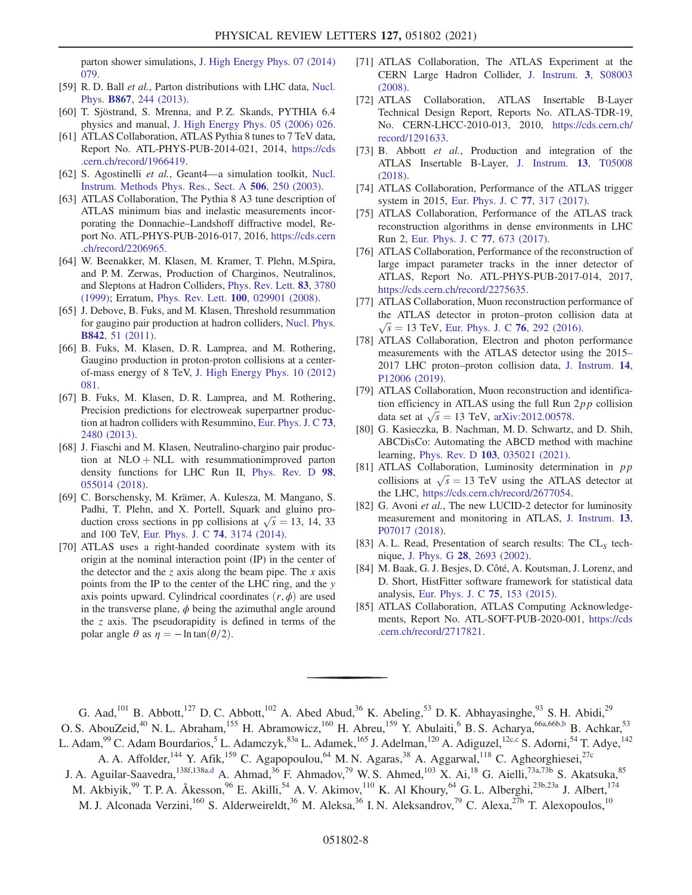parton shower simulations, J. High Energy Phys. 07 (2014) 079.

[59] R. D. Ball *et al.*, Parton distributions with LHC data, Nucl. Phys. **B867**, 244 (2013).

[60] T. Sjöstrand, S. Mrenna, and P. Z. Skands, PYTHIA 6.4 physics and manual, J. High Energy Phys. 05 (2006) 026.

[61] ATLAS Collaboration, ATLAS Pythia 8 tunes to 7 TeV data, Report No. ATL-PHYS-PUB-2014-021, 2014, https://cds.cern.ch/record/1966419.

[62] S. Agostinelli *et al.*, Geant4—a simulation toolkit, Nucl. Instrum. Methods Phys. Res., Sect. A **506**, 250 (2003).

[63] ATLAS Collaboration, The Pythia 8 A3 tune description of ATLAS minimum bias and inelastic measurements incorporating the Donnachie–Landshoff diffractive model, Report No. ATL-PHYS-PUB-2016-017, 2016, https://cds.cern.ch/record/2206965.

[64] W. Beenakker, M. Klasen, M. Kramer, T. Plehn, M.Spira, and P. M. Zerwas, Production of Charginos, Neutralinos, and Sleptons at Hadron Colliders, Phys. Rev. Lett. **83**, 3780 (1999); Erratum, Phys. Rev. Lett. **100**, 029901 (2008).

[65] J. Debove, B. Fuks, and M. Klasen, Threshold resummation for gaugino pair production at hadron colliders, Nucl. Phys. **B842**, 51 (2011).

[66] B. Fuks, M. Klasen, D. R. Lamprea, and M. Rothering, Gaugino production in proton-proton collisions at a center-of-mass energy of 8 TeV, J. High Energy Phys. 10 (2012) 081.

[67] B. Fuks, M. Klasen, D. R. Lamprea, and M. Rothering, Precision predictions for electroweak superpartner production at hadron colliders with Resummino, Eur. Phys. J. C **73**, 2480 (2013).

[68] J. Fiaschi and M. Klasen, Neutralino-chargino pair production at NLO + NLL with resummationimproved parton density functions for LHC Run II, Phys. Rev. D **98**, 055014 (2018).

[69] C. Borschensky, M. Krämer, A. Kulesza, M. Mangano, S. Padhi, T. Plehn, and X. Portell, Squark and gluino production cross sections in pp collisions at $\sqrt{s} = 13$, 14, 33 and 100 TeV, Eur. Phys. J. C **74**, 3174 (2014).

[70] ATLAS uses a right-handed coordinate system with its origin at the nominal interaction point (IP) in the center of the detector and the $z$ axis along the beam pipe. The $x$ axis points from the IP to the center of the LHC ring, and the $y$ axis points upward. Cylindrical coordinates $(r, \phi)$ are used in the transverse plane, $\phi$ being the azimuthal angle around the $z$ axis. The pseudorapidity is defined in terms of the polar angle $\theta$ as $\eta = -\ln\tan(\theta/2)$.

[71] ATLAS Collaboration, The ATLAS Experiment at the CERN Large Hadron Collider, J. Instrum. **3**, S08003 (2008).

[72] ATLAS Collaboration, ATLAS Insertable B-Layer Technical Design Report, Reports No. ATLAS-TDR-19, No. CERN-LHCC-2010-013, 2010, https://cds.cern.ch/record/1291633.

[73] B. Abbott *et al.*, Production and integration of the ATLAS Insertable B-Layer, J. Instrum. **13**, T05008 (2018).

[74] ATLAS Collaboration, Performance of the ATLAS trigger system in 2015, Eur. Phys. J. C **77**, 317 (2017).

[75] ATLAS Collaboration, Performance of the ATLAS track reconstruction algorithms in dense environments in LHC Run 2, Eur. Phys. J. C **77**, 673 (2017).

[76] ATLAS Collaboration, Performance of the reconstruction of large impact parameter tracks in the inner detector of ATLAS, Report No. ATL-PHYS-PUB-2017-014, 2017, https://cds.cern.ch/record/2275635.

[77] ATLAS Collaboration, Muon reconstruction performance of the ATLAS detector in proton–proton collision data at $\sqrt{s} = 13$ TeV, Eur. Phys. J. C **76**, 292 (2016).

[78] ATLAS Collaboration, Electron and photon performance measurements with the ATLAS detector using the 2015–2017 LHC proton–proton collision data, J. Instrum. **14**, P12006 (2019).

[79] ATLAS Collaboration, Muon reconstruction and identification efficiency in ATLAS using the full Run 2 $pp$ collision data set at $\sqrt{s} = 13$ TeV, arXiv:2012.00578.

[80] G. Kasieczka, B. Nachman, M. D. Schwartz, and D. Shih, ABCDisCo: Automating the ABCD method with machine learning, Phys. Rev. D **103**, 035021 (2021).

[81] ATLAS Collaboration, Luminosity determination in $pp$ collisions at $\sqrt{s} = 13$ TeV using the ATLAS detector at the LHC, https://cds.cern.ch/record/2677054.

[82] G. Avoni *et al.*, The new LUCID-2 detector for luminosity measurement and monitoring in ATLAS, J. Instrum. **13**, P07017 (2018).

[83] A. L. Read, Presentation of search results: The $\mathrm{CL}_S$ technique, J. Phys. G **28**, 2693 (2002).

[84] M. Baak, G. J. Besjes, D. Côté, A. Koutsman, J. Lorenz, and D. Short, HistFitter software framework for statistical data analysis, Eur. Phys. J. C **75**, 153 (2015).

[85] ATLAS Collaboration, ATLAS Computing Acknowledgements, Report No. ATL-SOFT-PUB-2020-001, https://cds.cern.ch/record/2717821.

---

G. Aad,[101] B. Abbott,[127] D. C. Abbott,[102] A. Abed Abud,[36] K. Abeling,[53] D. K. Abhayasinghe,[93] S. H. Abidi,[29] O. S. AbouZeid,[40] N. L. Abraham,[155] H. Abramowicz,[160] H. Abreu,[159] Y. Abulaiti,[6] B. S. Acharya,[66a,66b,b] B. Achkar,[53] L. Adam,[99] C. Adam Bourdarios,[5] L. Adamczyk,[83a] L. Adamek,[165] J. Adelman,[120] A. Adiguzel,[12c,c] S. Adorni,[54] T. Adye,[142] A. A. Affolder,[144] Y. Afik,[159] C. Agapopoulou,[64] M. N. Agaras,[38] A. Aggarwal,[118] C. Agheorghiesei,[27c] J. A. Aguilar-Saavedra,[138f,138a,d] A. Ahmad,[36] F. Ahmadov,[79] W. S. Ahmed,[103] X. Ai,[18] G. Aielli,[73a,73b] S. Akatsuka,[85] M. Akbiyik,[99] T. P. A. Åkesson,[96] E. Akilli,[54] A. V. Akimov,[110] K. Al Khoury,[64] G. L. Alberghi,[23b,23a] J. Albert,[174] M. J. Alconada Verzini,[160] S. Alderweireldt,[36] M. Aleksa,[36] I. N. Aleksandrov,[79] C. Alexa,[27b] T. Alexopoulos,[10]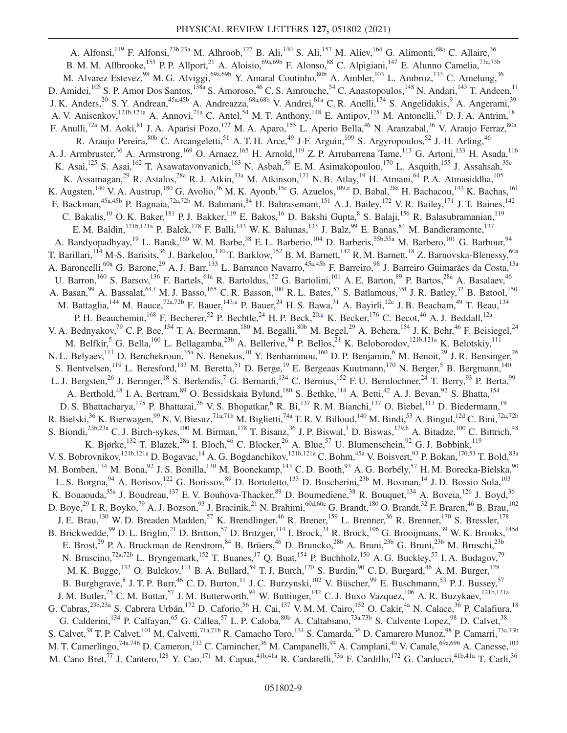A. Alfonsi,[119] F. Alfonsi,[23b,23a] M. Alhroob,[127] B. Ali,[140] S. Ali,[157] M. Aliev,[164] G. Alimonti,[68a] C. Allaire,[36] B. M. M. Allbrooke,[155] P. P. Allport,[21] A. Aloisio,[69a,69b] F. Alonso,[88] C. Alpigiani,[147] E. Alunno Camelia,[73a,73b] M. Alvarez Estevez,[98] M. G. Alviggi,[69a,69b] Y. Amaral Coutinho,[80b] A. Ambler,[103] L. Ambroz,[133] C. Amelung,[36] D. Amidei,[105] S. P. Amor Dos Santos,[138a] S. Amoroso,[46] C. S. Amrouche,[54] C. Anastopoulos,[148] N. Andari,[143] T. Andeen,[11] J. K. Anders,[20] S. Y. Andrean,[45a,45b] A. Andreazza,[68a,68b] V. Andrei,[61a] C. R. Anelli,[174] S. Angelidakis,[9] A. Angerami,[39] A. V. Anisenkov,[121b,121a] A. Annovi,[71a] C. Antel,[54] M. T. Anthony,[148] E. Antipov,[128] M. Antonelli,[51] D. J. A. Antrim,[18] F. Anulli,[72a] M. Aoki,[81] J. A. Aparisi Pozo,[172] M. A. Aparo,[155] L. Aperio Bella,[46] N. Aranzabal,[36] V. Araujo Ferraz,[80a] R. Araujo Pereira,[80b] C. Arcangeletti,[51] A. T. H. Arce,[49] J-F. Arguin,[109] S. Argyropoulos,[52] J.-H. Arling,[46] A. J. Armbruster,[36] A. Armstrong,[169] O. Arnaez,[165] H. Arnold,[119] Z. P. Arrubarrena Tame,[113] G. Artoni,[133] H. Asada,[116] K. Asai,[125] S. Asai,[162] T. Asawatavonvanich,[163] N. Asbah,[59] E. M. Asimakopoulou,[170] L. Asquith,[155] J. Assahsah,[35e] K. Assamagan,[29] R. Astalos,[28a] R. J. Atkin,[33a] M. Atkinson,[171] N. B. Atlay,[19] H. Atmani,[64] P. A. Atmasiddha,[105] K. Augsten,[140] V. A. Austrup,[180] G. Avolio,[36] M. K. Ayoub,[15c] G. Azuelos,[109,e] D. Babal,[28a] H. Bachacou,[143] K. Bachas,[161] F. Backman,[45a,45b] P. Bagnaia,[72a,72b] M. Bahmani,[84] H. Bahrasemani,[151] A. J. Bailey,[172] V. R. Bailey,[171] J. T. Baines,[142] C. Bakalis,[10] O. K. Baker,[181] P. J. Bakker,[119] E. Bakos,[16] D. Bakshi Gupta,[8] S. Balaji,[156] R. Balasubramanian,[119] E. M. Baldin,[121b,121a] P. Balek,[178] F. Balli,[143] W. K. Balunas,[133] J. Balz,[99] E. Banas,[84] M. Bandieramonte,[137] A. Bandyopadhyay,[19] L. Barak,[160] W. M. Barbe,[38] E. L. Barberio,[104] D. Barberis,[55b,55a] M. Barbero,[101] G. Barbour,[94] T. Barillari,[114] M-S. Barisits,[36] J. Barkeloo,[130] T. Barklow,[152] B. M. Barnett,[142] R. M. Barnett,[18] Z. Barnovska-Blenessy,[60a] A. Baroncelli,[60a] G. Barone,[29] A. J. Barr,[133] L. Barranco Navarro,[45a,45b] F. Barreiro,[98] J. Barreiro Guimarães da Costa,[15a] U. Barron,[160] S. Barsov,[136] F. Bartels,[61a] R. Bartoldus,[152] G. Bartolini,[101] A. E. Barton,[89] P. Bartos,[28a] A. Basalaev,[46] A. Basan,[99] A. Bassalat,[64,f] M. J. Basso,[165] C. R. Basson,[100] R. L. Bates,[57] S. Batlamous,[35f] J. R. Batley,[32] B. Batool,[150] M. Battaglia,[144] M. Bauce,[72a,72b] F. Bauer,[143,a] P. Bauer,[24] H. S. Bawa,[31] A. Bayirli,[12c] J. B. Beacham,[49] T. Beau,[134] P. H. Beauchemin,[168] F. Becherer,[52] P. Bechtle,[24] H. P. Beck,[20,g] K. Becker,[176] C. Becot,[46] A. J. Beddall,[12a] V. A. Bednyakov,[79] C. P. Bee,[154] T. A. Beermann,[180] M. Begalli,[80b] M. Begel,[29] A. Behera,[154] J. K. Behr,[46] F. Beisiegel,[24] M. Belfkir,[5] G. Bella,[160] L. Bellagamba,[23b] A. Bellerive,[34] P. Bellos,[21] K. Beloborodov,[121b,121a] K. Belotskiy,[111] N. L. Belyaev,[111] D. Benchekroun,[35a] N. Benekos,[10] Y. Benhammou,[160] D. P. Benjamin,[6] M. Benoit,[29] J. R. Bensinger,[26] S. Bentvelsen,[119] L. Beresford,[133] M. Beretta,[51] D. Berge,[19] E. Bergeaas Kuutmann,[170] N. Berger,[5] B. Bergmann,[140] L. J. Bergsten,[26] J. Beringer,[18] S. Berlendis,[7] G. Bernardi,[134] C. Bernius,[152] F. U. Bernlochner,[24] T. Berry,[93] P. Berta,[99] A. Berthold,[48] I. A. Bertram,[89] O. Bessidskaia Bylund,[180] S. Bethke,[114] A. Betti,[42] A. J. Bevan,[92] S. Bhatta,[154] D. S. Bhattacharya,[175] P. Bhattarai,[26] V. S. Bhopatkar,[6] R. Bi,[137] R. M. Bianchi,[137] O. Biebel,[113] D. Biedermann,[19] R. Bielski,[36] K. Bierwagen,[99] N. V. Biesuz,[71a,71b] M. Biglietti,[74a] T. R. V. Billoud,[140] M. Bindi,[53] A. Bingul,[12d] C. Bini,[72a,72b] S. Biondi,[23b,23a] C. J. Birch-sykes,[100] M. Birman,[178] T. Bisanz,[36] J. P. Biswal,[3] D. Biswas,[179,h] A. Bitadze,[100] C. Bittrich,[48] K. Bjørke,[132] T. Blazek,[28a] I. Bloch,[46] C. Blocker,[26] A. Blue,[57] U. Blumenschein,[92] G. J. Bobbink,[119] V. S. Bobrovnikov,[121b,121a] D. Bogavac,[14] A. G. Bogdanchikov,[121b,121a] C. Bohm,[45a] V. Boisvert,[93] P. Bokan,[170,53] T. Bold,[83a] M. Bomben,[134] M. Bona,[92] J. S. Bonilla,[130] M. Boonekamp,[143] C. D. Booth,[93] A. G. Borbély,[57] H. M. Borecka-Bielska,[90] L. S. Borgna,[94] A. Borisov,[122] G. Borissov,[89] D. Bortoletto,[133] D. Boscherini,[23b] M. Bosman,[14] J. D. Bossio Sola,[103] K. Bouaouda,[35a] J. Boudreau,[137] E. V. Bouhova-Thacker,[89] D. Boumediene,[38] R. Bouquet,[134] A. Boveia,[126] J. Boyd,[36] D. Boye,[29] I. R. Boyko,[79] A. J. Bozson,[93] J. Bracinik,[21] N. Brahimi,[60d,60c] G. Brandt,[180] O. Brandt,[32] F. Braren,[46] B. Brau,[102] J. E. Brau,[130] W. D. Breaden Madden,[57] K. Brendlinger,[46] R. Brener,[159] L. Brenner,[36] R. Brenner,[170] S. Bressler,[178] B. Brickwedde,[99] D. L. Briglin,[21] D. Britton,[57] D. Britzger,[114] I. Brock,[24] R. Brock,[106] G. Brooijmans,[39] W. K. Brooks,[145d] E. Brost,[29] P. A. Bruckman de Renstrom,[84] B. Brüers,[46] D. Bruncko,[28b] A. Bruni,[23b] G. Bruni,[23b] M. Bruschi,[23b] N. Bruscino,[72a,72b] L. Bryngemark,[152] T. Buanes,[17] Q. Buat,[154] P. Buchholz,[150] A. G. Buckley,[57] I. A. Budagov,[79] M. K. Bugge,[132] O. Bulekov,[111] B. A. Bullard,[59] T. J. Burch,[120] S. Burdin,[90] C. D. Burgard,[46] A. M. Burger,[128] B. Burghgrave,[8] J. T. P. Burr,[46] C. D. Burton,[11] J. C. Burzynski,[102] V. Büscher,[99] E. Buschmann,[53] P. J. Bussey,[57] J. M. Butler,[25] C. M. Buttar,[57] J. M. Butterworth,[94] W. Buttinger,[142] C. J. Buxo Vazquez,[106] A. R. Buzykaev,[121b,121a] G. Cabras,[23b,23a] S. Cabrera Urbán,[172] D. Caforio,[56] H. Cai,[137] V. M. M. Cairo,[152] O. Cakir,[4a] N. Calace,[36] P. Calafiura,[18] G. Calderini,[134] P. Calfayan,[65] G. Callea,[57] L. P. Caloba,[80b] A. Caltabiano,[73a,73b] S. Calvente Lopez,[98] D. Calvet,[38] S. Calvet,[38] T. P. Calvet,[101] M. Calvetti,[71a,71b] R. Camacho Toro,[134] S. Camarda,[36] D. Camarero Munoz,[98] P. Camarri,[73a,73b] M. T. Camerlingo,[74a,74b] D. Cameron,[132] C. Camincher,[36] M. Campanelli,[94] A. Camplani,[40] V. Canale,[69a,69b] A. Canesse,[103] M. Cano Bret,[77] J. Cantero,[128] Y. Cao,[171] M. Capua,[41b,41a] R. Cardarelli,[73a] F. Cardillo,[172] G. Carducci,[41b,41a] T. Carli,[36]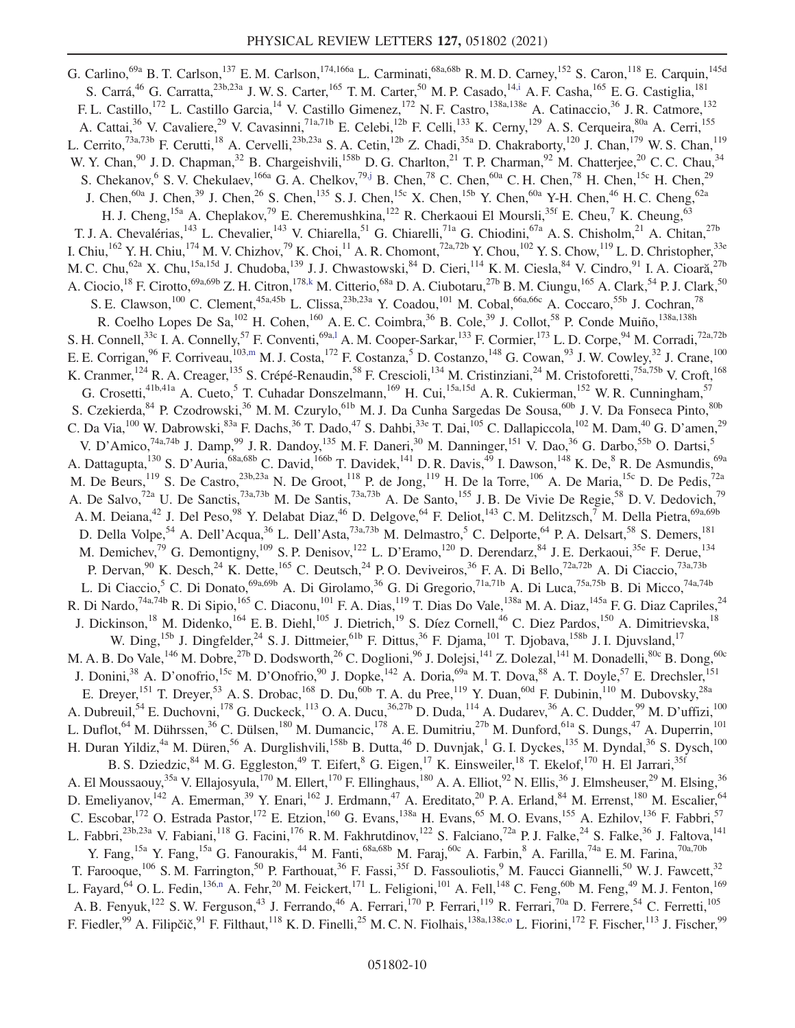G. Carlino,[69a] B. T. Carlson,[137] E. M. Carlson,[174,166a] L. Carminati,[68a,68b] R. M. D. Carney,[152] S. Caron,[118] E. Carquin,[145d] S. Carrá,[46] G. Carratta,[23b,23a] J. W. S. Carter,[165] T. M. Carter,[50] M. P. Casado,[14,i] A. F. Casha,[165] E. G. Castiglia,[181] F. L. Castillo,[172] L. Castillo Garcia,[14] V. Castillo Gimenez,[172] N. F. Castro,[138a,138e] A. Catinaccio,[36] J. R. Catmore,[132] A. Cattai,[36] V. Cavaliere,[29] V. Cavasinni,[71a,71b] E. Celebi,[12b] F. Celli,[133] K. Cerny,[129] A. S. Cerqueira,[80a] A. Cerri,[155] L. Cerrito,[73a,73b] F. Cerutti,[18] A. Cervelli,[23b,23a] S. A. Cetin,[12b] Z. Chadi,[35a] D. Chakraborty,[120] J. Chan,[179] W. S. Chan,[119] W. Y. Chan,[90] J. D. Chapman,[32] B. Chargeishvili,[158b] D. G. Charlton,[21] T. P. Charman,[92] M. Chatterjee,[20] C. C. Chau,[34] S. Chekanov,[6] S. V. Chekulaev,[166a] G. A. Chelkov,[79,j] B. Chen,[78] C. Chen,[60a] C. H. Chen,[78] H. Chen,[15c] H. Chen,[29] J. Chen,[60a] J. Chen,[39] J. Chen,[26] S. Chen,[135] S. J. Chen,[15c] X. Chen,[15b] Y. Chen,[60a] Y-H. Chen,[46] H. C. Cheng,[62a] H. J. Cheng,[15a] A. Cheplakov,[79] E. Cheremushkina,[122] R. Cherkaoui El Moursli,[35f] E. Cheu,[7] K. Cheung,[63] T. J. A. Chevalérias,[143] L. Chevalier,[143] V. Chiarella,[51] G. Chiarelli,[71a] G. Chiodini,[67a] A. S. Chisholm,[21] A. Chitan,[27b] I. Chiu,[162] Y. H. Chiu,[174] M. V. Chizhov,[79] K. Choi,[11] A. R. Chomont,[72a,72b] Y. Chou,[102] Y. S. Chow,[119] L. D. Christopher,[33e] M. C. Chu,[62a] X. Chu,[15a,15d] J. Chudoba,[139] J. J. Chwastowski,[84] D. Cieri,[114] K. M. Ciesla,[84] V. Cindro,[91] I. A. Cioară,[27b] A. Ciocio,[18] F. Cirotto,[69a,69b] Z. H. Citron,[178,k] M. Citterio,[68a] D. A. Ciubotaru,[27b] B. M. Ciungu,[165] A. Clark,[54] P. J. Clark,[50] S. E. Clawson,[100] C. Clement,[45a,45b] L. Clissa,[23b,23a] Y. Coadou,[101] M. Cobal,[66a,66c] A. Coccaro,[55b] J. Cochran,[78] R. Coelho Lopes De Sa,[102] H. Cohen,[160] A. E. C. Coimbra,[36] B. Cole,[39] J. Collot,[58] P. Conde Muiño,[138a,138h] S. H. Connell,[33c] I. A. Connelly,[57] F. Conventi,[69a,l] A. M. Cooper-Sarkar,[133] F. Cormier,[173] L. D. Corpe,[94] M. Corradi,[72a,72b] E. E. Corrigan,[96] F. Corriveau,[103,m] M. J. Costa,[172] F. Costanza,[5] D. Costanzo,[148] G. Cowan,[93] J. W. Cowley,[32] J. Crane,[100] K. Cranmer,[124] R. A. Creager,[135] S. Crépé-Renaudin,[58] F. Crescioli,[134] M. Cristinziani,[24] M. Cristoforetti,[75a,75b] V. Croft,[168] G. Crosetti,[41b,41a] A. Cueto,[5] T. Cuhadar Donszelmann,[169] H. Cui,[15a,15d] A. R. Cukierman,[152] W. R. Cunningham,[57] S. Czekierda,[84] P. Czodrowski,[36] M. M. Czurylo,[61b] M. J. Da Cunha Sargedas De Sousa,[60b] J. V. Da Fonseca Pinto,[80b] C. Da Via,[100] W. Dabrowski,[83a] F. Dachs,[36] T. Dado,[47] S. Dahbi,[33e] T. Dai,[105] C. Dallapiccola,[102] M. Dam,[40] G. D'amen,[29] V. D'Amico,[74a,74b] J. Damp,[99] J. R. Dandoy,[135] M. F. Daneri,[30] M. Danninger,[151] V. Dao,[36] G. Darbo,[55b] O. Dartsi,[5] A. Dattagupta,[130] S. D'Auria,[68a,68b] C. David,[166b] T. Davidek,[141] D. R. Davis,[49] I. Dawson,[148] K. De,[8] R. De Asmundis,[69a] M. De Beurs,[119] S. De Castro,[23b,23a] N. De Groot,[118] P. de Jong,[119] H. De la Torre,[106] A. De Maria,[15c] D. De Pedis,[72a] A. De Salvo,[72a] U. De Sanctis,[73a,73b] M. De Santis,[73a,73b] A. De Santo,[155] J. B. De Vivie De Regie,[58] D. V. Dedovich,[79] A. M. Deiana,[42] J. Del Peso,[98] Y. Delabat Diaz,[46] D. Delgove,[64] F. Deliot,[143] C. M. Delitzsch,[7] M. Della Pietra,[69a,69b] D. Della Volpe,[54] A. Dell'Acqua,[36] L. Dell'Asta,[73a,73b] M. Delmastro,[5] C. Delporte,[64] P. A. Delsart,[58] S. Demers,[181] M. Demichev,[79] G. Demontigny,[109] S. P. Denisov,[122] L. D'Eramo,[120] D. Derendarz,[84] J. E. Derkaoui,[35e] F. Derue,[134] P. Dervan,[90] K. Desch,[24] K. Dette,[165] C. Deutsch,[24] P. O. Deviveiros,[36] F. A. Di Bello,[72a,72b] A. Di Ciaccio,[73a,73b] L. Di Ciaccio,[5] C. Di Donato,[69a,69b] A. Di Girolamo,[36] G. Di Gregorio,[71a,71b] A. Di Luca,[75a,75b] B. Di Micco,[74a,74b] R. Di Nardo,[74a,74b] R. Di Sipio,[165] C. Diaconu,[101] F. A. Dias,[119] T. Dias Do Vale,[138a] M. A. Diaz,[145a] F. G. Diaz Capriles,[24] J. Dickinson,[18] M. Didenko,[164] E. B. Diehl,[105] J. Dietrich,[19] S. Díez Cornell,[46] C. Diez Pardos,[150] A. Dimitrievska,[18] W. Ding,[15b] J. Dingfelder,[24] S. J. Dittmeier,[61b] F. Dittus,[36] F. Djama,[101] T. Djobava,[158b] J. I. Djuvsland,[17] M. A. B. Do Vale,[146] M. Dobre,[27b] D. Dodsworth,[26] C. Doglioni,[96] J. Dolejsi,[141] Z. Dolezal,[141] M. Donadelli,[80c] B. Dong,[60c] J. Donini,[38] A. D'onofrio,[15c] M. D'Onofrio,[90] J. Dopke,[142] A. Doria,[69a] M. T. Dova,[88] A. T. Doyle,[57] E. Drechsler,[151] E. Dreyer,[151] T. Dreyer,[53] A. S. Drobac,[168] D. Du,[60b] T. A. du Pree,[119] Y. Duan,[60d] F. Dubinin,[110] M. Dubovsky,[28a] A. Dubreuil,[54] E. Duchovni,[178] G. Duckeck,[113] O. A. Ducu,[36,27b] D. Duda,[114] A. Dudarev,[36] A. C. Dudder,[99] M. D'uffizi,[100] L. Duflot,[64] M. Dührssen,[36] C. Dülsen,[180] M. Dumancic,[178] A. E. Dumitriu,[27b] M. Dunford,[61a] S. Dungs,[47] A. Duperrin,[101] H. Duran Yildiz,[4a] M. Düren,[56] A. Durglishvili,[158b] B. Dutta,[46] D. Duvnjak,[1] G. I. Dyckes,[135] M. Dyndal,[36] S. Dysch,[100] B. S. Dziedzic,[84] M. G. Eggleston,[49] T. Eifert,[8] G. Eigen,[17] K. Einsweiler,[18] T. Ekelof,[170] H. El Jarrari,[35f] A. El Moussaouy,[35a] V. Ellajosyula,[170] M. Ellert,[170] F. Ellinghaus,[180] A. A. Elliot,[92] N. Ellis,[36] J. Elmsheuser,[29] M. Elsing,[36] D. Emeliyanov,[142] A. Emerman,[39] Y. Enari,[162] J. Erdmann,[47] A. Ereditato,[20] P. A. Erland,[84] M. Errenst,[180] M. Escalier,[64] C. Escobar,[172] O. Estrada Pastor,[172] E. Etzion,[160] G. Evans,[138a] H. Evans,[65] M. O. Evans,[155] A. Ezhilov,[136] F. Fabbri,[57] L. Fabbri,[23b,23a] V. Fabiani,[118] G. Facini,[176] R. M. Fakhrutdinov,[122] S. Falciano,[72a] P. J. Falke,[24] S. Falke,[36] J. Faltova,[141] Y. Fang,[15a] Y. Fang,[15a] G. Fanourakis,[44] M. Fanti,[68a,68b] M. Faraj,[60c] A. Farbin,[8] A. Farilla,[74a] E. M. Farina,[70a,70b] T. Farooque,[106] S. M. Farrington,[50] P. Farthouat,[36] F. Fassi,[35f] D. Fassouliotis,[9] M. Faucci Giannelli,[50] W. J. Fawcett,[32] L. Fayard,[64] O. L. Fedin,[136,n] A. Fehr,[20] M. Feickert,[171] L. Feligioni,[101] A. Fell,[148] C. Feng,[60b] M. Feng,[49] M. J. Fenton,[169] A. B. Fenyuk,[122] S. W. Ferguson,[43] J. Ferrando,[46] A. Ferrari,[170] P. Ferrari,[119] R. Ferrari,[70a] D. Ferrere,[54] C. Ferretti,[105] F. Fiedler,[99] A. Filipčič,[91] F. Filthaut,[118] K. D. Finelli,[25] M. C. N. Fiolhais,[138a,138c,o] L. Fiorini,[172] F. Fischer,[113] J. Fischer,[99]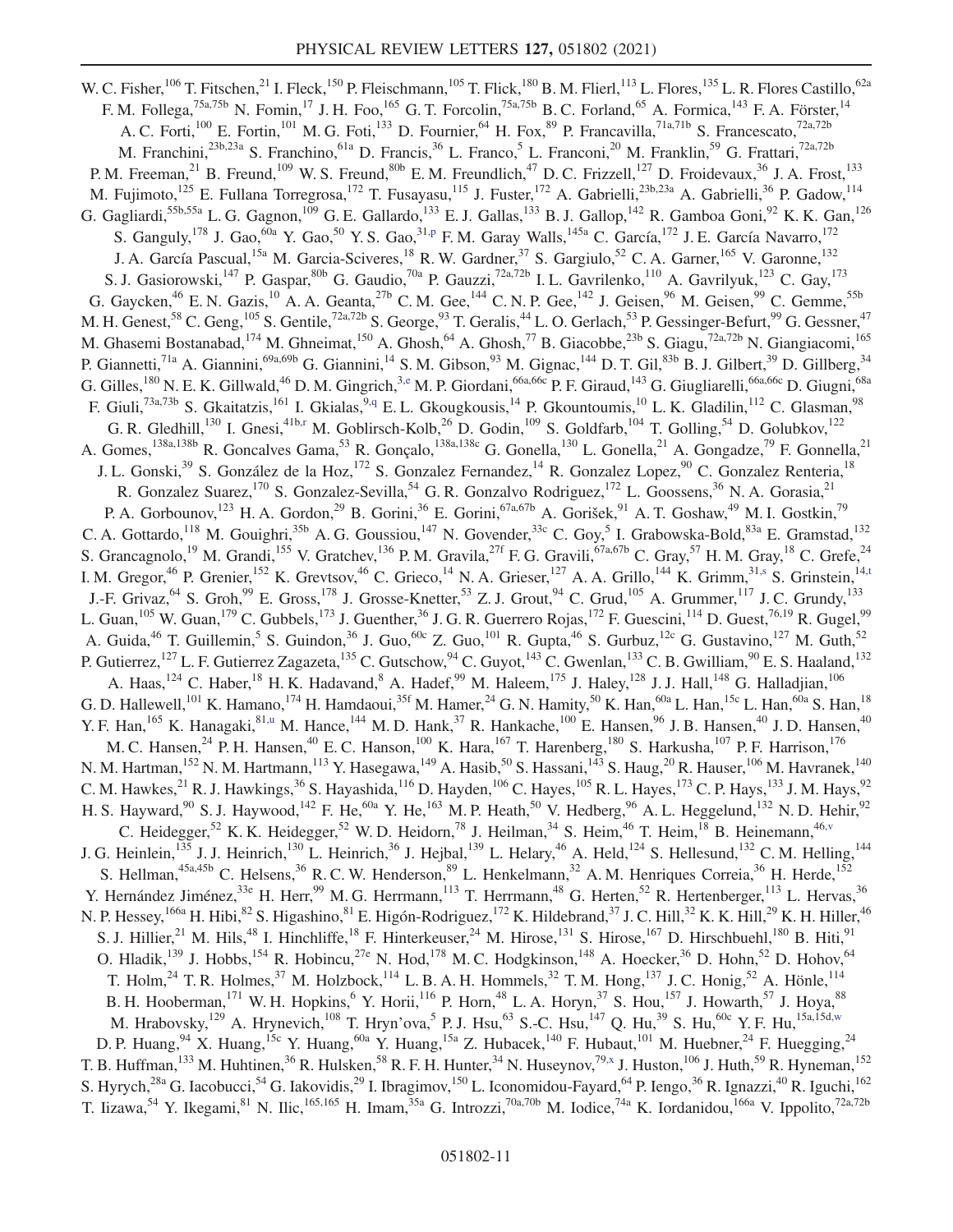W. C. Fisher,[106] T. Fitschen,[21] I. Fleck,[150] P. Fleischmann,[105] T. Flick,[180] B. M. Flierl,[113] L. Flores,[135] L. R. Flores Castillo,[62a] F. M. Follega,[75a,75b] N. Fomin,[17] J. H. Foo,[165] G. T. Forcolin,[75a,75b] B. C. Forland,[65] A. Formica,[143] F. A. Förster,[14] A. C. Forti,[100] E. Fortin,[101] M. G. Foti,[133] D. Fournier,[64] H. Fox,[89] P. Francavilla,[71a,71b] S. Francescato,[72a,72b] M. Franchini,[23b,23a] S. Franchino,[61a] D. Francis,[36] L. Franco,[5] L. Franconi,[20] M. Franklin,[59] G. Frattari,[72a,72b] P. M. Freeman,[21] B. Freund,[109] W. S. Freund,[80b] E. M. Freundlich,[47] D. C. Frizzell,[127] D. Froidevaux,[36] J. A. Frost,[133] M. Fujimoto,[125] E. Fullana Torregrosa,[172] T. Fusayasu,[115] J. Fuster,[172] A. Gabrielli,[23b,23a] A. Gabrielli,[36] P. Gadow,[114] G. Gagliardi,[55b,55a] L. G. Gagnon,[109] G. E. Gallardo,[133] E. J. Gallas,[133] B. J. Gallop,[142] R. Gamboa Goni,[92] K. K. Gan,[126] S. Ganguly,[178] J. Gao,[60a] Y. Gao,[50] Y. S. Gao,[31,p] F. M. Garay Walls,[145a] C. García,[172] J. E. García Navarro,[172] J. A. García Pascual,[15a] M. Garcia-Sciveres,[18] R. W. Gardner,[37] S. Gargiulo,[52] C. A. Garner,[165] V. Garonne,[132] S. J. Gasiorowski,[147] P. Gaspar,[80b] G. Gaudio,[70a] P. Gauzzi,[72a,72b] I. L. Gavrilenko,[110] A. Gavrilyuk,[123] C. Gay,[173] G. Gaycken,[46] E. N. Gazis,[10] A. A. Geanta,[27b] C. M. Gee,[144] C. N. P. Gee,[142] J. Geisen,[96] M. Geisen,[99] C. Gemme,[55b] M. H. Genest,[58] C. Geng,[105] S. Gentile,[72a,72b] S. George,[93] T. Geralis,[44] L. O. Gerlach,[53] P. Gessinger-Befurt,[99] G. Gessner,[47] M. Ghasemi Bostanabad,[174] M. Ghneimat,[150] A. Ghosh,[64] A. Ghosh,[77] B. Giacobbe,[23b] S. Giagu,[72a,72b] N. Giangiacomi,[165] P. Giannetti,[71a] A. Giannini,[69a,69b] G. Giannini,[14] S. M. Gibson,[93] M. Gignac,[144] D. T. Gil,[83b] B. J. Gilbert,[39] D. Gillberg,[34] G. Gilles,[180] N. E. K. Gillwald,[46] D. M. Gingrich,[3,e] M. P. Giordani,[66a,66c] P. F. Giraud,[143] G. Giugliarelli,[66a,66c] D. Giugni,[68a] F. Giuli,[73a,73b] S. Gkaitatzis,[161] I. Gkialas,[9,q] E. L. Gkougkousis,[14] P. Gkountoumis,[10] L. K. Gladilin,[112] C. Glasman,[98] G. R. Gledhill,[130] I. Gnesi,[41b,r] M. Goblirsch-Kolb,[26] D. Godin,[109] S. Goldfarb,[104] T. Golling,[54] D. Golubkov,[122] A. Gomes,[138a,138b] R. Goncalves Gama,[53] R. Gonçalo,[138a,138c] G. Gonella,[130] L. Gonella,[21] A. Gongadze,[79] F. Gonnella,[21] J. L. Gonski,[39] S. González de la Hoz,[172] S. Gonzalez Fernandez,[14] R. Gonzalez Lopez,[90] C. Gonzalez Renteria,[18] R. Gonzalez Suarez,[170] S. Gonzalez-Sevilla,[54] G. R. Gonzalvo Rodriguez,[172] L. Goossens,[36] N. A. Gorasia,[21] P. A. Gorbounov,[123] H. A. Gordon,[29] B. Gorini,[36] E. Gorini,[67a,67b] A. Gorišek,[91] A. T. Goshaw,[49] M. I. Gostkin,[79] C. A. Gottardo,[118] M. Gouighri,[35b] A. G. Goussiou,[147] N. Govender,[33c] C. Goy,[5] I. Grabowska-Bold,[83a] E. Gramstad,[132] S. Grancagnolo,[19] M. Grandi,[155] V. Gratchev,[136] P. M. Gravila,[27f] F. G. Gravili,[67a,67b] C. Gray,[57] H. M. Gray,[18] C. Grefe,[24] I. M. Gregor,[46] P. Grenier,[152] K. Grevtsov,[46] C. Grieco,[14] N. A. Grieser,[127] A. A. Grillo,[144] K. Grimm,[31,s] S. Grinstein,[14,t] J.-F. Grivaz,[64] S. Groh,[99] E. Gross,[178] J. Grosse-Knetter,[53] Z. J. Grout,[94] C. Grud,[105] A. Grummer,[117] J. C. Grundy,[133] L. Guan,[105] W. Guan,[179] C. Gubbels,[173] J. Guenther,[36] J. G. R. Guerrero Rojas,[172] F. Guescini,[114] D. Guest,[76,19] R. Gugel,[99] A. Guida,[46] T. Guillemin,[5] S. Guindon,[36] J. Guo,[60c] Z. Guo,[101] R. Gupta,[46] S. Gurbuz,[12c] G. Gustavino,[127] M. Guth,[52] P. Gutierrez,[127] L. F. Gutierrez Zagazeta,[135] C. Gutschow,[94] C. Guyot,[143] C. Gwenlan,[133] C. B. Gwilliam,[90] E. S. Haaland,[132] A. Haas,[124] C. Haber,[18] H. K. Hadavand,[8] A. Hadef,[99] M. Haleem,[175] J. Haley,[128] J. J. Hall,[148] G. Halladjian,[106] G. D. Hallewell,[101] K. Hamano,[174] H. Hamdaoui,[35f] M. Hamer,[24] G. N. Hamity,[50] K. Han,[60a] L. Han,[15c] L. Han,[60a] S. Han,[18] Y. F. Han,[165] K. Hanagaki,[81,u] M. Hance,[144] M. D. Hank,[37] R. Hankache,[100] E. Hansen,[96] J. B. Hansen,[40] J. D. Hansen,[40] M. C. Hansen,[24] P. H. Hansen,[40] E. C. Hanson,[100] K. Hara,[167] T. Harenberg,[180] S. Harkusha,[107] P. F. Harrison,[176] N. M. Hartman,[152] N. M. Hartmann,[113] Y. Hasegawa,[149] A. Hasib,[50] S. Hassani,[143] S. Haug,[20] R. Hauser,[106] M. Havranek,[140] C. M. Hawkes,[21] R. J. Hawkings,[36] S. Hayashida,[116] D. Hayden,[106] C. Hayes,[105] R. L. Hayes,[173] C. P. Hays,[133] J. M. Hays,[92] H. S. Hayward,[90] S. J. Haywood,[142] F. He,[60a] Y. He,[163] M. P. Heath,[50] V. Hedberg,[96] A. L. Heggelund,[132] N. D. Hehir,[92] C. Heidegger,[52] K. K. Heidegger,[52] W. D. Heidorn,[78] J. Heilman,[34] S. Heim,[46] T. Heim,[18] B. Heinemann,[46,v] J. G. Heinlein,[135] J. J. Heinrich,[130] L. Heinrich,[36] J. Hejbal,[139] L. Helary,[46] A. Held,[124] S. Hellesund,[132] C. M. Helling,[144] S. Hellman,[45a,45b] C. Helsens,[36] R. C. W. Henderson,[89] L. Henkelmann,[32] A. M. Henriques Correia,[36] H. Herde,[152] Y. Hernández Jiménez,[33e] H. Herr,[99] M. G. Herrmann,[113] T. Herrmann,[48] G. Herten,[52] R. Hertenberger,[113] L. Hervas,[36] N. P. Hessey,[166a] H. Hibi,[82] S. Higashino,[81] E. Higón-Rodriguez,[172] K. Hildebrand,[37] J. C. Hill,[32] K. K. Hill,[29] K. H. Hiller,[46] S. J. Hillier,[21] M. Hils,[48] I. Hinchliffe,[18] F. Hinterkeuser,[24] M. Hirose,[131] S. Hirose,[167] D. Hirschbuehl,[180] B. Hiti,[91] O. Hladik,[139] J. Hobbs,[154] R. Hobincu,[27e] N. Hod,[178] M. C. Hodgkinson,[148] A. Hoecker,[36] D. Hohn,[52] D. Hohov,[64] T. Holm,[24] T. R. Holmes,[37] M. Holzbock,[114] L. B. A. H. Hommels,[32] T. M. Hong,[137] J. C. Honig,[52] A. Hönle,[114] B. H. Hooberman,[171] W. H. Hopkins,[6] Y. Horii,[116] P. Horn,[48] L. A. Horyn,[37] S. Hou,[157] J. Howarth,[57] J. Hoya,[88] M. Hrabovsky,[129] A. Hrynevich,[108] T. Hryn'ova,[5] P. J. Hsu,[63] S.-C. Hsu,[147] Q. Hu,[39] S. Hu,[60c] Y. F. Hu,[15a,15d,w] D. P. Huang,[94] X. Huang,[15c] Y. Huang,[60a] Y. Huang,[15a] Z. Hubacek,[140] F. Hubaut,[101] M. Huebner,[24] F. Huegging,[24] T. B. Huffman,[133] M. Huhtinen,[36] R. Hulsken,[58] R. F. H. Hunter,[34] N. Huseynov,[79,x] J. Huston,[106] J. Huth,[59] R. Hyneman,[152] S. Hyrych,[28a] G. Iacobucci,[54] G. Iakovidis,[29] I. Ibragimov,[150] L. Iconomidou-Fayard,[64] P. Iengo,[36] R. Ignazzi,[40] R. Iguchi,[162] T. Iizawa,[54] Y. Ikegami,[81] N. Ilic,[165,165] H. Imam,[35a] G. Introzzi,[70a,70b] M. Iodice,[74a] K. Iordanidou,[166a] V. Ippolito,[72a,72b]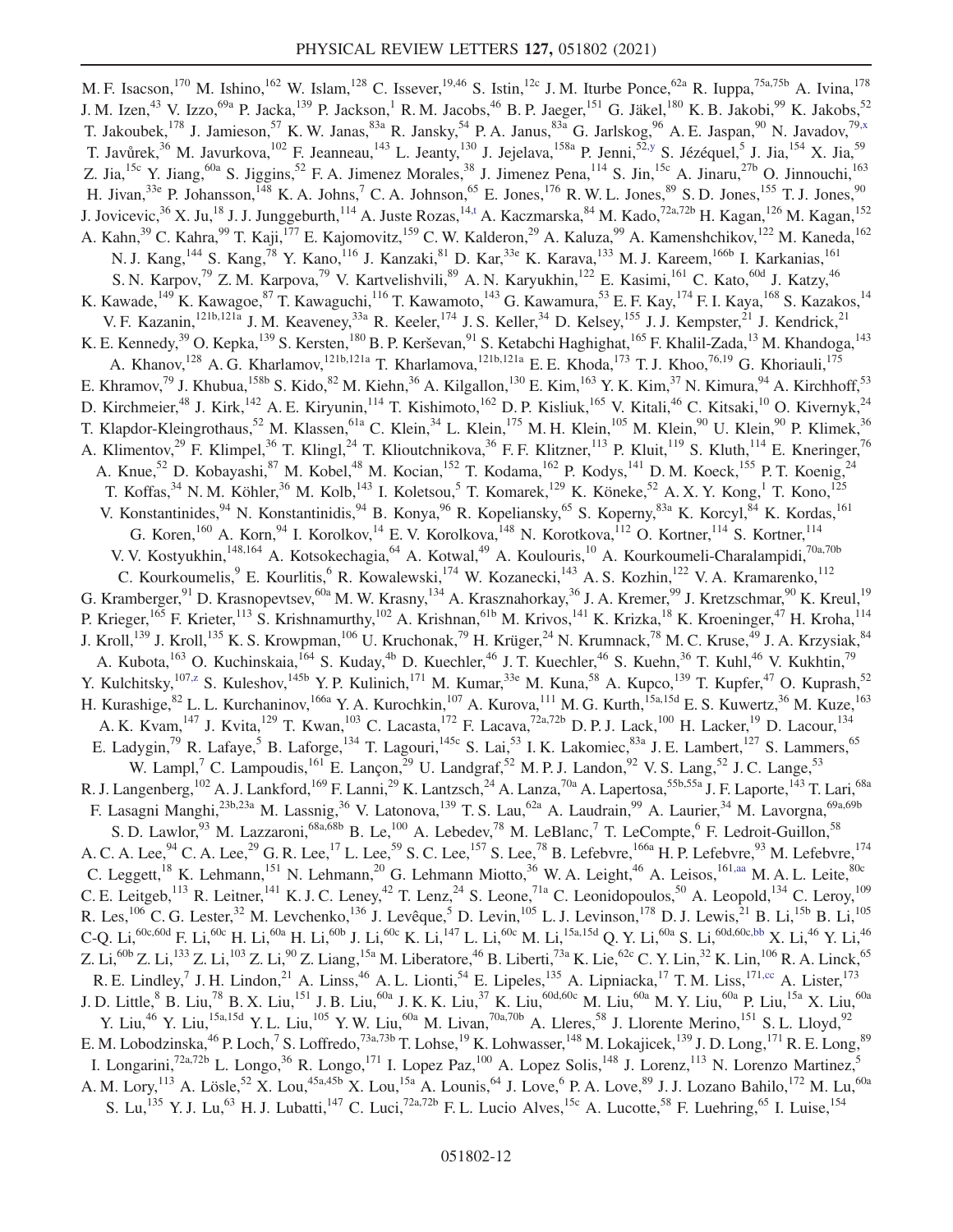M. F. Isacson,[170] M. Ishino,[162] W. Islam,[128] C. Issever,[19,46] S. Istin,[12c] J. M. Iturbe Ponce,[62a] R. Iuppa,[75a,75b] A. Ivina,[178] J. M. Izen,[43] V. Izzo,[69a] P. Jacka,[139] P. Jackson,[1] R. M. Jacobs,[46] B. P. Jaeger,[151] G. Jäkel,[180] K. B. Jakobi,[99] K. Jakobs,[52] T. Jakoubek,[178] J. Jamieson,[57] K. W. Janas,[83a] R. Jansky,[54] P. A. Janus,[83a] G. Jarlskog,[96] A. E. Jaspan,[90] N. Javadov,[79,x] T. Javůrek,[36] M. Javurkova,[102] F. Jeanneau,[143] L. Jeanty,[130] J. Jejelava,[158a] P. Jenni,[52,y] S. Jézéquel,[5] J. Jia,[154] X. Jia,[59] Z. Jia,[15c] Y. Jiang,[60a] S. Jiggins,[52] F. A. Jimenez Morales,[38] J. Jimenez Pena,[114] S. Jin,[15c] A. Jinaru,[27b] O. Jinnouchi,[163] H. Jivan,[33e] P. Johansson,[148] K. A. Johns,[7] C. A. Johnson,[65] E. Jones,[176] R. W. L. Jones,[89] S. D. Jones,[155] T. J. Jones,[90] J. Jovicevic,[36] X. Ju,[18] J. J. Junggeburth,[114] A. Juste Rozas,[14,t] A. Kaczmarska,[84] M. Kado,[72a,72b] H. Kagan,[126] M. Kagan,[152] A. Kahn,[39] C. Kahra,[99] T. Kaji,[177] E. Kajomovitz,[159] C. W. Kalderon,[29] A. Kaluza,[99] A. Kamenshchikov,[122] M. Kaneda,[162] N. J. Kang,[144] S. Kang,[78] Y. Kano,[116] J. Kanzaki,[81] D. Kar,[33e] K. Karava,[133] M. J. Kareem,[166b] I. Karkanias,[161] S. N. Karpov,[79] Z. M. Karpova,[79] V. Kartvelishvili,[89] A. N. Karyukhin,[122] E. Kasimi,[161] C. Kato,[60d] J. Katzy,[46] K. Kawade,[149] K. Kawagoe,[87] T. Kawaguchi,[116] T. Kawamoto,[143] G. Kawamura,[53] E. F. Kay,[174] F. I. Kaya,[168] S. Kazakos,[14] V. F. Kazanin,[121b,121a] J. M. Keaveney,[33a] R. Keeler,[174] J. S. Keller,[34] D. Kelsey,[155] J. J. Kempster,[21] J. Kendrick,[21] K. E. Kennedy,[39] O. Kepka,[139] S. Kersten,[180] B. P. Kerševan,[91] S. Ketabchi Haghighat,[165] F. Khalil-Zada,[13] M. Khandoga,[143] A. Khanov,[128] A. G. Kharlamov,[121b,121a] T. Kharlamova,[121b,121a] E. E. Khoda,[173] T. J. Khoo,[76,19] G. Khoriauli,[175] E. Khramov,[79] J. Khubua,[158b] S. Kido,[82] M. Kiehn,[36] A. Kilgallon,[130] E. Kim,[163] Y. K. Kim,[37] N. Kimura,[94] A. Kirchhoff,[53] D. Kirchmeier,[48] J. Kirk,[142] A. E. Kiryunin,[114] T. Kishimoto,[162] D. P. Kisliuk,[165] V. Kitali,[46] C. Kitsaki,[10] O. Kivernyk,[24] T. Klapdor-Kleingrothaus,[52] M. Klassen,[61a] C. Klein,[34] L. Klein,[175] M. H. Klein,[105] M. Klein,[90] U. Klein,[90] P. Klimek,[36] A. Klimentov,[29] F. Klimpel,[36] T. Klingl,[24] T. Klioutchnikova,[36] F. F. Klitzner,[113] P. Kluit,[119] S. Kluth,[114] E. Kneringer,[76] A. Knue,[52] D. Kobayashi,[87] M. Kobel,[48] M. Kocian,[152] T. Kodama,[162] P. Kodys,[141] D. M. Koeck,[155] P. T. Koenig,[24] T. Koffas,[34] N. M. Köhler,[36] M. Kolb,[143] I. Koletsou,[5] T. Komarek,[129] K. Köneke,[52] A. X. Y. Kong,[1] T. Kono,[125] V. Konstantinides,[94] N. Konstantinidis,[94] B. Konya,[96] R. Kopeliansky,[65] S. Koperny,[83a] K. Korcyl,[84] K. Kordas,[161] G. Koren,[160] A. Korn,[94] I. Korolkov,[14] E. V. Korolkova,[148] N. Korotkova,[112] O. Kortner,[114] S. Kortner,[114] V. V. Kostyukhin,[148,164] A. Kotsokechagia,[64] A. Kotwal,[49] A. Koulouris,[10] A. Kourkoumeli-Charalampidi,[70a,70b] C. Kourkoumelis,[9] E. Kourlitis,[6] R. Kowalewski,[174] W. Kozanecki,[143] A. S. Kozhin,[122] V. A. Kramarenko,[112] G. Kramberger,[91] D. Krasnopevtsev,[60a] M. W. Krasny,[134] A. Krasznahorkay,[36] J. A. Kremer,[99] J. Kretzschmar,[90] K. Kreul,[19] P. Krieger,[165] F. Krieter,[113] S. Krishnamurthy,[102] A. Krishnan,[61b] M. Krivos,[141] K. Krizka,[18] K. Kroeninger,[47] H. Kroha,[114] J. Kroll,[139] J. Kroll,[135] K. S. Krowpman,[106] U. Kruchonak,[79] H. Krüger,[24] N. Krumnack,[78] M. C. Kruse,[49] J. A. Krzysiak,[84] A. Kubota,[163] O. Kuchinskaia,[164] S. Kuday,[4b] D. Kuechler,[46] J. T. Kuechler,[46] S. Kuehn,[36] T. Kuhl,[46] V. Kukhtin,[79] Y. Kulchitsky,[107,z] S. Kuleshov,[145b] Y. P. Kulinich,[171] M. Kumar,[33e] M. Kuna,[58] A. Kupco,[139] T. Kupfer,[47] O. Kuprash,[52] H. Kurashige,[82] L. L. Kurchaninov,[166a] Y. A. Kurochkin,[107] A. Kurova,[111] M. G. Kurth,[15a,15d] E. S. Kuwertz,[36] M. Kuze,[163] A. K. Kvam,[147] J. Kvita,[129] T. Kwan,[103] C. Lacasta,[172] F. Lacava,[72a,72b] D. P. J. Lack,[100] H. Lacker,[19] D. Lacour,[134] E. Ladygin,[79] R. Lafaye,[5] B. Laforge,[134] T. Lagouri,[145c] S. Lai,[53] I. K. Lakomiec,[83a] J. E. Lambert,[127] S. Lammers,[65] W. Lampl,[7] C. Lampoudis,[161] E. Lançon,[29] U. Landgraf,[52] M. P. J. Landon,[92] V. S. Lang,[52] J. C. Lange,[53] R. J. Langenberg,[102] A. J. Lankford,[169] F. Lanni,[29] K. Lantzsch,[24] A. Lanza,[70a] A. Lapertosa,[55b,55a] J. F. Laporte,[143] T. Lari,[68a] F. Lasagni Manghi,[23b,23a] M. Lassnig,[36] V. Latonova,[139] T. S. Lau,[62a] A. Laudrain,[99] A. Laurier,[34] M. Lavorgna,[69a,69b] S. D. Lawlor,[93] M. Lazzaroni,[68a,68b] B. Le,[100] A. Lebedev,[78] M. LeBlanc,[7] T. LeCompte,[6] F. Ledroit-Guillon,[58] A. C. A. Lee,[94] C. A. Lee,[29] G. R. Lee,[17] L. Lee,[59] S. C. Lee,[157] S. Lee,[78] B. Lefebvre,[166a] H. P. Lefebvre,[93] M. Lefebvre,[174] C. Leggett,[18] K. Lehmann,[151] N. Lehmann,[20] G. Lehmann Miotto,[36] W. A. Leight,[46] A. Leisos,[161,aa] M. A. L. Leite,[80c] C. E. Leitgeb,[113] R. Leitner,[141] K. J. C. Leney,[42] T. Lenz,[24] S. Leone,[71a] C. Leonidopoulos,[50] A. Leopold,[134] C. Leroy,[109] R. Les,[106] C. G. Lester,[32] M. Levchenko,[136] J. Levêque,[5] D. Levin,[105] L. J. Levinson,[178] D. J. Lewis,[21] B. Li,[15b] B. Li,[105] C-Q. Li,[60c,60d] F. Li,[60c] H. Li,[60a] H. Li,[60b] J. Li,[60c] K. Li,[147] L. Li,[60c] M. Li,[15a,15d] Q. Y. Li,[60a] S. Li,[60d,60c,bb] X. Li,[46] Y. Li,[46] Z. Li,[60b] Z. Li,[133] Z. Li,[103] Z. Li,[90] Z. Liang,[15a] M. Liberatore,[46] B. Liberti,[73a] K. Lie,[62c] C. Y. Lin,[32] K. Lin,[106] R. A. Linck,[65] R. E. Lindley,[7] J. H. Lindon,[21] A. Linss,[46] A. L. Lionti,[54] E. Lipeles,[135] A. Lipniacka,[17] T. M. Liss,[171,cc] A. Lister,[173] J. D. Little,[8] B. Liu,[78] B. X. Liu,[151] J. B. Liu,[60a] J. K. K. Liu,[37] K. Liu,[60d,60c] M. Liu,[60a] M. Y. Liu,[60a] P. Liu,[15a] X. Liu,[60a] Y. Liu,[46] Y. Liu,[15a,15d] Y. L. Liu,[105] Y. W. Liu,[60a] M. Livan,[70a,70b] A. Lleres,[58] J. Llorente Merino,[151] S. L. Lloyd,[92] E. M. Lobodzinska,[46] P. Loch,[7] S. Loffredo,[73a,73b] T. Lohse,[19] K. Lohwasser,[148] M. Lokajicek,[139] J. D. Long,[171] R. E. Long,[89] I. Longarini,[72a,72b] L. Longo,[36] R. Longo,[171] I. Lopez Paz,[100] A. Lopez Solis,[148] J. Lorenz,[113] N. Lorenzo Martinez,[5] A. M. Lory,[113] A. Lösle,[52] X. Lou,[45a,45b] X. Lou,[15a] A. Lounis,[64] J. Love,[6] P. A. Love,[89] J. J. Lozano Bahilo,[172] M. Lu,[60a] S. Lu,[135] Y. J. Lu,[63] H. J. Lubatti,[147] C. Luci,[72a,72b] F. L. Lucio Alves,[15c] A. Lucotte,[58] F. Luehring,[65] I. Luise,[154]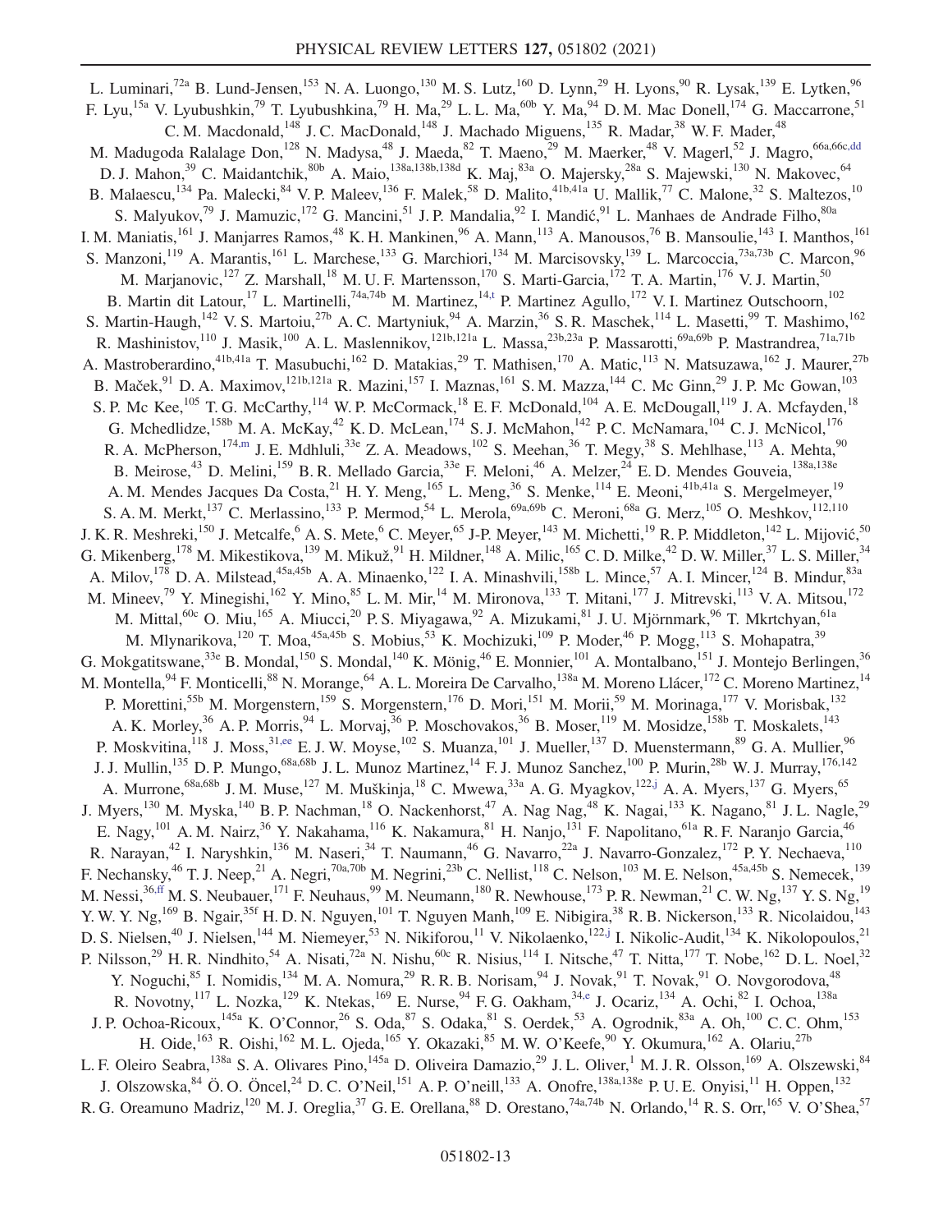L. Luminari,[72a] B. Lund-Jensen,[153] N. A. Luongo,[130] M. S. Lutz,[160] D. Lynn,[29] H. Lyons,[90] R. Lysak,[139] E. Lytken,[96] F. Lyu,[15a] V. Lyubushkin,[79] T. Lyubushkina,[79] H. Ma,[29] L. L. Ma,[60b] Y. Ma,[94] D. M. Mac Donell,[174] G. Maccarrone,[51] C. M. Macdonald,[148] J. C. MacDonald,[148] J. Machado Miguens,[135] R. Madar,[38] W. F. Mader,[48] M. Madugoda Ralalage Don,[128] N. Madysa,[48] J. Maeda,[82] T. Maeno,[29] M. Maerker,[48] V. Magerl,[52] J. Magro,[66a,66c,dd] D. J. Mahon,[39] C. Maidantchik,[80b] A. Maio,[138a,138b,138d] K. Maj,[83a] O. Majersky,[28a] S. Majewski,[130] N. Makovec,[64] B. Malaescu,[134] Pa. Malecki,[84] V. P. Maleev,[136] F. Malek,[58] D. Malito,[41b,41a] U. Mallik,[77] C. Malone,[32] S. Maltezos,[10] S. Malyukov,[79] J. Mamuzic,[172] G. Mancini,[51] J. P. Mandalia,[92] I. Mandić,[91] L. Manhaes de Andrade Filho,[80a] I. M. Maniatis,[161] J. Manjarres Ramos,[48] K. H. Mankinen,[96] A. Mann,[113] A. Manousos,[76] B. Mansoulie,[143] I. Manthos,[161] S. Manzoni,[119] A. Marantis,[161] L. Marchese,[133] G. Marchiori,[134] M. Marcisovsky,[139] L. Marcoccia,[73a,73b] C. Marcon,[96] M. Marjanovic,[127] Z. Marshall,[18] M. U. F. Martensson,[170] S. Marti-Garcia,[172] T. A. Martin,[176] V. J. Martin,[50] B. Martin dit Latour,[17] L. Martinelli,[74a,74b] M. Martinez,[14,t] P. Martinez Agullo,[172] V. I. Martinez Outschoorn,[102] S. Martin-Haugh,[142] V. S. Martoiu,[27b] A. C. Martyniuk,[94] A. Marzin,[36] S. R. Maschek,[114] L. Masetti,[99] T. Mashimo,[162] R. Mashinistov,[110] J. Masik,[100] A. L. Maslennikov,[121b,121a] L. Massa,[23b,23a] P. Massarotti,[69a,69b] P. Mastrandrea,[71a,71b] A. Mastroberardino,[41b,41a] T. Masubuchi,[162] D. Matakias,[29] T. Mathisen,[170] A. Matic,[113] N. Matsuzawa,[162] J. Maurer,[27b] B. Maček,[91] D. A. Maximov,[121b,121a] R. Mazini,[157] I. Maznas,[161] S. M. Mazza,[144] C. Mc Ginn,[29] J. P. Mc Gowan,[103] S. P. Mc Kee,[105] T. G. McCarthy,[114] W. P. McCormack,[18] E. F. McDonald,[104] A. E. McDougall,[119] J. A. Mcfayden,[18] G. Mchedlidze,[158b] M. A. McKay,[42] K. D. McLean,[174] S. J. McMahon,[142] P. C. McNamara,[104] C. J. McNicol,[176] R. A. McPherson,[174,m] J. E. Mdhluli,[33e] Z. A. Meadows,[102] S. Meehan,[36] T. Megy,[38] S. Mehlhase,[113] A. Mehta,[90] B. Meirose,[43] D. Melini,[159] B. R. Mellado Garcia,[33e] F. Meloni,[46] A. Melzer,[24] E. D. Mendes Gouveia,[138a,138e] A. M. Mendes Jacques Da Costa,[21] H. Y. Meng,[165] L. Meng,[36] S. Menke,[114] E. Meoni,[41b,41a] S. Mergelmeyer,[19] S. A. M. Merkt,[137] C. Merlassino,[133] P. Mermod,[54] L. Merola,[69a,69b] C. Meroni,[68a] G. Merz,[105] O. Meshkov,[112,110] J. K. R. Meshreki,[150] J. Metcalfe,[6] A. S. Mete,[6] C. Meyer,[65] J-P. Meyer,[143] M. Michetti,[19] R. P. Middleton,[142] L. Mijović,[50] G. Mikenberg,[178] M. Mikestikova,[139] M. Mikuž,[91] H. Mildner,[148] A. Milic,[165] C. D. Milke,[42] D. W. Miller,[37] L. S. Miller,[34] A. Milov,[178] D. A. Milstead,[45a,45b] A. A. Minaenko,[122] I. A. Minashvili,[158b] L. Mince,[57] A. I. Mincer,[124] B. Mindur,[83a] M. Mineev,[79] Y. Minegishi,[162] Y. Mino,[85] L. M. Mir,[14] M. Mironova,[133] T. Mitani,[177] J. Mitrevski,[113] V. A. Mitsou,[172] M. Mittal,[60c] O. Miu,[165] A. Miucci,[20] P. S. Miyagawa,[92] A. Mizukami,[81] J. U. Mjörnmark,[96] T. Mkrtchyan,[61a] M. Mlynarikova,[120] T. Moa,[45a,45b] S. Mobius,[53] K. Mochizuki,[109] P. Moder,[46] P. Mogg,[113] S. Mohapatra,[39] G. Mokgatitswane,[33e] B. Mondal,[150] S. Mondal,[140] K. Mönig,[46] E. Monnier,[101] A. Montalbano,[151] J. Montejo Berlingen,[36] M. Montella,[94] F. Monticelli,[88] N. Morange,[64] A. L. Moreira De Carvalho,[138a] M. Moreno Llácer,[172] C. Moreno Martinez,[14] P. Morettini,[55b] M. Morgenstern,[159] S. Morgenstern,[176] D. Mori,[151] M. Morii,[59] M. Morinaga,[177] V. Morisbak,[132] A. K. Morley,[36] A. P. Morris,[94] L. Morvaj,[36] P. Moschovakos,[36] B. Moser,[119] M. Mosidze,[158b] T. Moskalets,[143] P. Moskvitina,[118] J. Moss,[31,ee] E. J. W. Moyse,[102] S. Muanza,[101] J. Mueller,[137] D. Muenstermann,[89] G. A. Mullier,[96] J. J. Mullin,[135] D. P. Mungo,[68a,68b] J. L. Munoz Martinez,[14] F. J. Munoz Sanchez,[100] P. Murin,[28b] W. J. Murray,[176,142] A. Murrone,[68a,68b] J. M. Muse,[127] M. Muškinja,[18] C. Mwewa,[33a] A. G. Myagkov,[122,j] A. A. Myers,[137] G. Myers,[65] J. Myers,[130] M. Myska,[140] B. P. Nachman,[18] O. Nackenhorst,[47] A. Nag Nag,[48] K. Nagai,[133] K. Nagano,[81] J. L. Nagle,[29] E. Nagy,[101] A. M. Nairz,[36] Y. Nakahama,[116] K. Nakamura,[81] H. Nanjo,[131] F. Napolitano,[61a] R. F. Naranjo Garcia,[46] R. Narayan,[42] I. Naryshkin,[136] M. Naseri,[34] T. Naumann,[46] G. Navarro,[22a] J. Navarro-Gonzalez,[172] P. Y. Nechaeva,[110] F. Nechansky,[46] T. J. Neep,[21] A. Negri,[70a,70b] M. Negrini,[23b] C. Nellist,[118] C. Nelson,[103] M. E. Nelson,[45a,45b] S. Nemecek,[139] M. Nessi,[36,ff] M. S. Neubauer,[171] F. Neuhaus,[99] M. Neumann,[180] R. Newhouse,[173] P. R. Newman,[21] C. W. Ng,[137] Y. S. Ng,[19] Y. W. Y. Ng,[169] B. Ngair,[35f] H. D. N. Nguyen,[101] T. Nguyen Manh,[109] E. Nibigira,[38] R. B. Nickerson,[133] R. Nicolaidou,[143] D. S. Nielsen,[40] J. Nielsen,[144] M. Niemeyer,[53] N. Nikiforou,[11] V. Nikolaenko,[122,j] I. Nikolic-Audit,[134] K. Nikolopoulos,[21] P. Nilsson,[29] H. R. Nindhito,[54] A. Nisati,[72a] N. Nishu,[60c] R. Nisius,[114] I. Nitsche,[47] T. Nitta,[177] T. Nobe,[162] D. L. Noel,[32] Y. Noguchi,[85] I. Nomidis,[134] M. A. Nomura,[29] R. R. B. Norisam,[94] J. Novak,[91] T. Novak,[91] O. Novgorodova,[48] R. Novotny,[117] L. Nozka,[129] K. Ntekas,[169] E. Nurse,[94] F. G. Oakham,[34,e] J. Ocariz,[134] A. Ochi,[82] I. Ochoa,[138a] J. P. Ochoa-Ricoux,[145a] K. O'Connor,[26] S. Oda,[87] S. Odaka,[81] S. Oerdek,[53] A. Ogrodnik,[83a] A. Oh,[100] C. C. Ohm,[153] H. Oide,[163] R. Oishi,[162] M. L. Ojeda,[165] Y. Okazaki,[85] M. W. O'Keefe,[90] Y. Okumura,[162] A. Olariu,[27b] L. F. Oleiro Seabra,[138a] S. A. Olivares Pino,[145a] D. Oliveira Damazio,[29] J. L. Oliver,[1] M. J. R. Olsson,[169] A. Olszewski,[84] J. Olszowska,[84] Ö. O. Öncel,[24] D. C. O'Neil,[151] A. P. O'neill,[133] A. Onofre,[138a,138e] P. U. E. Onyisi,[11] H. Oppen,[132] R. G. Oreamuno Madriz,[120] M. J. Oreglia,[37] G. E. Orellana,[88] D. Orestano,[74a,74b] N. Orlando,[14] R. S. Orr,[165] V. O'Shea,[57]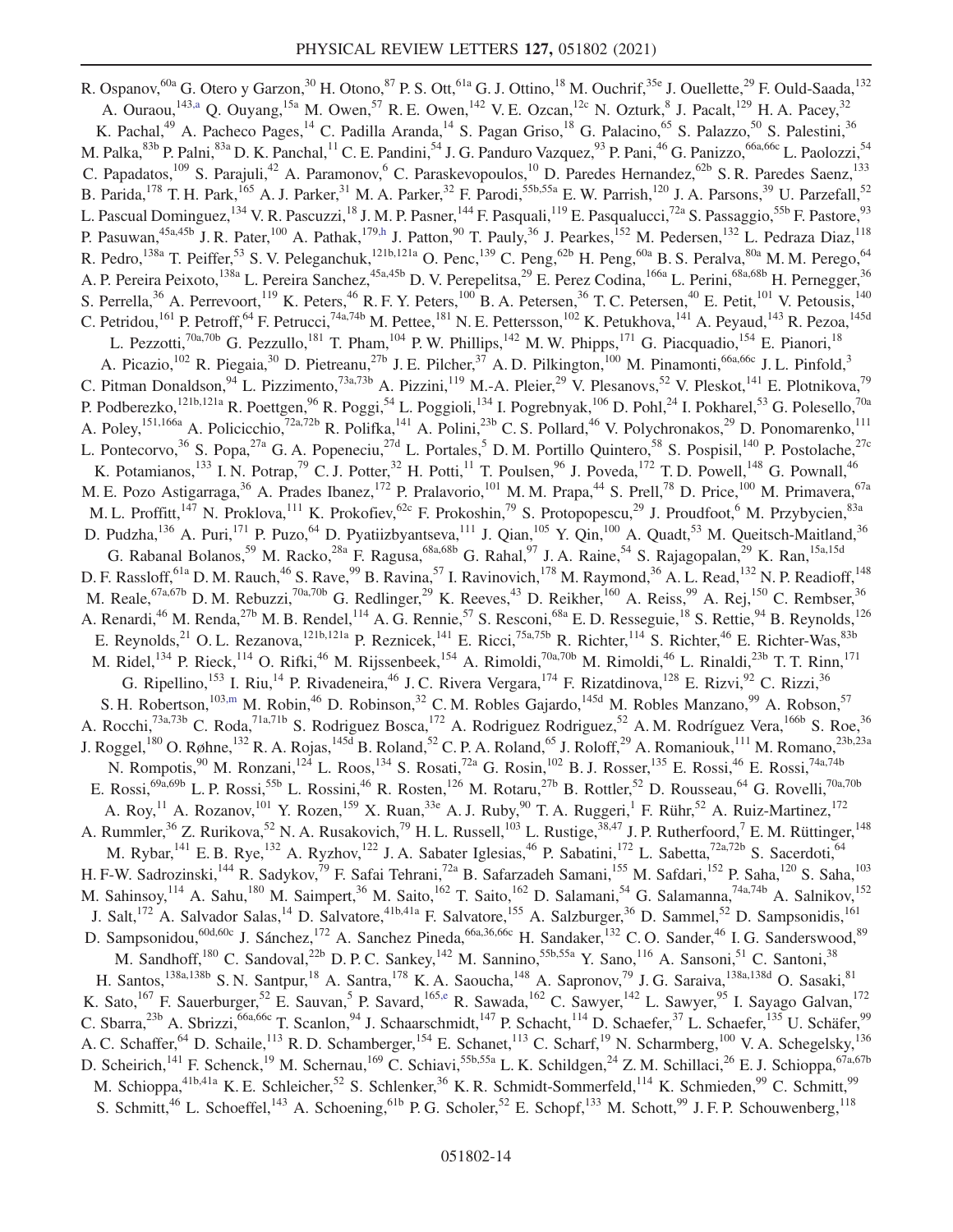R. Ospanov,[60a] G. Otero y Garzon,[30] H. Otono,[87] P. S. Ott,[61a] G. J. Ottino,[18] M. Ouchrif,[35e] J. Ouellette,[29] F. Ould-Saada,[132] A. Ouraou,[143,a] Q. Ouyang,[15a] M. Owen,[57] R. E. Owen,[142] V. E. Ozcan,[12c] N. Ozturk,[8] J. Pacalt,[129] H. A. Pacey,[32] K. Pachal,[49] A. Pacheco Pages,[14] C. Padilla Aranda,[14] S. Pagan Griso,[18] G. Palacino,[65] S. Palazzo,[50] S. Palestini,[36] M. Palka,[83b] P. Palni,[83a] D. K. Panchal,[11] C. E. Pandini,[54] J. G. Panduro Vazquez,[93] P. Pani,[46] G. Panizzo,[66a,66c] L. Paolozzi,[54] C. Papadatos,[109] S. Parajuli,[42] A. Paramonov,[6] C. Paraskevopoulos,[10] D. Paredes Hernandez,[62b] S. R. Paredes Saenz,[133] B. Parida,[178] T. H. Park,[165] A. J. Parker,[31] M. A. Parker,[32] F. Parodi,[55b,55a] E. W. Parrish,[120] J. A. Parsons,[39] U. Parzefall,[52] L. Pascual Dominguez,[134] V. R. Pascuzzi,[18] J. M. P. Pasner,[144] F. Pasquali,[119] E. Pasqualucci,[72a] S. Passaggio,[55b] F. Pastore,[93] P. Pasuwan,[45a,45b] J. R. Pater,[100] A. Pathak,[179,h] J. Patton,[90] T. Pauly,[36] J. Pearkes,[152] M. Pedersen,[132] L. Pedraza Diaz,[118] R. Pedro,[138a] T. Peiffer,[53] S. V. Peleganchuk,[121b,121a] O. Penc,[139] C. Peng,[62b] H. Peng,[60a] B. S. Peralva,[80a] M. M. Perego,[64] A. P. Pereira Peixoto,[138a] L. Pereira Sanchez,[45a,45b] D. V. Perepelitsa,[29] E. Perez Codina,[166a] L. Perini,[68a,68b] H. Pernegger,[36] S. Perrella,[36] A. Perrevoort,[119] K. Peters,[46] R. F. Y. Peters,[100] B. A. Petersen,[36] T. C. Petersen,[40] E. Petit,[101] V. Petousis,[140] C. Petridou,[161] P. Petroff,[64] F. Petrucci,[74a,74b] M. Pettee,[181] N. E. Pettersson,[102] K. Petukhova,[141] A. Peyaud,[143] R. Pezoa,[145d] L. Pezzotti,[70a,70b] G. Pezzullo,[181] T. Pham,[104] P. W. Phillips,[142] M. W. Phipps,[171] G. Piacquadio,[154] E. Pianori,[18] A. Picazio,[102] R. Piegaia,[30] D. Pietreanu,[27b] J. E. Pilcher,[37] A. D. Pilkington,[100] M. Pinamonti,[66a,66c] J. L. Pinfold,[3] C. Pitman Donaldson,[94] L. Pizzimento,[73a,73b] A. Pizzini,[119] M.-A. Pleier,[29] V. Plesanovs,[52] V. Pleskot,[141] E. Plotnikova,[79] P. Podberezko,[121b,121a] R. Poettgen,[96] R. Poggi,[54] L. Poggioli,[134] I. Pogrebnyak,[106] D. Pohl,[24] I. Pokharel,[53] G. Polesello,[70a] A. Poley,[151,166a] A. Policicchio,[72a,72b] R. Polifka,[141] A. Polini,[23b] C. S. Pollard,[46] V. Polychronakos,[29] D. Ponomarenko,[111] L. Pontecorvo,[36] S. Popa,[27a] G. A. Popeneciu,[27d] L. Portales,[5] D. M. Portillo Quintero,[58] S. Pospisil,[140] P. Postolache,[27c] K. Potamianos,[133] I. N. Potrap,[79] C. J. Potter,[32] H. Potti,[11] T. Poulsen,[96] J. Poveda,[172] T. D. Powell,[148] G. Pownall,[46] M. E. Pozo Astigarraga,[36] A. Prades Ibanez,[172] P. Pralavorio,[101] M. M. Prapa,[44] S. Prell,[78] D. Price,[100] M. Primavera,[67a] M. L. Proffitt,[147] N. Proklova,[111] K. Prokofiev,[62c] F. Prokoshin,[79] S. Protopopescu,[29] J. Proudfoot,[6] M. Przybycien,[83a] D. Pudzha,[136] A. Puri,[171] P. Puzo,[64] D. Pyatiizbyantseva,[111] J. Qian,[105] Y. Qin,[100] A. Quadt,[53] M. Queitsch-Maitland,[36] G. Rabanal Bolanos,[59] M. Racko,[28a] F. Ragusa,[68a,68b] G. Rahal,[97] J. A. Raine,[54] S. Rajagopalan,[29] K. Ran,[15a,15d] D. F. Rassloff,[61a] D. M. Rauch,[46] S. Rave,[99] B. Ravina,[57] I. Ravinovich,[178] M. Raymond,[36] A. L. Read,[132] N. P. Readioff,[148] M. Reale,[67a,67b] D. M. Rebuzzi,[70a,70b] G. Redlinger,[29] K. Reeves,[43] D. Reikher,[160] A. Reiss,[99] A. Rej,[150] C. Rembser,[36] A. Renardi,[46] M. Renda,[27b] M. B. Rendel,[114] A. G. Rennie,[57] S. Resconi,[68a] E. D. Resseguie,[18] S. Rettie,[94] B. Reynolds,[126] E. Reynolds,[21] O. L. Rezanova,[121b,121a] P. Reznicek,[141] E. Ricci,[75a,75b] R. Richter,[114] S. Richter,[46] E. Richter-Was,[83b] M. Ridel,[134] P. Rieck,[114] O. Rifki,[46] M. Rijssenbeek,[154] A. Rimoldi,[70a,70b] M. Rimoldi,[46] L. Rinaldi,[23b] T. T. Rinn,[171] G. Ripellino,[153] I. Riu,[14] P. Rivadeneira,[46] J. C. Rivera Vergara,[174] F. Rizatdinova,[128] E. Rizvi,[92] C. Rizzi,[36] S. H. Robertson,[103,m] M. Robin,[46] D. Robinson,[32] C. M. Robles Gajardo,[145d] M. Robles Manzano,[99] A. Robson,[57] A. Rocchi,[73a,73b] C. Roda,[71a,71b] S. Rodriguez Bosca,[172] A. Rodriguez Rodriguez,[52] A. M. Rodríguez Vera,[166b] S. Roe,[36] J. Roggel,[180] O. Røhne,[132] R. A. Rojas,[145d] B. Roland,[52] C. P. A. Roland,[65] J. Roloff,[29] A. Romaniouk,[111] M. Romano,[23b,23a] N. Rompotis,[90] M. Ronzani,[124] L. Roos,[134] S. Rosati,[72a] G. Rosin,[102] B. J. Rosser,[135] E. Rossi,[46] E. Rossi,[74a,74b] E. Rossi,[69a,69b] L. P. Rossi,[55b] L. Rossini,[46] R. Rosten,[126] M. Rotaru,[27b] B. Rottler,[52] D. Rousseau,[64] G. Rovelli,[70a,70b] A. Roy,[11] A. Rozanov,[101] Y. Rozen,[159] X. Ruan,[33e] A. J. Ruby,[90] T. A. Ruggeri,[1] F. Rühr,[52] A. Ruiz-Martinez,[172] A. Rummler,[36] Z. Rurikova,[52] N. A. Rusakovich,[79] H. L. Russell,[103] L. Rustige,[38,47] J. P. Rutherfoord,[7] E. M. Rüttinger,[148] M. Rybar,[141] E. B. Rye,[132] A. Ryzhov,[122] J. A. Sabater Iglesias,[46] P. Sabatini,[172] L. Sabetta,[72a,72b] S. Sacerdoti,[64] H. F-W. Sadrozinski,[144] R. Sadykov,[79] F. Safai Tehrani,[72a] B. Safarzadeh Samani,[155] M. Safdari,[152] P. Saha,[120] S. Saha,[103] M. Sahinsoy,[114] A. Sahu,[180] M. Saimpert,[36] M. Saito,[162] T. Saito,[162] D. Salamani,[54] G. Salamanna,[74a,74b] A. Salnikov,[152] J. Salt,[172] A. Salvador Salas,[14] D. Salvatore,[41b,41a] F. Salvatore,[155] A. Salzburger,[36] D. Sammel,[52] D. Sampsonidis,[161] D. Sampsonidou,[60d,60c] J. Sánchez,[172] A. Sanchez Pineda,[66a,36,66c] H. Sandaker,[132] C. O. Sander,[46] I. G. Sanderswood,[89] M. Sandhoff,[180] C. Sandoval,[22b] D. P. C. Sankey,[142] M. Sannino,[55b,55a] Y. Sano,[116] A. Sansoni,[51] C. Santoni,[38] H. Santos,[138a,138b] S. N. Santpur,[18] A. Santra,[178] K. A. Saoucha,[148] A. Sapronov,[79] J. G. Saraiva,[138a,138d] O. Sasaki,[81] K. Sato,[167] F. Sauerburger,[52] E. Sauvan,[5] P. Savard,[165,e] R. Sawada,[162] C. Sawyer,[142] L. Sawyer,[95] I. Sayago Galvan,[172] C. Sbarra,[23b] A. Sbrizzi,[66a,66c] T. Scanlon,[94] J. Schaarschmidt,[147] P. Schacht,[114] D. Schaefer,[37] L. Schaefer,[135] U. Schäfer,[99] A. C. Schaffer,[64] D. Schaile,[113] R. D. Schamberger,[154] E. Schanet,[113] C. Scharf,[19] N. Scharmberg,[100] V. A. Schegelsky,[136] D. Scheirich,[141] F. Schenck,[19] M. Schernau,[169] C. Schiavi,[55b,55a] L. K. Schildgen,[24] Z. M. Schillaci,[26] E. J. Schioppa,[67a,67b] M. Schioppa,[41b,41a] K. E. Schleicher,[52] S. Schlenker,[36] K. R. Schmidt-Sommerfeld,[114] K. Schmieden,[99] C. Schmitt,[99] S. Schmitt,[46] L. Schoeffel,[143] A. Schoening,[61b] P. G. Scholer,[52] E. Schopf,[133] M. Schott,[99] J. F. P. Schouwenberg,[118]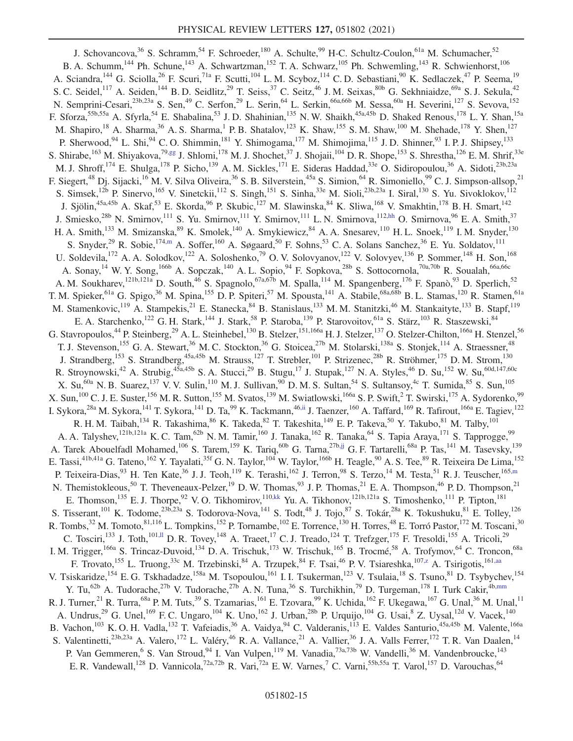J. Schovancova,[36] S. Schramm,[54] F. Schroeder,[180] A. Schulte,[99] H-C. Schultz-Coulon,[61a] M. Schumacher,[52] B. A. Schumm,[144] Ph. Schune,[143] A. Schwartzman,[152] T. A. Schwarz,[105] Ph. Schwemling,[143] R. Schwienhorst,[106] A. Sciandra,[144] G. Sciolla,[26] F. Scuri,[71a] F. Scutti,[104] L. M. Scyboz,[114] C. D. Sebastiani,[90] K. Sedlaczek,[47] P. Seema,[19] S. C. Seidel,[117] A. Seiden,[144] B. D. Seidlitz,[29] T. Seiss,[37] C. Seitz,[46] J. M. Seixas,[80b] G. Sekhniaidze,[69a] S. J. Sekula,[42] N. Semprini-Cesari,[23b,23a] S. Sen,[49] C. Serfon,[29] L. Serin,[64] L. Serkin,[66a,66b] M. Sessa,[60a] H. Severini,[127] S. Sevova,[152] F. Sforza,[55b,55a] A. Sfyrla,[54] E. Shabalina,[53] J. D. Shahinian,[135] N. W. Shaikh,[45a,45b] D. Shaked Renous,[178] L. Y. Shan,[15a] M. Shapiro,[18] A. Sharma,[36] A. S. Sharma,[1] P. B. Shatalov,[123] K. Shaw,[155] S. M. Shaw,[100] M. Shehade,[178] Y. Shen,[127] P. Sherwood,[94] L. Shi,[94] C. O. Shimmin,[181] Y. Shimogama,[177] M. Shimojima,[115] J. D. Shinner,[93] I. P. J. Shipsey,[133] S. Shirabe,[163] M. Shiyakova,[79,gg] J. Shlomi,[178] M. J. Shochet,[37] J. Shojaii,[104] D. R. Shope,[153] S. Shrestha,[126] E. M. Shrif,[33e] M. J. Shroff,[174] E. Shulga,[178] P. Sicho,[139] A. M. Sickles,[171] E. Sideras Haddad,[33e] O. Sidiropoulou,[36] A. Sidoti,[23b,23a] F. Siegert,[48] Dj. Sijacki,[16] M. V. Silva Oliveira,[36] S. B. Silverstein,[45a] S. Simion,[64] R. Simoniello,[99] C. J. Simpson-allsop,[21] S. Simsek,[12b] P. Sinervo,[165] V. Sinetckii,[112] S. Singh,[151] S. Sinha,[33e] M. Sioli,[23b,23a] I. Siral,[130] S. Yu. Sivoklokov,[112] J. Sjölin,[45a,45b] A. Skaf,[53] E. Skorda,[96] P. Skubic,[127] M. Slawinska,[84] K. Sliwa,[168] V. Smakhtin,[178] B. H. Smart,[142] J. Smiesko,[28b] N. Smirnov,[111] S. Yu. Smirnov,[111] Y. Smirnov,[111] L. N. Smirnova,[112,hh] O. Smirnova,[96] E. A. Smith,[37] H. A. Smith,[133] M. Smizanska,[89] K. Smolek,[140] A. Smykiewicz,[84] A. A. Snesarev,[110] H. L. Snoek,[119] I. M. Snyder,[130] S. Snyder,[29] R. Sobie,[174,m] A. Soffer,[160] A. Søgaard,[50] F. Sohns,[53] C. A. Solans Sanchez,[36] E. Yu. Soldatov,[111] U. Soldevila,[172] A. A. Solodkov,[122] A. Soloshenko,[79] O. V. Solovyanov,[122] V. Solovyev,[136] P. Sommer,[148] H. Son,[168] A. Sonay,[14] W. Y. Song,[166b] A. Sopczak,[140] A. L. Sopio,[94] F. Sopkova,[28b] S. Sottocornola,[70a,70b] R. Soualah,[66a,66c] A. M. Soukharev,[121b,121a] D. South,[46] S. Spagnolo,[67a,67b] M. Spalla,[114] M. Spangenberg,[176] F. Spanò,[93] D. Sperlich,[52] T. M. Spieker,[61a] G. Spigo,[36] M. Spina,[155] D. P. Spiteri,[57] M. Spousta,[141] A. Stabile,[68a,68b] B. L. Stamas,[120] R. Stamen,[61a] M. Stamenkovic,[119] A. Stampekis,[21] E. Stanecka,[84] B. Stanislaus,[133] M. M. Stanitzki,[46] M. Stankaityte,[133] B. Stapf,[119] E. A. Starchenko,[122] G. H. Stark,[144] J. Stark,[58] P. Staroba,[139] P. Starovoitov,[61a] S. Stärz,[103] R. Staszewski,[84] G. Stavropoulos,[44] P. Steinberg,[29] A. L. Steinhebel,[130] B. Stelzer,[151,166a] H. J. Stelzer,[137] O. Stelzer-Chilton,[166a] H. Stenzel,[56] T. J. Stevenson,[155] G. A. Stewart,[36] M. C. Stockton,[36] G. Stoicea,[27b] M. Stolarski,[138a] S. Stonjek,[114] A. Straessner,[48] J. Strandberg,[153] S. Strandberg,[45a,45b] M. Strauss,[127] T. Strebler,[101] P. Strizenec,[28b] R. Ströhmer,[175] D. M. Strom,[130] R. Stroynowski,[42] A. Strubig,[45a,45b] S. A. Stucci,[29] B. Stugu,[17] J. Stupak,[127] N. A. Styles,[46] D. Su,[152] W. Su,[60d,147,60c] X. Su,[60a] N. B. Suarez,[137] V. V. Sulin,[110] M. J. Sullivan,[90] D. M. S. Sultan,[54] S. Sultansoy,[4c] T. Sumida,[85] S. Sun,[105] X. Sun,[100] C. J. E. Suster,[156] M. R. Sutton,[155] M. Svatos,[139] M. Swiatlowski,[166a] S. P. Swift,[2] T. Swirski,[175] A. Sydorenko,[99] I. Sykora,[28a] M. Sykora,[141] T. Sykora,[141] D. Ta,[99] K. Tackmann,[46,ii] J. Taenzer,[160] A. Taffard,[169] R. Tafirout,[166a] E. Tagiev,[122] R. H. M. Taibah,[134] R. Takashima,[86] K. Takeda,[82] T. Takeshita,[149] E. P. Takeva,[50] Y. Takubo,[81] M. Talby,[101] A. A. Talyshev,[121b,121a] K. C. Tam,[62b] N. M. Tamir,[160] J. Tanaka,[162] R. Tanaka,[64] S. Tapia Araya,[171] S. Tapprogge,[99] A. Tarek Abouelfadl Mohamed,[106] S. Tarem,[159] K. Tariq,[60b] G. Tarna,[27b,jj] G. F. Tartarelli,[68a] P. Tas,[141] M. Tasevsky,[139] E. Tassi,[41b,41a] G. Tateno,[162] Y. Tayalati,[35f] G. N. Taylor,[104] W. Taylor,[166b] H. Teagle,[90] A. S. Tee,[89] R. Teixeira De Lima,[152] P. Teixeira-Dias,[93] H. Ten Kate,[36] J. J. Teoh,[119] K. Terashi,[162] J. Terron,[98] S. Terzo,[14] M. Testa,[51] R. J. Teuscher,[165,m] N. Themistokleous,[50] T. Theveneaux-Pelzer,[19] D. W. Thomas,[93] J. P. Thomas,[21] E. A. Thompson,[46] P. D. Thompson,[21] E. Thomson,[135] E. J. Thorpe,[92] V. O. Tikhomirov,[110,kk] Yu. A. Tikhonov,[121b,121a] S. Timoshenko,[111] P. Tipton,[181] S. Tisserant,[101] K. Todome,[23b,23a] S. Todorova-Nova,[141] S. Todt,[48] J. Tojo,[87] S. Tokár,[28a] K. Tokushuku,[81] E. Tolley,[126] R. Tombs,[32] M. Tomoto,[81,116] L. Tompkins,[152] P. Tornambe,[102] E. Torrence,[130] H. Torres,[48] E. Torró Pastor,[172] M. Toscani,[30] C. Tosciri,[133] J. Toth,[101,ll] D. R. Tovey,[148] A. Traeet,[17] C. J. Treado,[124] T. Trefzger,[175] F. Tresoldi,[155] A. Tricoli,[29] I. M. Trigger,[166a] S. Trincaz-Duvoid,[134] D. A. Trischuk,[173] W. Trischuk,[165] B. Trocmé,[58] A. Trofymov,[64] C. Troncon,[68a] F. Trovato,[155] L. Truong,[33c] M. Trzebinski,[84] A. Trzupek,[84] F. Tsai,[46] P. V. Tsiareshka,[107,z] A. Tsirigotis,[161,aa] V. Tsiskaridze,[154] E. G. Tskhadadze,[158a] M. Tsopoulou,[161] I. I. Tsukerman,[123] V. Tsulaia,[18] S. Tsuno,[81] D. Tsybychev,[154] Y. Tu,[62b] A. Tudorache,[27b] V. Tudorache,[27b] A. N. Tuna,[36] S. Turchikhin,[79] D. Turgeman,[178] I. Turk Cakir,[4b,mm] R. J. Turner,[21] R. Turra,[68a] P. M. Tuts,[39] S. Tzamarias,[161] E. Tzovara,[99] K. Uchida,[162] F. Ukegawa,[167] G. Unal,[36] M. Unal,[11] A. Undrus,[29] G. Unel,[169] F. C. Ungaro,[104] K. Uno,[162] J. Urban,[28b] P. Urquijo,[104] G. Usai,[8] Z. Uysal,[12d] V. Vacek,[140] B. Vachon,[103] K. O. H. Vadla,[132] T. Vafeiadis,[36] A. Vaidya,[94] C. Valderanis,[113] E. Valdes Santurio,[45a,45b] M. Valente,[166a] S. Valentinetti,[23b,23a] A. Valero,[172] L. Valéry,[46] R. A. Vallance,[21] A. Vallier,[36] J. A. Valls Ferrer,[172] T. R. Van Daalen,[14] P. Van Gemmeren,[6] S. Van Stroud,[94] I. Van Vulpen,[119] M. Vanadia,[73a,73b] W. Vandelli,[36] M. Vandenbroucke,[143] E. R. Vandewall,[128] D. Vannicola,[72a,72b] R. Vari,[72a] E. W. Varnes,[7] C. Varni,[55b,55a] T. Varol,[157] D. Varouchas,[64]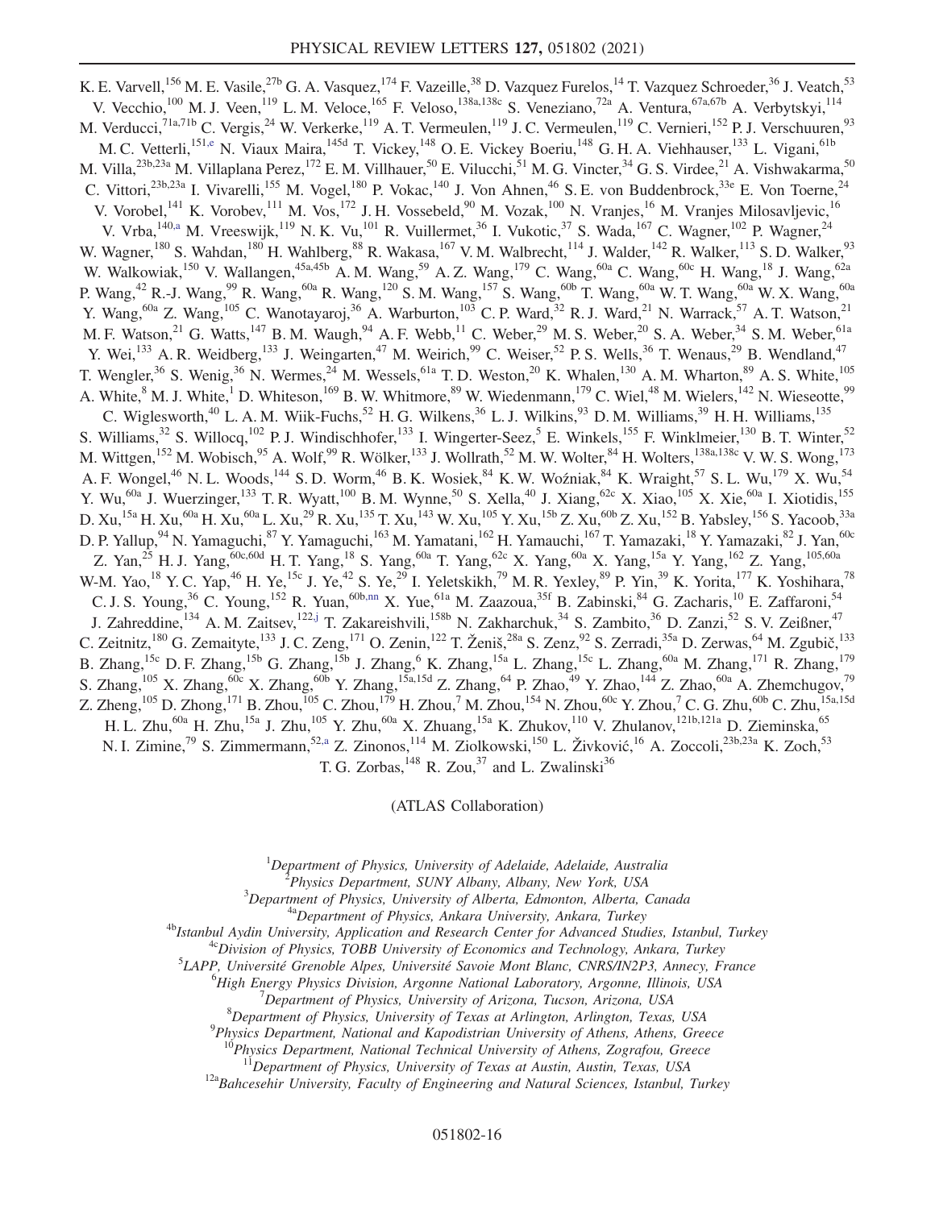K. E. Varvell,[156] M. E. Vasile,[27b] G. A. Vasquez,[174] F. Vazeille,[38] D. Vazquez Furelos,[14] T. Vazquez Schroeder,[36] J. Veatch,[53] V. Vecchio,[100] M. J. Veen,[119] L. M. Veloce,[165] F. Veloso,[138a,138c] S. Veneziano,[72a] A. Ventura,[67a,67b] A. Verbytskyi,[114] M. Verducci,[71a,71b] C. Vergis,[24] W. Verkerke,[119] A. T. Vermeulen,[119] J. C. Vermeulen,[119] C. Vernieri,[152] P. J. Verschuuren,[93] M. C. Vetterli,[151,e] N. Viaux Maira,[145d] T. Vickey,[148] O. E. Vickey Boeriu,[148] G. H. A. Viehhauser,[133] L. Vigani,[61b] M. Villa,[23b,23a] M. Villaplana Perez,[172] E. M. Villhauer,[50] E. Vilucchi,[51] M. G. Vincter,[34] G. S. Virdee,[21] A. Vishwakarma,[50] C. Vittori,[23b,23a] I. Vivarelli,[155] M. Vogel,[180] P. Vokac,[140] J. Von Ahnen,[46] S. E. von Buddenbrock,[33e] E. Von Toerne,[24] V. Vorobel,[141] K. Vorobev,[111] M. Vos,[172] J. H. Vossebeld,[90] M. Vozak,[100] N. Vranjes,[16] M. Vranjes Milosavljevic,[16] V. Vrba,[140,a] M. Vreeswijk,[119] N. K. Vu,[101] R. Vuillermet,[36] I. Vukotic,[37] S. Wada,[167] C. Wagner,[102] P. Wagner,[24] W. Wagner,[180] S. Wahdan,[180] H. Wahlberg,[88] R. Wakasa,[167] V. M. Walbrecht,[114] J. Walder,[142] R. Walker,[113] S. D. Walker,[93] W. Walkowiak,[150] V. Wallangen,[45a,45b] A. M. Wang,[59] A. Z. Wang,[179] C. Wang,[60a] C. Wang,[60c] H. Wang,[18] J. Wang,[62a] P. Wang,[42] R.-J. Wang,[99] R. Wang,[60a] R. Wang,[120] S. M. Wang,[157] S. Wang,[60b] T. Wang,[60a] W. T. Wang,[60a] W. X. Wang,[60a] Y. Wang,[60a] Z. Wang,[105] C. Wanotayaroj,[36] A. Warburton,[103] C. P. Ward,[32] R. J. Ward,[21] N. Warrack,[57] A. T. Watson,[21] M. F. Watson,[21] G. Watts,[147] B. M. Waugh,[94] A. F. Webb,[11] C. Weber,[29] M. S. Weber,[20] S. A. Weber,[34] S. M. Weber,[61a] Y. Wei,[133] A. R. Weidberg,[133] J. Weingarten,[47] M. Weirich,[99] C. Weiser,[52] P. S. Wells,[36] T. Wenaus,[29] B. Wendland,[47] T. Wengler,[36] S. Wenig,[36] N. Wermes,[24] M. Wessels,[61a] T. D. Weston,[20] K. Whalen,[130] A. M. Wharton,[89] A. S. White,[105] A. White,[8] M. J. White,[1] D. Whiteson,[169] B. W. Whitmore,[89] W. Wiedenmann,[179] C. Wiel,[48] M. Wielers,[142] N. Wieseotte,[99] C. Wiglesworth,[40] L. A. M. Wiik-Fuchs,[52] H. G. Wilkens,[36] L. J. Wilkins,[93] D. M. Williams,[39] H. H. Williams,[135] S. Williams,[32] S. Willocq,[102] P. J. Windischhofer,[133] I. Wingerter-Seez,[5] E. Winkels,[155] F. Winklmeier,[130] B. T. Winter,[52] M. Wittgen,[152] M. Wobisch,[95] A. Wolf,[99] R. Wölker,[133] J. Wollrath,[52] M. W. Wolter,[84] H. Wolters,[138a,138c] V. W. S. Wong,[173] A. F. Wongel,[46] N. L. Woods,[144] S. D. Worm,[46] B. K. Wosiek,[84] K. W. Woźniak,[84] K. Wraight,[57] S. L. Wu,[179] X. Wu,[54] Y. Wu,[60a] J. Wuerzinger,[133] T. R. Wyatt,[100] B. M. Wynne,[50] S. Xella,[40] J. Xiang,[62c] X. Xiao,[105] X. Xie,[60a] I. Xiotidis,[155] D. Xu,[15a] H. Xu,[60a] H. Xu,[60a] L. Xu,[29] R. Xu,[135] T. Xu,[143] W. Xu,[105] Y. Xu,[15b] Z. Xu,[60b] Z. Xu,[152] B. Yabsley,[156] S. Yacoob,[33a] D. P. Yallup,[94] N. Yamaguchi,[87] Y. Yamaguchi,[163] M. Yamatani,[162] H. Yamauchi,[167] T. Yamazaki,[18] Y. Yamazaki,[82] J. Yan,[60c] Z. Yan,[25] H. J. Yang,[60c,60d] H. T. Yang,[18] S. Yang,[60a] T. Yang,[62c] X. Yang,[60a] X. Yang,[15a] Y. Yang,[162] Z. Yang,[105,60a] W-M. Yao,[18] Y. C. Yap,[46] H. Ye,[15c] J. Ye,[42] S. Ye,[29] I. Yeletskikh,[79] M. R. Yexley,[89] P. Yin,[39] K. Yorita,[177] K. Yoshihara,[78] C. J. S. Young,[36] C. Young,[152] R. Yuan,[60b,nn] X. Yue,[61a] M. Zaazoua,[35f] B. Zabinski,[84] G. Zacharis,[10] E. Zaffaroni,[54] J. Zahreddine,[134] A. M. Zaitsev,[122,j] T. Zakareishvili,[158b] N. Zakharchuk,[34] S. Zambito,[36] D. Zanzi,[52] S. V. Zeißner,[47] C. Zeitnitz,[180] G. Zemaityte,[133] J. C. Zeng,[171] O. Zenin,[122] T. Ženiš,[28a] S. Zenz,[92] S. Zerradi,[35a] D. Zerwas,[64] M. Zgubič,[133] B. Zhang,[15c] D. F. Zhang,[15b] G. Zhang,[15b] J. Zhang,[6] K. Zhang,[15a] L. Zhang,[15c] L. Zhang,[60a] M. Zhang,[171] R. Zhang,[179] S. Zhang,[105] X. Zhang,[60c] X. Zhang,[60b] Y. Zhang,[15a,15d] Z. Zhang,[64] P. Zhao,[49] Y. Zhao,[144] Z. Zhao,[60a] A. Zhemchugov,[79] Z. Zheng,[105] D. Zhong,[171] B. Zhou,[105] C. Zhou,[179] H. Zhou,[7] M. Zhou,[154] N. Zhou,[60c] Y. Zhou,[7] C. G. Zhu,[60b] C. Zhu,[15a,15d] H. L. Zhu,[60a] H. Zhu,[15a] J. Zhu,[105] Y. Zhu,[60a] X. Zhuang,[15a] K. Zhukov,[110] V. Zhulanov,[121b,121a] D. Zieminska,[65] N. I. Zimine,[79] S. Zimmermann,[52,a] Z. Zinonos,[114] M. Ziolkowski,[150] L. Živković,[16] A. Zoccoli,[23b,23a] K. Zoch,[53] T. G. Zorbas,[148] R. Zou,[37] and L. Zwalinski[36]

(ATLAS Collaboration)

[1] *Department of Physics, University of Adelaide, Adelaide, Australia*
[2] *Physics Department, SUNY Albany, Albany, New York, USA*
[3] *Department of Physics, University of Alberta, Edmonton, Alberta, Canada*
[4a] *Department of Physics, Ankara University, Ankara, Turkey*
[4b] *Istanbul Aydin University, Application and Research Center for Advanced Studies, Istanbul, Turkey*
[4c] *Division of Physics, TOBB University of Economics and Technology, Ankara, Turkey*
[5] *LAPP, Université Grenoble Alpes, Université Savoie Mont Blanc, CNRS/IN2P3, Annecy, France*
[6] *High Energy Physics Division, Argonne National Laboratory, Argonne, Illinois, USA*
[7] *Department of Physics, University of Arizona, Tucson, Arizona, USA*
[8] *Department of Physics, University of Texas at Arlington, Arlington, Texas, USA*
[9] *Physics Department, National and Kapodistrian University of Athens, Athens, Greece*
[10] *Physics Department, National Technical University of Athens, Zografou, Greece*
[11] *Department of Physics, University of Texas at Austin, Austin, Texas, USA*
[12a] *Bahcesehir University, Faculty of Engineering and Natural Sciences, Istanbul, Turkey*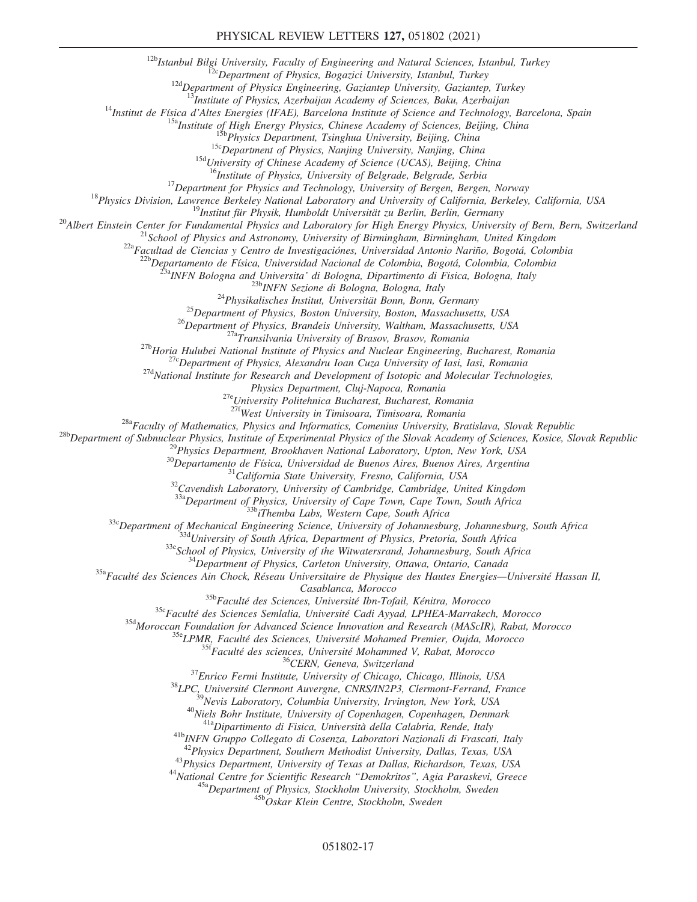[12b]*Istanbul Bilgi University, Faculty of Engineering and Natural Sciences, Istanbul, Turkey*
[12c]*Department of Physics, Bogazici University, Istanbul, Turkey*
[12d]*Department of Physics Engineering, Gaziantep University, Gaziantep, Turkey*
[13]*Institute of Physics, Azerbaijan Academy of Sciences, Baku, Azerbaijan*
[14]*Institut de Física d'Altes Energies (IFAE), Barcelona Institute of Science and Technology, Barcelona, Spain*
[15a]*Institute of High Energy Physics, Chinese Academy of Sciences, Beijing, China*
[15b]*Physics Department, Tsinghua University, Beijing, China*
[15c]*Department of Physics, Nanjing University, Nanjing, China*
[15d]*University of Chinese Academy of Science (UCAS), Beijing, China*
[16]*Institute of Physics, University of Belgrade, Belgrade, Serbia*
[17]*Department for Physics and Technology, University of Bergen, Bergen, Norway*
[18]*Physics Division, Lawrence Berkeley National Laboratory and University of California, Berkeley, California, USA*
[19]*Institut für Physik, Humboldt Universität zu Berlin, Berlin, Germany*
[20]*Albert Einstein Center for Fundamental Physics and Laboratory for High Energy Physics, University of Bern, Bern, Switzerland*
[21]*School of Physics and Astronomy, University of Birmingham, Birmingham, United Kingdom*
[22a]*Facultad de Ciencias y Centro de Investigaciónes, Universidad Antonio Nariño, Bogotá, Colombia*
[22b]*Departamento de Física, Universidad Nacional de Colombia, Bogotá, Colombia, Colombia*
[23a]*INFN Bologna and Universita' di Bologna, Dipartimento di Fisica, Bologna, Italy*
[23b]*INFN Sezione di Bologna, Bologna, Italy*
[24]*Physikalisches Institut, Universität Bonn, Bonn, Germany*
[25]*Department of Physics, Boston University, Boston, Massachusetts, USA*
[26]*Department of Physics, Brandeis University, Waltham, Massachusetts, USA*
[27a]*Transilvania University of Brasov, Brasov, Romania*
[27b]*Horia Hulubei National Institute of Physics and Nuclear Engineering, Bucharest, Romania*
[27c]*Department of Physics, Alexandru Ioan Cuza University of Iasi, Iasi, Romania*
[27d]*National Institute for Research and Development of Isotopic and Molecular Technologies, Physics Department, Cluj-Napoca, Romania*
[27e]*University Politehnica Bucharest, Bucharest, Romania*
[27f]*West University in Timisoara, Timisoara, Romania*
[28a]*Faculty of Mathematics, Physics and Informatics, Comenius University, Bratislava, Slovak Republic*
[28b]*Department of Subnuclear Physics, Institute of Experimental Physics of the Slovak Academy of Sciences, Kosice, Slovak Republic*
[29]*Physics Department, Brookhaven National Laboratory, Upton, New York, USA*
[30]*Departamento de Física, Universidad de Buenos Aires, Buenos Aires, Argentina*
[31]*California State University, Fresno, California, USA*
[32]*Cavendish Laboratory, University of Cambridge, Cambridge, United Kingdom*
[33a]*Department of Physics, University of Cape Town, Cape Town, South Africa*
[33b]*iThemba Labs, Western Cape, South Africa*
[33c]*Department of Mechanical Engineering Science, University of Johannesburg, Johannesburg, South Africa*
[33d]*University of South Africa, Department of Physics, Pretoria, South Africa*
[33e]*School of Physics, University of the Witwatersrand, Johannesburg, South Africa*
[34]*Department of Physics, Carleton University, Ottawa, Ontario, Canada*
[35a]*Faculté des Sciences Ain Chock, Réseau Universitaire de Physique des Hautes Energies—Université Hassan II, Casablanca, Morocco*
[35b]*Faculté des Sciences, Université Ibn-Tofail, Kénitra, Morocco*
[35c]*Faculté des Sciences Semlalia, Université Cadi Ayyad, LPHEA-Marrakech, Morocco*
[35d]*Moroccan Foundation for Advanced Science Innovation and Research (MAScIR), Rabat, Morocco*
[35e]*LPMR, Faculté des Sciences, Université Mohamed Premier, Oujda, Morocco*
[35f]*Faculté des sciences, Université Mohammed V, Rabat, Morocco*
[36]*CERN, Geneva, Switzerland*
[37]*Enrico Fermi Institute, University of Chicago, Chicago, Illinois, USA*
[38]*LPC, Université Clermont Auvergne, CNRS/IN2P3, Clermont-Ferrand, France*
[39]*Nevis Laboratory, Columbia University, Irvington, New York, USA*
[40]*Niels Bohr Institute, University of Copenhagen, Copenhagen, Denmark*
[41a]*Dipartimento di Fisica, Università della Calabria, Rende, Italy*
[41b]*INFN Gruppo Collegato di Cosenza, Laboratori Nazionali di Frascati, Italy*
[42]*Physics Department, Southern Methodist University, Dallas, Texas, USA*
[43]*Physics Department, University of Texas at Dallas, Richardson, Texas, USA*
[44]*National Centre for Scientific Research "Demokritos", Agia Paraskevi, Greece*
[45a]*Department of Physics, Stockholm University, Stockholm, Sweden*
[45b]*Oskar Klein Centre, Stockholm, Sweden*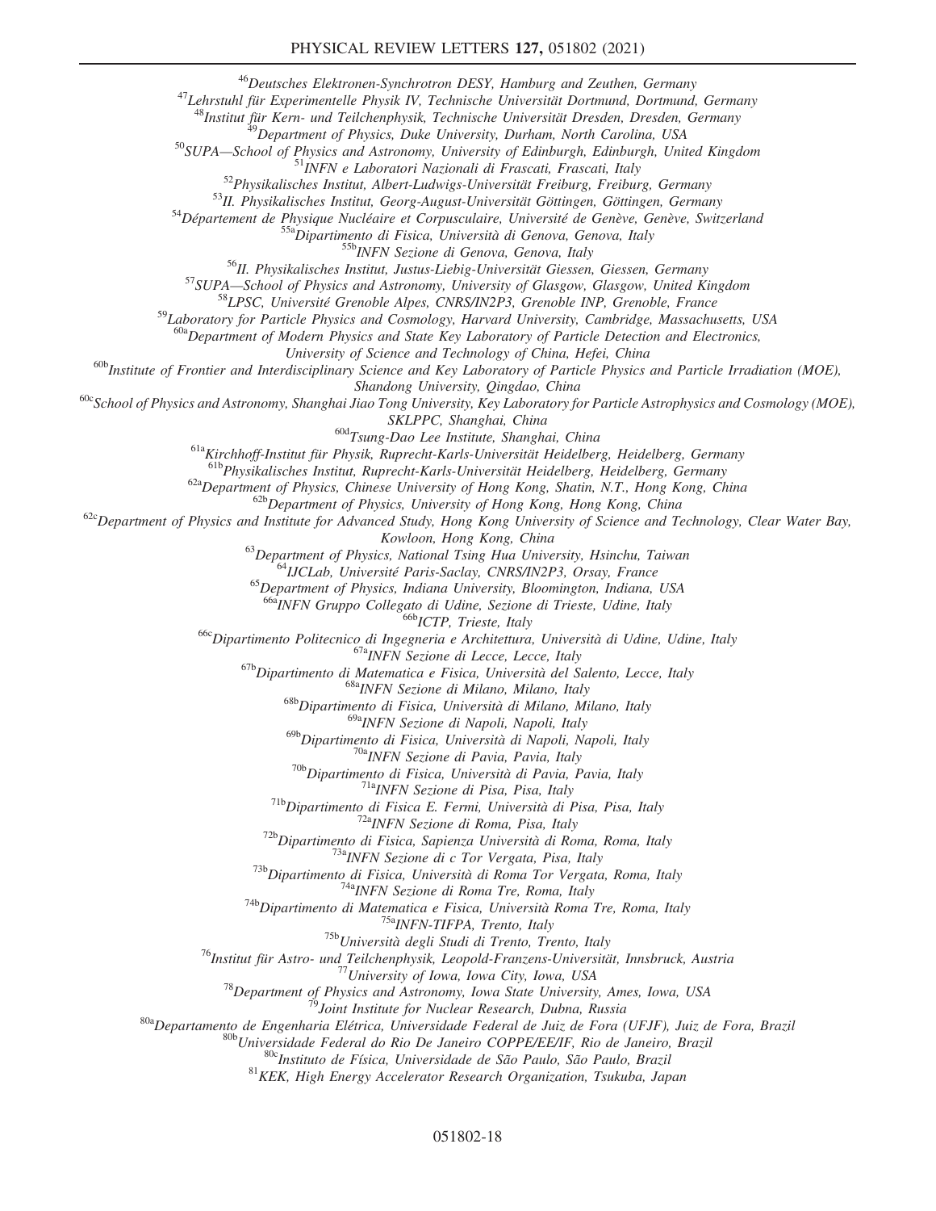[46]Deutsches Elektronen-Synchrotron DESY, Hamburg and Zeuthen, Germany

[47]Lehrstuhl für Experimentelle Physik IV, Technische Universität Dortmund, Dortmund, Germany

[48]Institut für Kern- und Teilchenphysik, Technische Universität Dresden, Dresden, Germany

[49]Department of Physics, Duke University, Durham, North Carolina, USA

[50]SUPA—School of Physics and Astronomy, University of Edinburgh, Edinburgh, United Kingdom

[51]INFN e Laboratori Nazionali di Frascati, Frascati, Italy

[52]Physikalisches Institut, Albert-Ludwigs-Universität Freiburg, Freiburg, Germany

[53]II. Physikalisches Institut, Georg-August-Universität Göttingen, Göttingen, Germany

[54]Département de Physique Nucléaire et Corpusculaire, Université de Genève, Genève, Switzerland

[55a]Dipartimento di Fisica, Università di Genova, Genova, Italy

[55b]INFN Sezione di Genova, Genova, Italy

[56]II. Physikalisches Institut, Justus-Liebig-Universität Giessen, Giessen, Germany

[57]SUPA—School of Physics and Astronomy, University of Glasgow, Glasgow, United Kingdom

[58]LPSC, Université Grenoble Alpes, CNRS/IN2P3, Grenoble INP, Grenoble, France

[59]Laboratory for Particle Physics and Cosmology, Harvard University, Cambridge, Massachusetts, USA

[60a]Department of Modern Physics and State Key Laboratory of Particle Detection and Electronics, University of Science and Technology of China, Hefei, China

[60b]Institute of Frontier and Interdisciplinary Science and Key Laboratory of Particle Physics and Particle Irradiation (MOE), Shandong University, Qingdao, China

[60c]School of Physics and Astronomy, Shanghai Jiao Tong University, Key Laboratory for Particle Astrophysics and Cosmology (MOE), SKLPPC, Shanghai, China

[60d]Tsung-Dao Lee Institute, Shanghai, China

[61a]Kirchhoff-Institut für Physik, Ruprecht-Karls-Universität Heidelberg, Heidelberg, Germany

[61b]Physikalisches Institut, Ruprecht-Karls-Universität Heidelberg, Heidelberg, Germany

[62a]Department of Physics, Chinese University of Hong Kong, Shatin, N.T., Hong Kong, China

[62b]Department of Physics, University of Hong Kong, Hong Kong, China

[62c]Department of Physics and Institute for Advanced Study, Hong Kong University of Science and Technology, Clear Water Bay, Kowloon, Hong Kong, China

[63]Department of Physics, National Tsing Hua University, Hsinchu, Taiwan

[64]IJCLab, Université Paris-Saclay, CNRS/IN2P3, Orsay, France

[65]Department of Physics, Indiana University, Bloomington, Indiana, USA

[66a]INFN Gruppo Collegato di Udine, Sezione di Trieste, Udine, Italy

[66b]ICTP, Trieste, Italy

[66c]Dipartimento Politecnico di Ingegneria e Architettura, Università di Udine, Udine, Italy

[67a]INFN Sezione di Lecce, Lecce, Italy

[67b]Dipartimento di Matematica e Fisica, Università del Salento, Lecce, Italy

[68a]INFN Sezione di Milano, Milano, Italy

[68b]Dipartimento di Fisica, Università di Milano, Milano, Italy

[69a]INFN Sezione di Napoli, Napoli, Italy

[69b]Dipartimento di Fisica, Università di Napoli, Napoli, Italy

[70a]INFN Sezione di Pavia, Pavia, Italy

[70b]Dipartimento di Fisica, Università di Pavia, Pavia, Italy

[71a]INFN Sezione di Pisa, Pisa, Italy

[71b]Dipartimento di Fisica E. Fermi, Università di Pisa, Pisa, Italy

[72a]INFN Sezione di Roma, Pisa, Italy

[72b]Dipartimento di Fisica, Sapienza Università di Roma, Roma, Italy

[73a]INFN Sezione di c Tor Vergata, Pisa, Italy

[73b]Dipartimento di Fisica, Università di Roma Tor Vergata, Roma, Italy

[74a]INFN Sezione di Roma Tre, Roma, Italy

[74b]Dipartimento di Matematica e Fisica, Università Roma Tre, Roma, Italy

[75a]INFN-TIFPA, Trento, Italy

[75b]Università degli Studi di Trento, Trento, Italy

[76]Institut für Astro- und Teilchenphysik, Leopold-Franzens-Universität, Innsbruck, Austria

[77]University of Iowa, Iowa City, Iowa, USA

[78]Department of Physics and Astronomy, Iowa State University, Ames, Iowa, USA

[79]Joint Institute for Nuclear Research, Dubna, Russia

[80a]Departamento de Engenharia Elétrica, Universidade Federal de Juiz de Fora (UFJF), Juiz de Fora, Brazil

[80b]Universidade Federal do Rio De Janeiro COPPE/EE/IF, Rio de Janeiro, Brazil

[80c]Instituto de Física, Universidade de São Paulo, São Paulo, Brazil

[81]KEK, High Energy Accelerator Research Organization, Tsukuba, Japan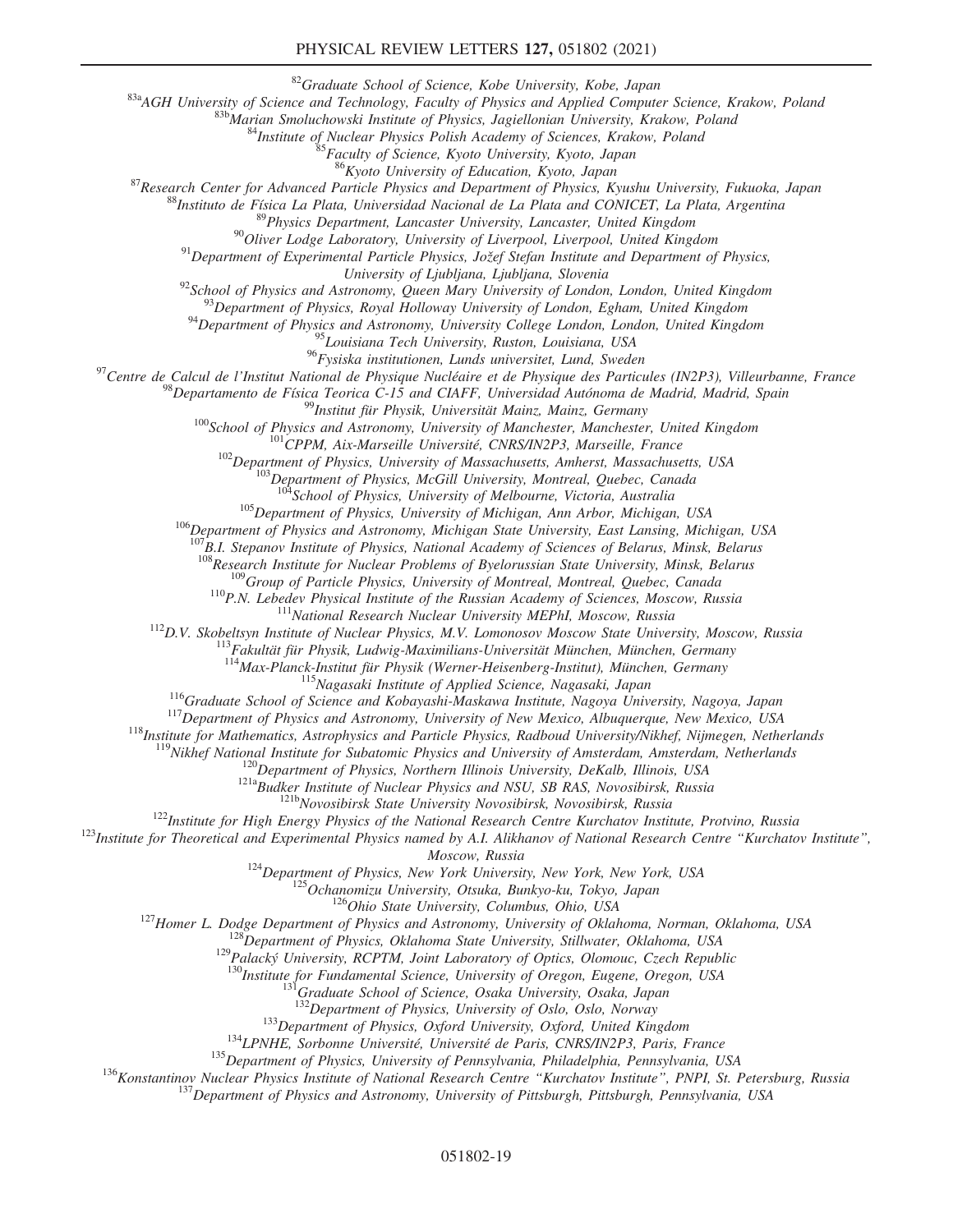[82]Graduate School of Science, Kobe University, Kobe, Japan
[83a]AGH University of Science and Technology, Faculty of Physics and Applied Computer Science, Krakow, Poland
[83b]Marian Smoluchowski Institute of Physics, Jagiellonian University, Krakow, Poland
[84]Institute of Nuclear Physics Polish Academy of Sciences, Krakow, Poland
[85]Faculty of Science, Kyoto University, Kyoto, Japan
[86]Kyoto University of Education, Kyoto, Japan
[87]Research Center for Advanced Particle Physics and Department of Physics, Kyushu University, Fukuoka, Japan
[88]Instituto de Física La Plata, Universidad Nacional de La Plata and CONICET, La Plata, Argentina
[89]Physics Department, Lancaster University, Lancaster, United Kingdom
[90]Oliver Lodge Laboratory, University of Liverpool, Liverpool, United Kingdom
[91]Department of Experimental Particle Physics, Jožef Stefan Institute and Department of Physics, University of Ljubljana, Ljubljana, Slovenia
[92]School of Physics and Astronomy, Queen Mary University of London, London, United Kingdom
[93]Department of Physics, Royal Holloway University of London, Egham, United Kingdom
[94]Department of Physics and Astronomy, University College London, London, United Kingdom
[95]Louisiana Tech University, Ruston, Louisiana, USA
[96]Fysiska institutionen, Lunds universitet, Lund, Sweden
[97]Centre de Calcul de l'Institut National de Physique Nucléaire et de Physique des Particules (IN2P3), Villeurbanne, France
[98]Departamento de Física Teorica C-15 and CIAFF, Universidad Autónoma de Madrid, Madrid, Spain
[99]Institut für Physik, Universität Mainz, Mainz, Germany
[100]School of Physics and Astronomy, University of Manchester, Manchester, United Kingdom
[101]CPPM, Aix-Marseille Université, CNRS/IN2P3, Marseille, France
[102]Department of Physics, University of Massachusetts, Amherst, Massachusetts, USA
[103]Department of Physics, McGill University, Montreal, Quebec, Canada
[104]School of Physics, University of Melbourne, Victoria, Australia
[105]Department of Physics, University of Michigan, Ann Arbor, Michigan, USA
[106]Department of Physics and Astronomy, Michigan State University, East Lansing, Michigan, USA
[107]B.I. Stepanov Institute of Physics, National Academy of Sciences of Belarus, Minsk, Belarus
[108]Research Institute for Nuclear Problems of Byelorussian State University, Minsk, Belarus
[109]Group of Particle Physics, University of Montreal, Montreal, Quebec, Canada
[110]P.N. Lebedev Physical Institute of the Russian Academy of Sciences, Moscow, Russia
[111]National Research Nuclear University MEPhI, Moscow, Russia
[112]D.V. Skobeltsyn Institute of Nuclear Physics, M.V. Lomonosov Moscow State University, Moscow, Russia
[113]Fakultät für Physik, Ludwig-Maximilians-Universität München, München, Germany
[114]Max-Planck-Institut für Physik (Werner-Heisenberg-Institut), München, Germany
[115]Nagasaki Institute of Applied Science, Nagasaki, Japan
[116]Graduate School of Science and Kobayashi-Maskawa Institute, Nagoya University, Nagoya, Japan
[117]Department of Physics and Astronomy, University of New Mexico, Albuquerque, New Mexico, USA
[118]Institute for Mathematics, Astrophysics and Particle Physics, Radboud University/Nikhef, Nijmegen, Netherlands
[119]Nikhef National Institute for Subatomic Physics and University of Amsterdam, Amsterdam, Netherlands
[120]Department of Physics, Northern Illinois University, DeKalb, Illinois, USA
[121a]Budker Institute of Nuclear Physics and NSU, SB RAS, Novosibirsk, Russia
[121b]Novosibirsk State University Novosibirsk, Novosibirsk, Russia
[122]Institute for High Energy Physics of the National Research Centre Kurchatov Institute, Protvino, Russia
[123]Institute for Theoretical and Experimental Physics named by A.I. Alikhanov of National Research Centre "Kurchatov Institute", Moscow, Russia
[124]Department of Physics, New York University, New York, New York, USA
[125]Ochanomizu University, Otsuka, Bunkyo-ku, Tokyo, Japan
[126]Ohio State University, Columbus, Ohio, USA
[127]Homer L. Dodge Department of Physics and Astronomy, University of Oklahoma, Norman, Oklahoma, USA
[128]Department of Physics, Oklahoma State University, Stillwater, Oklahoma, USA
[129]Palacký University, RCPTM, Joint Laboratory of Optics, Olomouc, Czech Republic
[130]Institute for Fundamental Science, University of Oregon, Eugene, Oregon, USA
[131]Graduate School of Science, Osaka University, Osaka, Japan
[132]Department of Physics, University of Oslo, Oslo, Norway
[133]Department of Physics, Oxford University, Oxford, United Kingdom
[134]LPNHE, Sorbonne Université, Université de Paris, CNRS/IN2P3, Paris, France
[135]Department of Physics, University of Pennsylvania, Philadelphia, Pennsylvania, USA
[136]Konstantinov Nuclear Physics Institute of National Research Centre "Kurchatov Institute", PNPI, St. Petersburg, Russia
[137]Department of Physics and Astronomy, University of Pittsburgh, Pittsburgh, Pennsylvania, USA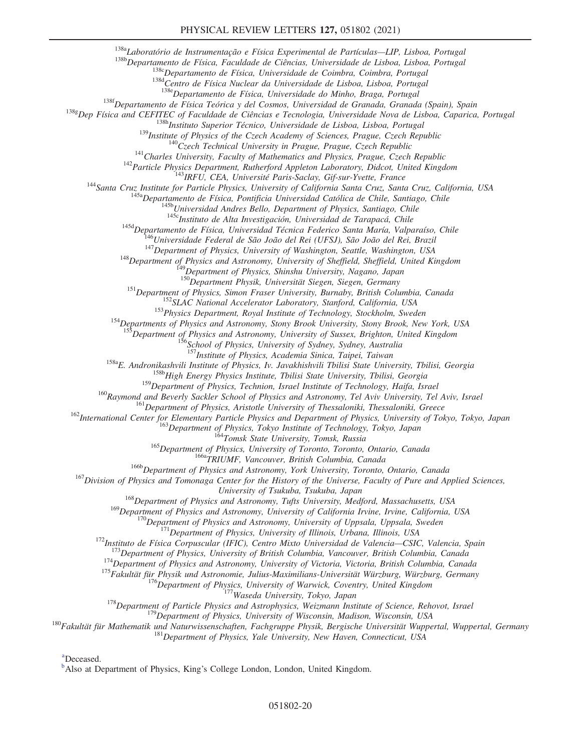[138a]Laboratório de Instrumentação e Física Experimental de Partículas—LIP, Lisboa, Portugal
[138b]Departamento de Física, Faculdade de Ciências, Universidade de Lisboa, Lisboa, Portugal
[138c]Departamento de Física, Universidade de Coimbra, Coimbra, Portugal
[138d]Centro de Física Nuclear da Universidade de Lisboa, Lisboa, Portugal
[138e]Departamento de Física, Universidade do Minho, Braga, Portugal
[138f]Departamento de Física Teórica y del Cosmos, Universidad de Granada, Granada (Spain), Spain
[138g]Dep Física and CEFITEC of Faculdade de Ciências e Tecnologia, Universidade Nova de Lisboa, Caparica, Portugal
[138h]Instituto Superior Técnico, Universidade de Lisboa, Lisboa, Portugal
[139]Institute of Physics of the Czech Academy of Sciences, Prague, Czech Republic
[140]Czech Technical University in Prague, Prague, Czech Republic
[141]Charles University, Faculty of Mathematics and Physics, Prague, Czech Republic
[142]Particle Physics Department, Rutherford Appleton Laboratory, Didcot, United Kingdom
[143]IRFU, CEA, Université Paris-Saclay, Gif-sur-Yvette, France
[144]Santa Cruz Institute for Particle Physics, University of California Santa Cruz, Santa Cruz, California, USA
[145a]Departamento de Física, Pontificia Universidad Católica de Chile, Santiago, Chile
[145b]Universidad Andres Bello, Department of Physics, Santiago, Chile
[145c]Instituto de Alta Investigación, Universidad de Tarapacá, Chile
[145d]Departamento de Física, Universidad Técnica Federico Santa María, Valparaíso, Chile
[146]Universidade Federal de São João del Rei (UFSJ), São João del Rei, Brazil
[147]Department of Physics, University of Washington, Seattle, Washington, USA
[148]Department of Physics and Astronomy, University of Sheffield, Sheffield, United Kingdom
[149]Department of Physics, Shinshu University, Nagano, Japan
[150]Department Physik, Universität Siegen, Siegen, Germany
[151]Department of Physics, Simon Fraser University, Burnaby, British Columbia, Canada
[152]SLAC National Accelerator Laboratory, Stanford, California, USA
[153]Physics Department, Royal Institute of Technology, Stockholm, Sweden
[154]Departments of Physics and Astronomy, Stony Brook University, Stony Brook, New York, USA
[155]Department of Physics and Astronomy, University of Sussex, Brighton, United Kingdom
[156]School of Physics, University of Sydney, Sydney, Australia
[157]Institute of Physics, Academia Sinica, Taipei, Taiwan
[158a]E. Andronikashvili Institute of Physics, Iv. Javakhishvili Tbilisi State University, Tbilisi, Georgia
[158b]High Energy Physics Institute, Tbilisi State University, Tbilisi, Georgia
[159]Department of Physics, Technion, Israel Institute of Technology, Haifa, Israel
[160]Raymond and Beverly Sackler School of Physics and Astronomy, Tel Aviv University, Tel Aviv, Israel
[161]Department of Physics, Aristotle University of Thessaloniki, Thessaloniki, Greece
[162]International Center for Elementary Particle Physics and Department of Physics, University of Tokyo, Tokyo, Japan
[163]Department of Physics, Tokyo Institute of Technology, Tokyo, Japan
[164]Tomsk State University, Tomsk, Russia
[165]Department of Physics, University of Toronto, Toronto, Ontario, Canada
[166a]TRIUMF, Vancouver, British Columbia, Canada
[166b]Department of Physics and Astronomy, York University, Toronto, Ontario, Canada
[167]Division of Physics and Tomonaga Center for the History of the Universe, Faculty of Pure and Applied Sciences, University of Tsukuba, Tsukuba, Japan
[168]Department of Physics and Astronomy, Tufts University, Medford, Massachusetts, USA
[169]Department of Physics and Astronomy, University of California Irvine, Irvine, California, USA
[170]Department of Physics and Astronomy, University of Uppsala, Uppsala, Sweden
[171]Department of Physics, University of Illinois, Urbana, Illinois, USA
[172]Instituto de Física Corpuscular (IFIC), Centro Mixto Universidad de Valencia—CSIC, Valencia, Spain
[173]Department of Physics, University of British Columbia, Vancouver, British Columbia, Canada
[174]Department of Physics and Astronomy, University of Victoria, Victoria, British Columbia, Canada
[175]Fakultät für Physik und Astronomie, Julius-Maximilians-Universität Würzburg, Würzburg, Germany
[176]Department of Physics, University of Warwick, Coventry, United Kingdom
[177]Waseda University, Tokyo, Japan
[178]Department of Particle Physics and Astrophysics, Weizmann Institute of Science, Rehovot, Israel
[179]Department of Physics, University of Wisconsin, Madison, Wisconsin, USA
[180]Fakultät für Mathematik und Naturwissenschaften, Fachgruppe Physik, Bergische Universität Wuppertal, Wuppertal, Germany
[181]Department of Physics, Yale University, New Haven, Connecticut, USA

[a]Deceased.
[b]Also at Department of Physics, King's College London, London, United Kingdom.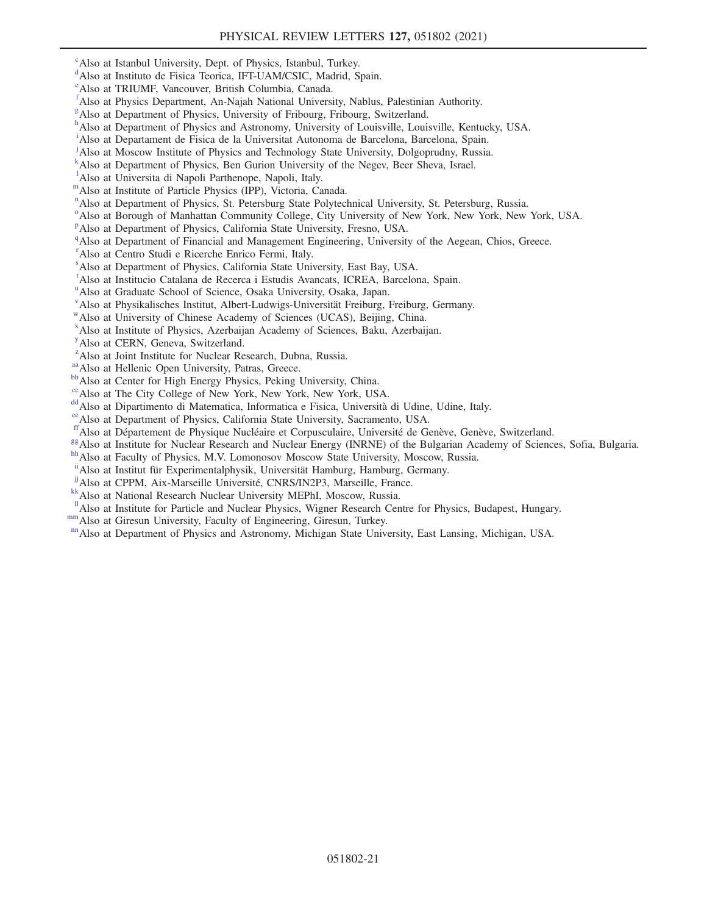[c]Also at Istanbul University, Dept. of Physics, Istanbul, Turkey.
[d]Also at Instituto de Fisica Teorica, IFT-UAM/CSIC, Madrid, Spain.
[e]Also at TRIUMF, Vancouver, British Columbia, Canada.
[f]Also at Physics Department, An-Najah National University, Nablus, Palestinian Authority.
[g]Also at Department of Physics, University of Fribourg, Fribourg, Switzerland.
[h]Also at Department of Physics and Astronomy, University of Louisville, Louisville, Kentucky, USA.
[i]Also at Departament de Fisica de la Universitat Autonoma de Barcelona, Barcelona, Spain.
[j]Also at Moscow Institute of Physics and Technology State University, Dolgoprudny, Russia.
[k]Also at Department of Physics, Ben Gurion University of the Negev, Beer Sheva, Israel.
[l]Also at Universita di Napoli Parthenope, Napoli, Italy.
[m]Also at Institute of Particle Physics (IPP), Victoria, Canada.
[n]Also at Department of Physics, St. Petersburg State Polytechnical University, St. Petersburg, Russia.
[o]Also at Borough of Manhattan Community College, City University of New York, New York, New York, USA.
[p]Also at Department of Physics, California State University, Fresno, USA.
[q]Also at Department of Financial and Management Engineering, University of the Aegean, Chios, Greece.
[r]Also at Centro Studi e Ricerche Enrico Fermi, Italy.
[s]Also at Department of Physics, California State University, East Bay, USA.
[t]Also at Institucio Catalana de Recerca i Estudis Avancats, ICREA, Barcelona, Spain.
[u]Also at Graduate School of Science, Osaka University, Osaka, Japan.
[v]Also at Physikalisches Institut, Albert-Ludwigs-Universität Freiburg, Freiburg, Germany.
[w]Also at University of Chinese Academy of Sciences (UCAS), Beijing, China.
[x]Also at Institute of Physics, Azerbaijan Academy of Sciences, Baku, Azerbaijan.
[y]Also at CERN, Geneva, Switzerland.
[z]Also at Joint Institute for Nuclear Research, Dubna, Russia.
[aa]Also at Hellenic Open University, Patras, Greece.
[bb]Also at Center for High Energy Physics, Peking University, China.
[cc]Also at The City College of New York, New York, New York, USA.
[dd]Also at Dipartimento di Matematica, Informatica e Fisica, Università di Udine, Udine, Italy.
[ee]Also at Department of Physics, California State University, Sacramento, USA.
[ff]Also at Département de Physique Nucléaire et Corpusculaire, Université de Genève, Genève, Switzerland.
[gg]Also at Institute for Nuclear Research and Nuclear Energy (INRNE) of the Bulgarian Academy of Sciences, Sofia, Bulgaria.
[hh]Also at Faculty of Physics, M.V. Lomonosov Moscow State University, Moscow, Russia.
[ii]Also at Institut für Experimentalphysik, Universität Hamburg, Hamburg, Germany.
[jj]Also at CPPM, Aix-Marseille Université, CNRS/IN2P3, Marseille, France.
[kk]Also at National Research Nuclear University MEPhI, Moscow, Russia.
[ll]Also at Institute for Particle and Nuclear Physics, Wigner Research Centre for Physics, Budapest, Hungary.
[mm]Also at Giresun University, Faculty of Engineering, Giresun, Turkey.
[nn]Also at Department of Physics and Astronomy, Michigan State University, East Lansing, Michigan, USA.